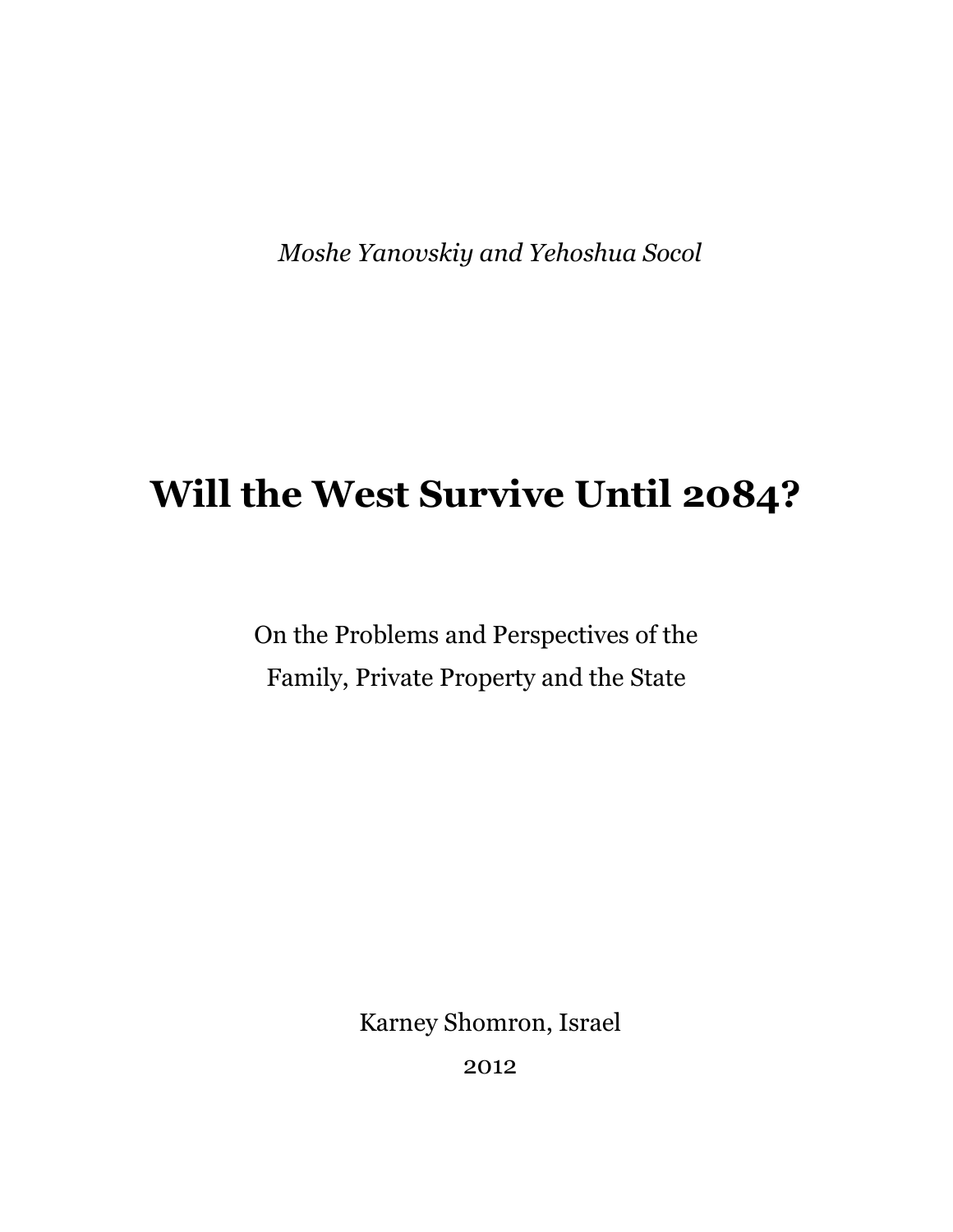*Moshe Yanovskiy and Yehoshua Socol*

# Will the West Survive Until 2084?

On the Problems and Perspectives of the
Family, Private Property and the State

Karney Shomron, Israel

2012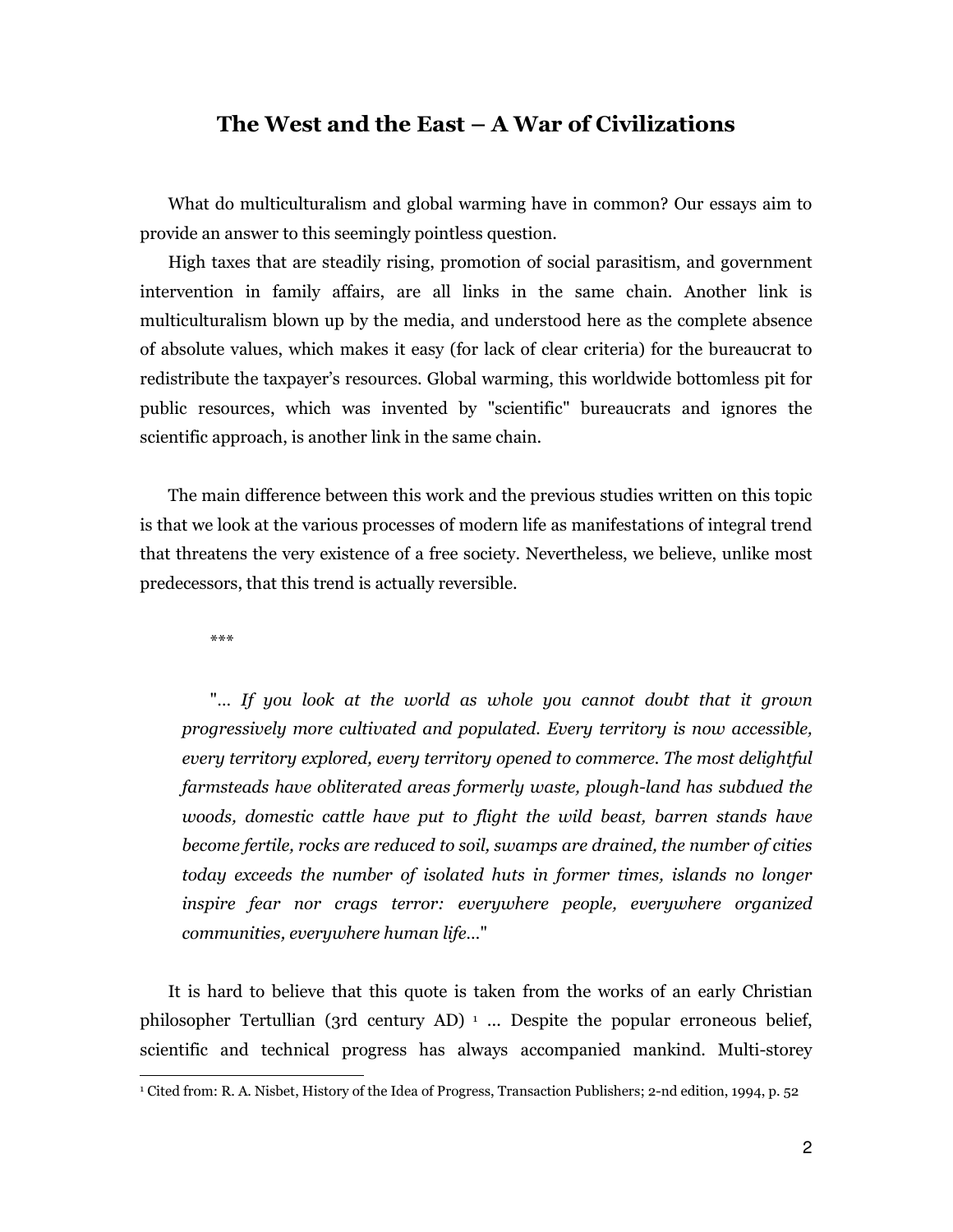## The West and the East – A War of Civilizations

What do multiculturalism and global warming have in common? Our essays aim to provide an answer to this seemingly pointless question.

High taxes that are steadily rising, promotion of social parasitism, and government intervention in family affairs, are all links in the same chain. Another link is multiculturalism blown up by the media, and understood here as the complete absence of absolute values, which makes it easy (for lack of clear criteria) for the bureaucrat to redistribute the taxpayer's resources. Global warming, this worldwide bottomless pit for public resources, which was invented by "scientific" bureaucrats and ignores the scientific approach, is another link in the same chain.

The main difference between this work and the previous studies written on this topic is that we look at the various processes of modern life as manifestations of integral trend that threatens the very existence of a free society. Nevertheless, we believe, unlike most predecessors, that this trend is actually reversible.

***

> "*... If you look at the world as whole you cannot doubt that it grown progressively more cultivated and populated. Every territory is now accessible, every territory explored, every territory opened to commerce. The most delightful farmsteads have obliterated areas formerly waste, plough-land has subdued the woods, domestic cattle have put to flight the wild beast, barren stands have become fertile, rocks are reduced to soil, swamps are drained, the number of cities today exceeds the number of isolated huts in former times, islands no longer inspire fear nor crags terror: everywhere people, everywhere organized communities, everywhere human life...*"

It is hard to believe that this quote is taken from the works of an early Christian philosopher Tertullian (3rd century AD) [1] ... Despite the popular erroneous belief, scientific and technical progress has always accompanied mankind. Multi-storey

[1] Cited from: R. A. Nisbet, History of the Idea of Progress, Transaction Publishers; 2-nd edition, 1994, p. 52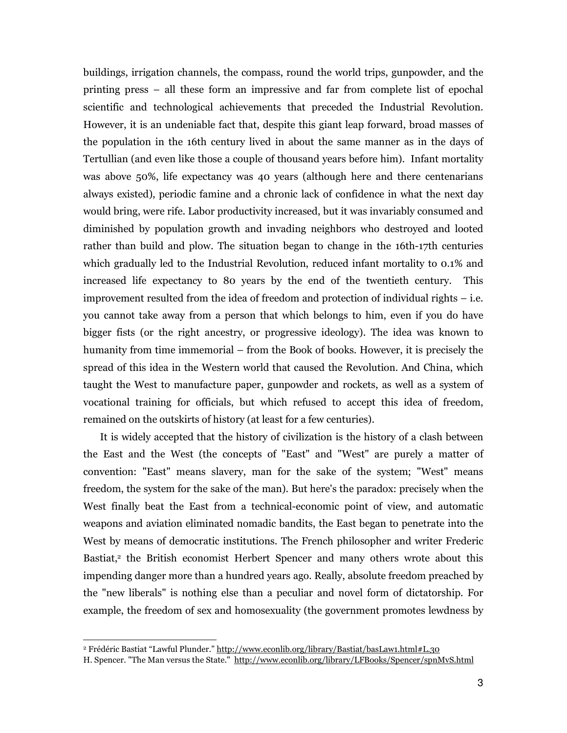buildings, irrigation channels, the compass, round the world trips, gunpowder, and the printing press – all these form an impressive and far from complete list of epochal scientific and technological achievements that preceded the Industrial Revolution. However, it is an undeniable fact that, despite this giant leap forward, broad masses of the population in the 16th century lived in about the same manner as in the days of Tertullian (and even like those a couple of thousand years before him). Infant mortality was above 50%, life expectancy was 40 years (although here and there centenarians always existed), periodic famine and a chronic lack of confidence in what the next day would bring, were rife. Labor productivity increased, but it was invariably consumed and diminished by population growth and invading neighbors who destroyed and looted rather than build and plow. The situation began to change in the 16th-17th centuries which gradually led to the Industrial Revolution, reduced infant mortality to 0.1% and increased life expectancy to 80 years by the end of the twentieth century. This improvement resulted from the idea of freedom and protection of individual rights – i.e. you cannot take away from a person that which belongs to him, even if you do have bigger fists (or the right ancestry, or progressive ideology). The idea was known to humanity from time immemorial – from the Book of books. However, it is precisely the spread of this idea in the Western world that caused the Revolution. And China, which taught the West to manufacture paper, gunpowder and rockets, as well as a system of vocational training for officials, but which refused to accept this idea of freedom, remained on the outskirts of history (at least for a few centuries).

It is widely accepted that the history of civilization is the history of a clash between the East and the West (the concepts of "East" and "West" are purely a matter of convention: "East" means slavery, man for the sake of the system; "West" means freedom, the system for the sake of the man). But here's the paradox: precisely when the West finally beat the East from a technical-economic point of view, and automatic weapons and aviation eliminated nomadic bandits, the East began to penetrate into the West by means of democratic institutions. The French philosopher and writer Frederic Bastiat,[2] the British economist Herbert Spencer and many others wrote about this impending danger more than a hundred years ago. Really, absolute freedom preached by the "new liberals" is nothing else than a peculiar and novel form of dictatorship. For example, the freedom of sex and homosexuality (the government promotes lewdness by

---

[2] Frédéric Bastiat "Lawful Plunder." http://www.econlib.org/library/Bastiat/basLaw1.html#L.30
H. Spencer. "The Man versus the State." http://www.econlib.org/library/LFBooks/Spencer/spnMvS.html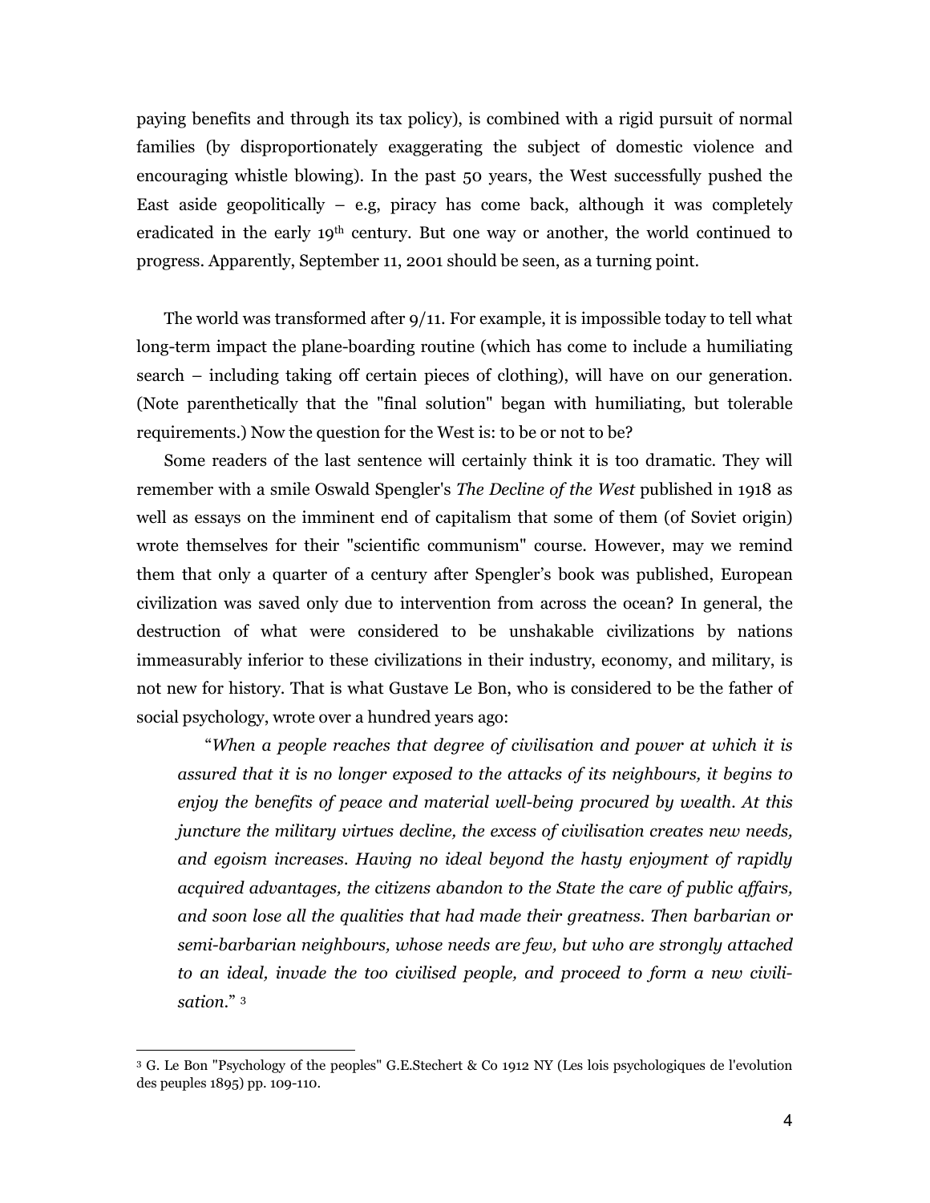paying benefits and through its tax policy), is combined with a rigid pursuit of normal families (by disproportionately exaggerating the subject of domestic violence and encouraging whistle blowing). In the past 50 years, the West successfully pushed the East aside geopolitically – e.g, piracy has come back, although it was completely eradicated in the early 19th century. But one way or another, the world continued to progress. Apparently, September 11, 2001 should be seen, as a turning point.

The world was transformed after 9/11. For example, it is impossible today to tell what long-term impact the plane-boarding routine (which has come to include a humiliating search – including taking off certain pieces of clothing), will have on our generation. (Note parenthetically that the "final solution" began with humiliating, but tolerable requirements.) Now the question for the West is: to be or not to be?

Some readers of the last sentence will certainly think it is too dramatic. They will remember with a smile Oswald Spengler's *The Decline of the West* published in 1918 as well as essays on the imminent end of capitalism that some of them (of Soviet origin) wrote themselves for their "scientific communism" course. However, may we remind them that only a quarter of a century after Spengler's book was published, European civilization was saved only due to intervention from across the ocean? In general, the destruction of what were considered to be unshakable civilizations by nations immeasurably inferior to these civilizations in their industry, economy, and military, is not new for history. That is what Gustave Le Bon, who is considered to be the father of social psychology, wrote over a hundred years ago:

> "*When a people reaches that degree of civilisation and power at which it is assured that it is no longer exposed to the attacks of its neighbours, it begins to enjoy the benefits of peace and material well-being procured by wealth. At this juncture the military virtues decline, the excess of civilisation creates new needs, and egoism increases. Having no ideal beyond the hasty enjoyment of rapidly acquired advantages, the citizens abandon to the State the care of public affairs, and soon lose all the qualities that had made their greatness. Then barbarian or semi-barbarian neighbours, whose needs are few, but who are strongly attached to an ideal, invade the too civilised people, and proceed to form a new civilisation.*" [3]

---

[3] G. Le Bon "Psychology of the peoples" G.E.Stechert & Co 1912 NY (Les lois psychologiques de l'evolution des peuples 1895) pp. 109-110.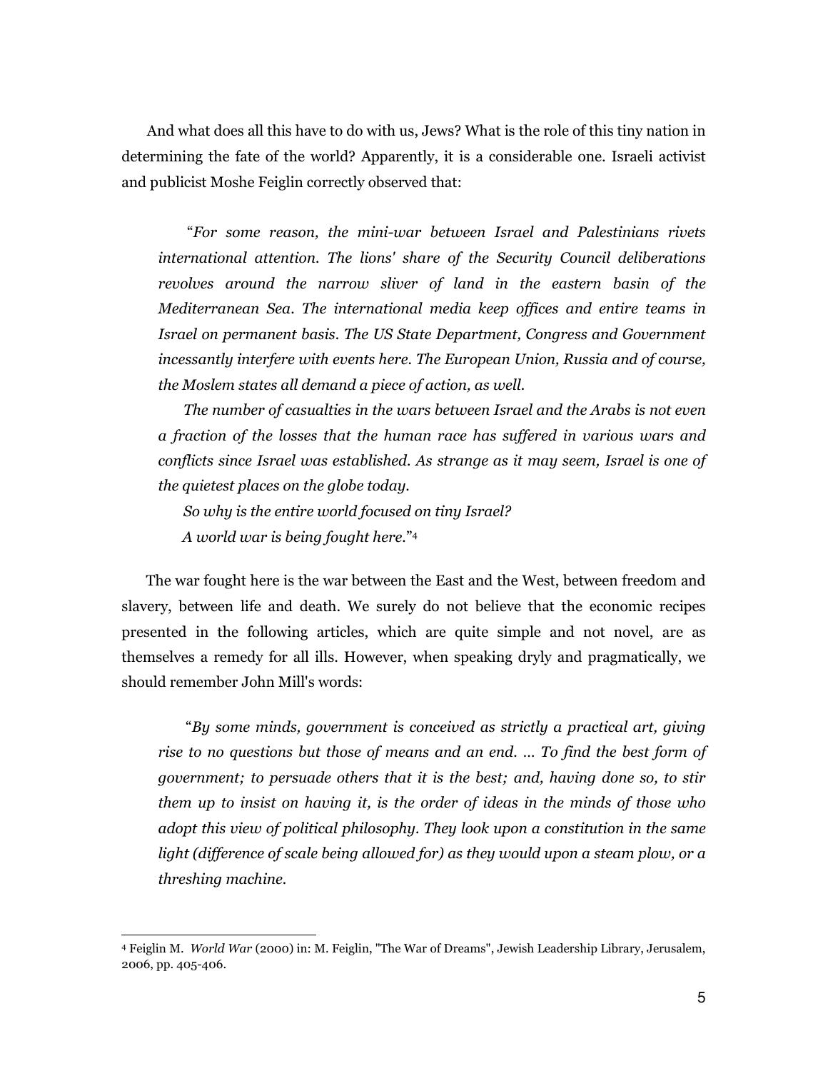And what does all this have to do with us, Jews? What is the role of this tiny nation in determining the fate of the world? Apparently, it is a considerable one. Israeli activist and publicist Moshe Feiglin correctly observed that:

> "*For some reason, the mini-war between Israel and Palestinians rivets international attention. The lions' share of the Security Council deliberations revolves around the narrow sliver of land in the eastern basin of the Mediterranean Sea. The international media keep offices and entire teams in Israel on permanent basis. The US State Department, Congress and Government incessantly interfere with events here. The European Union, Russia and of course, the Moslem states all demand a piece of action, as well.*
>
> *The number of casualties in the wars between Israel and the Arabs is not even a fraction of the losses that the human race has suffered in various wars and conflicts since Israel was established. As strange as it may seem, Israel is one of the quietest places on the globe today.*
>
> *So why is the entire world focused on tiny Israel?*
>
> *A world war is being fought here.*"[4]

The war fought here is the war between the East and the West, between freedom and slavery, between life and death. We surely do not believe that the economic recipes presented in the following articles, which are quite simple and not novel, are as themselves a remedy for all ills. However, when speaking dryly and pragmatically, we should remember John Mill's words:

> "*By some minds, government is conceived as strictly a practical art, giving rise to no questions but those of means and an end. ... To find the best form of government; to persuade others that it is the best; and, having done so, to stir them up to insist on having it, is the order of ideas in the minds of those who adopt this view of political philosophy. They look upon a constitution in the same light (difference of scale being allowed for) as they would upon a steam plow, or a threshing machine.*

---

[4] Feiglin M. *World War* (2000) in: M. Feiglin, "The War of Dreams", Jewish Leadership Library, Jerusalem, 2006, pp. 405-406.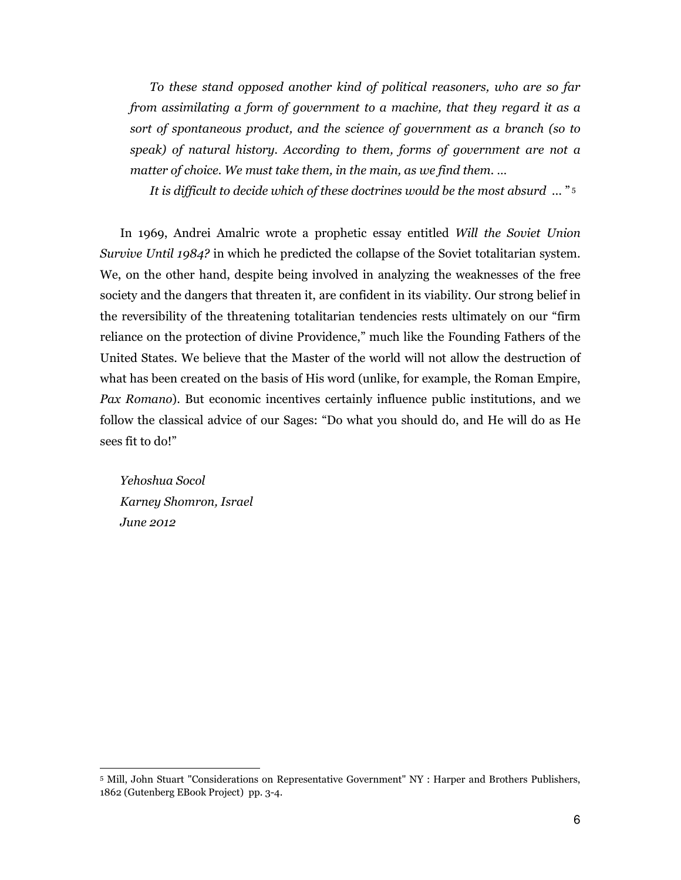*To these stand opposed another kind of political reasoners, who are so far from assimilating a form of government to a machine, that they regard it as a sort of spontaneous product, and the science of government as a branch (so to speak) of natural history. According to them, forms of government are not a matter of choice. We must take them, in the main, as we find them. ...*

*It is difficult to decide which of these doctrines would be the most absurd ...* "[5]

In 1969, Andrei Amalric wrote a prophetic essay entitled *Will the Soviet Union Survive Until 1984?* in which he predicted the collapse of the Soviet totalitarian system. We, on the other hand, despite being involved in analyzing the weaknesses of the free society and the dangers that threaten it, are confident in its viability. Our strong belief in the reversibility of the threatening totalitarian tendencies rests ultimately on our "firm reliance on the protection of divine Providence," much like the Founding Fathers of the United States. We believe that the Master of the world will not allow the destruction of what has been created on the basis of His word (unlike, for example, the Roman Empire, *Pax Romano*). But economic incentives certainly influence public institutions, and we follow the classical advice of our Sages: "Do what you should do, and He will do as He sees fit to do!"

*Yehoshua Socol*
*Karney Shomron, Israel*
*June 2012*

---

[5] Mill, John Stuart "Considerations on Representative Government" NY : Harper and Brothers Publishers, 1862 (Gutenberg EBook Project) pp. 3-4.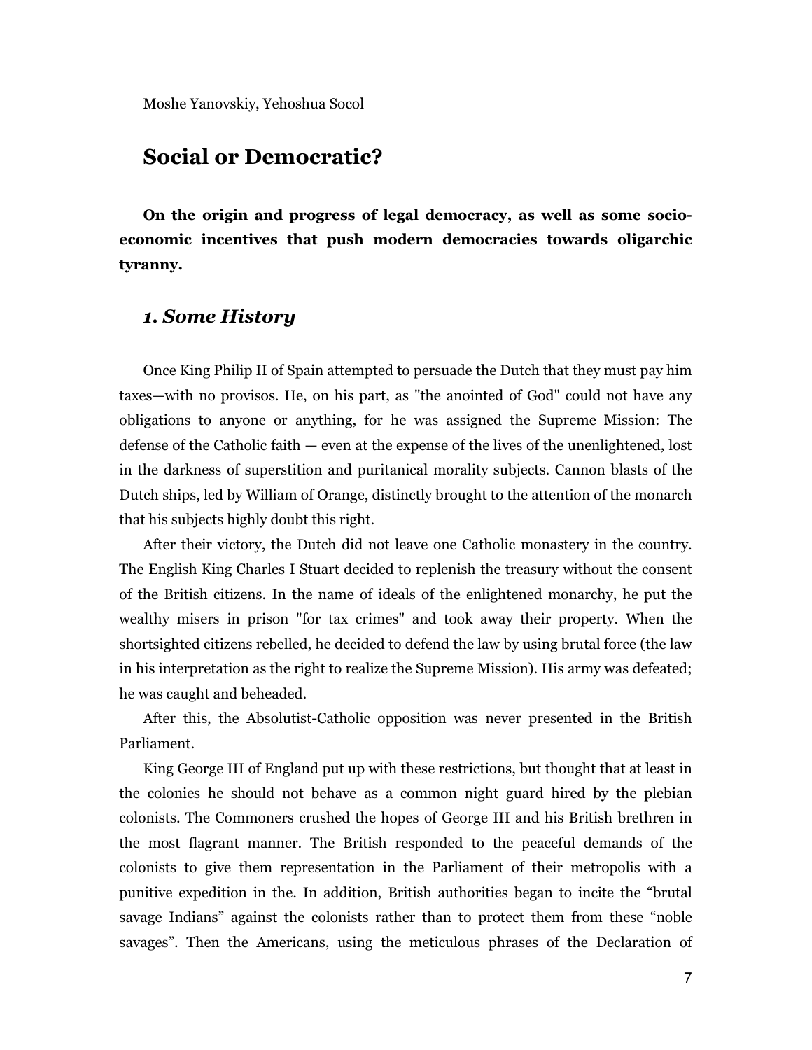Moshe Yanovskiy, Yehoshua Socol

# Social or Democratic?

**On the origin and progress of legal democracy, as well as some socio-economic incentives that push modern democracies towards oligarchic tyranny.**

## *1. Some History*

Once King Philip II of Spain attempted to persuade the Dutch that they must pay him taxes—with no provisos. He, on his part, as "the anointed of God" could not have any obligations to anyone or anything, for he was assigned the Supreme Mission: The defense of the Catholic faith — even at the expense of the lives of the unenlightened, lost in the darkness of superstition and puritanical morality subjects. Cannon blasts of the Dutch ships, led by William of Orange, distinctly brought to the attention of the monarch that his subjects highly doubt this right.

After their victory, the Dutch did not leave one Catholic monastery in the country. The English King Charles I Stuart decided to replenish the treasury without the consent of the British citizens. In the name of ideals of the enlightened monarchy, he put the wealthy misers in prison "for tax crimes" and took away their property. When the shortsighted citizens rebelled, he decided to defend the law by using brutal force (the law in his interpretation as the right to realize the Supreme Mission). His army was defeated; he was caught and beheaded.

After this, the Absolutist-Catholic opposition was never presented in the British Parliament.

King George III of England put up with these restrictions, but thought that at least in the colonies he should not behave as a common night guard hired by the plebian colonists. The Commoners crushed the hopes of George III and his British brethren in the most flagrant manner. The British responded to the peaceful demands of the colonists to give them representation in the Parliament of their metropolis with a punitive expedition in the. In addition, British authorities began to incite the "brutal savage Indians" against the colonists rather than to protect them from these "noble savages". Then the Americans, using the meticulous phrases of the Declaration of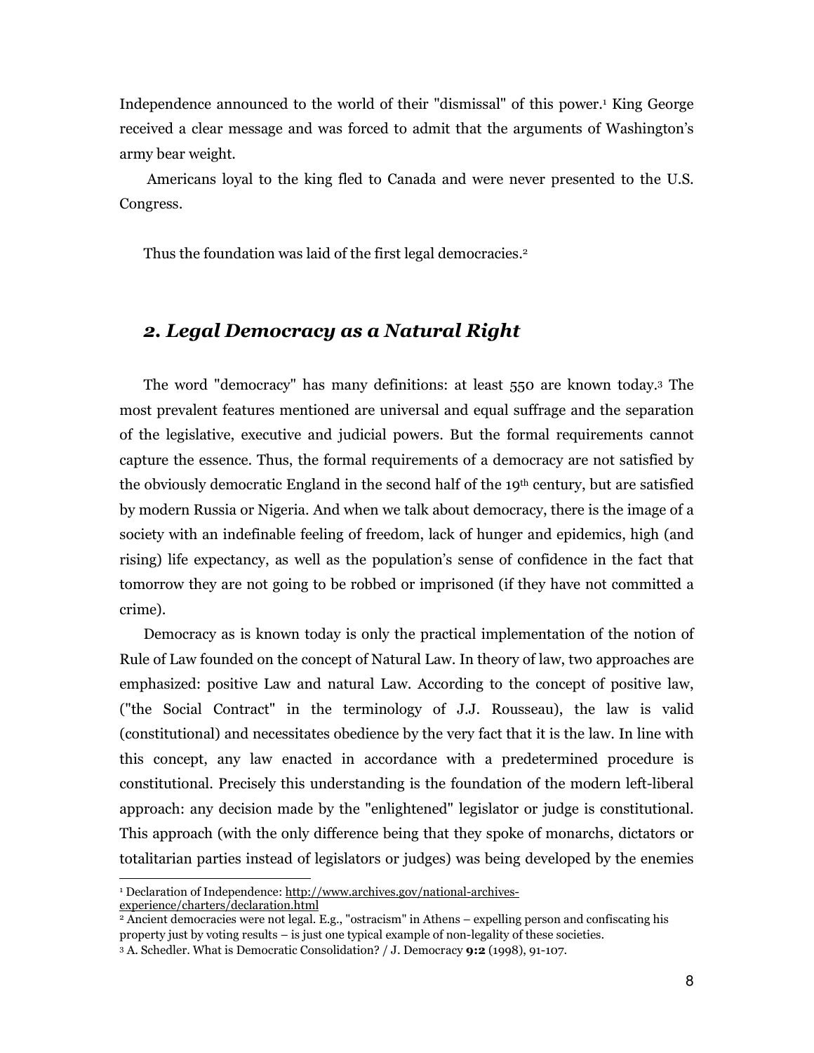Independence announced to the world of their "dismissal" of this power.[1] King George received a clear message and was forced to admit that the arguments of Washington's army bear weight.

Americans loyal to the king fled to Canada and were never presented to the U.S. Congress.

Thus the foundation was laid of the first legal democracies.[2]

## *2. Legal Democracy as a Natural Right*

The word "democracy" has many definitions: at least 550 are known today.[3] The most prevalent features mentioned are universal and equal suffrage and the separation of the legislative, executive and judicial powers. But the formal requirements cannot capture the essence. Thus, the formal requirements of a democracy are not satisfied by the obviously democratic England in the second half of the 19th century, but are satisfied by modern Russia or Nigeria. And when we talk about democracy, there is the image of a society with an indefinable feeling of freedom, lack of hunger and epidemics, high (and rising) life expectancy, as well as the population's sense of confidence in the fact that tomorrow they are not going to be robbed or imprisoned (if they have not committed a crime).

Democracy as is known today is only the practical implementation of the notion of Rule of Law founded on the concept of Natural Law. In theory of law, two approaches are emphasized: positive Law and natural Law. According to the concept of positive law, ("the Social Contract" in the terminology of J.J. Rousseau), the law is valid (constitutional) and necessitates obedience by the very fact that it is the law. In line with this concept, any law enacted in accordance with a predetermined procedure is constitutional. Precisely this understanding is the foundation of the modern left-liberal approach: any decision made by the "enlightened" legislator or judge is constitutional. This approach (with the only difference being that they spoke of monarchs, dictators or totalitarian parties instead of legislators or judges) was being developed by the enemies

---

[1] Declaration of Independence: http://www.archives.gov/national-archives-experience/charters/declaration.html

[2] Ancient democracies were not legal. E.g., "ostracism" in Athens – expelling person and confiscating his property just by voting results – is just one typical example of non-legality of these societies.

[3] A. Schedler. What is Democratic Consolidation? / J. Democracy **9:2** (1998), 91-107.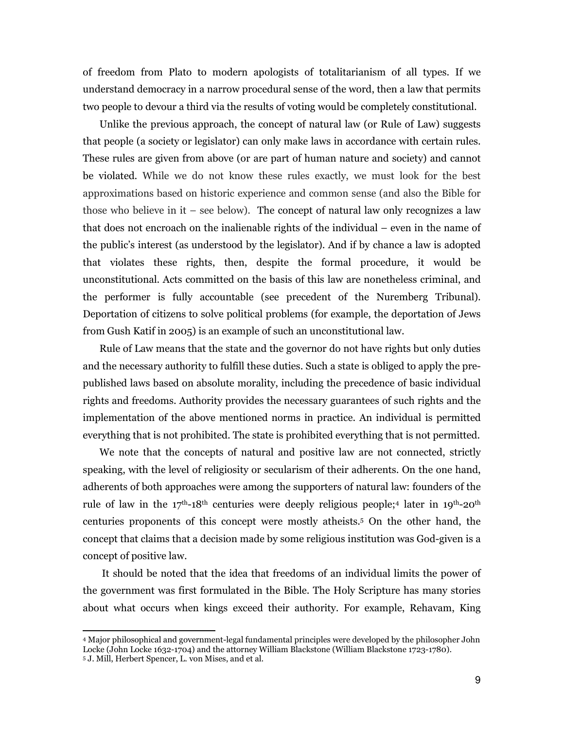of freedom from Plato to modern apologists of totalitarianism of all types. If we understand democracy in a narrow procedural sense of the word, then a law that permits two people to devour a third via the results of voting would be completely constitutional.

Unlike the previous approach, the concept of natural law (or Rule of Law) suggests that people (a society or legislator) can only make laws in accordance with certain rules. These rules are given from above (or are part of human nature and society) and cannot be violated. While we do not know these rules exactly, we must look for the best approximations based on historic experience and common sense (and also the Bible for those who believe in it – see below). The concept of natural law only recognizes a law that does not encroach on the inalienable rights of the individual – even in the name of the public's interest (as understood by the legislator). And if by chance a law is adopted that violates these rights, then, despite the formal procedure, it would be unconstitutional. Acts committed on the basis of this law are nonetheless criminal, and the performer is fully accountable (see precedent of the Nuremberg Tribunal). Deportation of citizens to solve political problems (for example, the deportation of Jews from Gush Katif in 2005) is an example of such an unconstitutional law.

Rule of Law means that the state and the governor do not have rights but only duties and the necessary authority to fulfill these duties. Such a state is obliged to apply the pre-published laws based on absolute morality, including the precedence of basic individual rights and freedoms. Authority provides the necessary guarantees of such rights and the implementation of the above mentioned norms in practice. An individual is permitted everything that is not prohibited. The state is prohibited everything that is not permitted.

We note that the concepts of natural and positive law are not connected, strictly speaking, with the level of religiosity or secularism of their adherents. On the one hand, adherents of both approaches were among the supporters of natural law: founders of the rule of law in the 17th-18th centuries were deeply religious people;[4] later in 19th-20th centuries proponents of this concept were mostly atheists.[5] On the other hand, the concept that claims that a decision made by some religious institution was God-given is a concept of positive law.

It should be noted that the idea that freedoms of an individual limits the power of the government was first formulated in the Bible. The Holy Scripture has many stories about what occurs when kings exceed their authority. For example, Rehavam, King

---

[4] Major philosophical and government-legal fundamental principles were developed by the philosopher John Locke (John Locke 1632-1704) and the attorney William Blackstone (William Blackstone 1723-1780).

[5] J. Mill, Herbert Spencer, L. von Mises, and et al.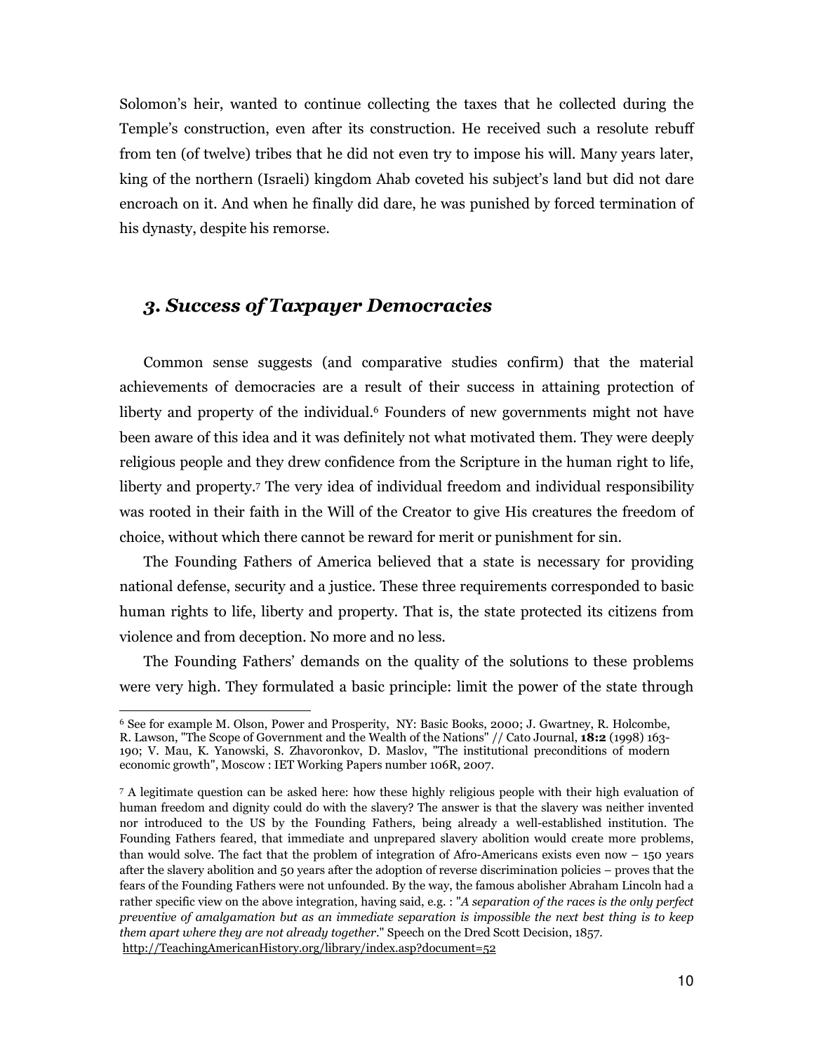Solomon's heir, wanted to continue collecting the taxes that he collected during the Temple's construction, even after its construction. He received such a resolute rebuff from ten (of twelve) tribes that he did not even try to impose his will. Many years later, king of the northern (Israeli) kingdom Ahab coveted his subject's land but did not dare encroach on it. And when he finally did dare, he was punished by forced termination of his dynasty, despite his remorse.

## *3. Success of Taxpayer Democracies*

Common sense suggests (and comparative studies confirm) that the material achievements of democracies are a result of their success in attaining protection of liberty and property of the individual.[6] Founders of new governments might not have been aware of this idea and it was definitely not what motivated them. They were deeply religious people and they drew confidence from the Scripture in the human right to life, liberty and property.[7] The very idea of individual freedom and individual responsibility was rooted in their faith in the Will of the Creator to give His creatures the freedom of choice, without which there cannot be reward for merit or punishment for sin.

The Founding Fathers of America believed that a state is necessary for providing national defense, security and a justice. These three requirements corresponded to basic human rights to life, liberty and property. That is, the state protected its citizens from violence and from deception. No more and no less.

The Founding Fathers' demands on the quality of the solutions to these problems were very high. They formulated a basic principle: limit the power of the state through

---

[6] See for example M. Olson, Power and Prosperity, NY: Basic Books, 2000; J. Gwartney, R. Holcombe, R. Lawson, "The Scope of Government and the Wealth of the Nations" // Cato Journal, **18:2** (1998) 163-190; V. Mau, K. Yanowski, S. Zhavoronkov, D. Maslov, "The institutional preconditions of modern economic growth", Moscow : IET Working Papers number 106R, 2007.

[7] A legitimate question can be asked here: how these highly religious people with their high evaluation of human freedom and dignity could do with the slavery? The answer is that the slavery was neither invented nor introduced to the US by the Founding Fathers, being already a well-established institution. The Founding Fathers feared, that immediate and unprepared slavery abolition would create more problems, than would solve. The fact that the problem of integration of Afro-Americans exists even now – 150 years after the slavery abolition and 50 years after the adoption of reverse discrimination policies – proves that the fears of the Founding Fathers were not unfounded. By the way, the famous abolisher Abraham Lincoln had a rather specific view on the above integration, having said, e.g. : "*A separation of the races is the only perfect preventive of amalgamation but as an immediate separation is impossible the next best thing is to keep them apart where they are not already together.*" Speech on the Dred Scott Decision, 1857. http://TeachingAmericanHistory.org/library/index.asp?document=52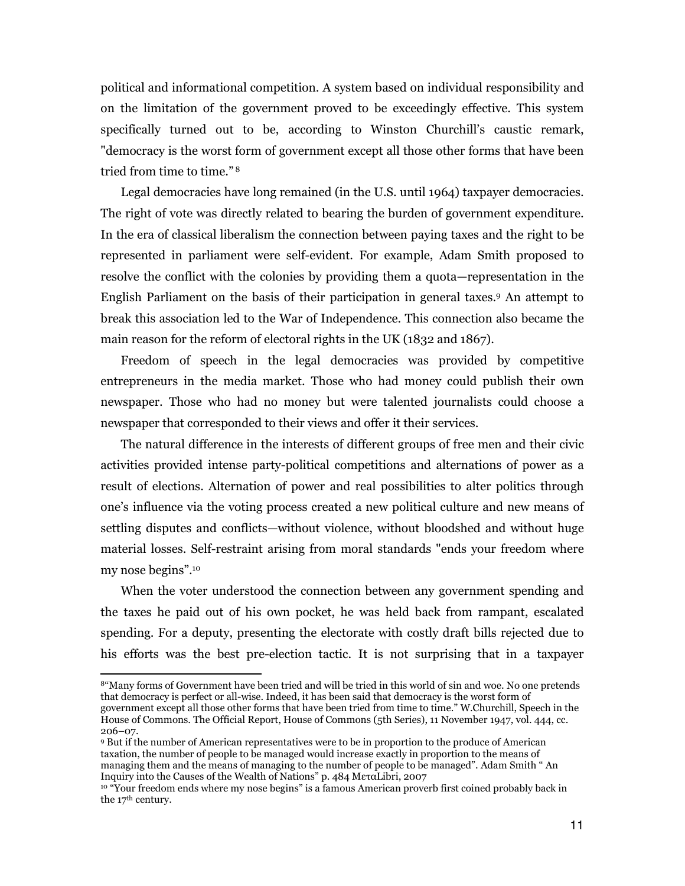political and informational competition. A system based on individual responsibility and on the limitation of the government proved to be exceedingly effective. This system specifically turned out to be, according to Winston Churchill's caustic remark, "democracy is the worst form of government except all those other forms that have been tried from time to time." [8]

Legal democracies have long remained (in the U.S. until 1964) taxpayer democracies. The right of vote was directly related to bearing the burden of government expenditure. In the era of classical liberalism the connection between paying taxes and the right to be represented in parliament were self-evident. For example, Adam Smith proposed to resolve the conflict with the colonies by providing them a quota—representation in the English Parliament on the basis of their participation in general taxes.[9] An attempt to break this association led to the War of Independence. This connection also became the main reason for the reform of electoral rights in the UK (1832 and 1867).

Freedom of speech in the legal democracies was provided by competitive entrepreneurs in the media market. Those who had money could publish their own newspaper. Those who had no money but were talented journalists could choose a newspaper that corresponded to their views and offer it their services.

The natural difference in the interests of different groups of free men and their civic activities provided intense party-political competitions and alternations of power as a result of elections. Alternation of power and real possibilities to alter politics through one's influence via the voting process created a new political culture and new means of settling disputes and conflicts—without violence, without bloodshed and without huge material losses. Self-restraint arising from moral standards "ends your freedom where my nose begins".[10]

When the voter understood the connection between any government spending and the taxes he paid out of his own pocket, he was held back from rampant, escalated spending. For a deputy, presenting the electorate with costly draft bills rejected due to his efforts was the best pre-election tactic. It is not surprising that in a taxpayer

---

[8] "Many forms of Government have been tried and will be tried in this world of sin and woe. No one pretends that democracy is perfect or all-wise. Indeed, it has been said that democracy is the worst form of government except all those other forms that have been tried from time to time." W.Churchill, Speech in the House of Commons. The Official Report, House of Commons (5th Series), 11 November 1947, vol. 444, cc. 206–07.

[9] But if the number of American representatives were to be in proportion to the produce of American taxation, the number of people to be managed would increase exactly in proportion to the means of managing them and the means of managing to the number of people to be managed". Adam Smith " An Inquiry into the Causes of the Wealth of Nations" p. 484 ΜεταLibri, 2007

[10] "Your freedom ends where my nose begins" is a famous American proverb first coined probably back in the 17th century.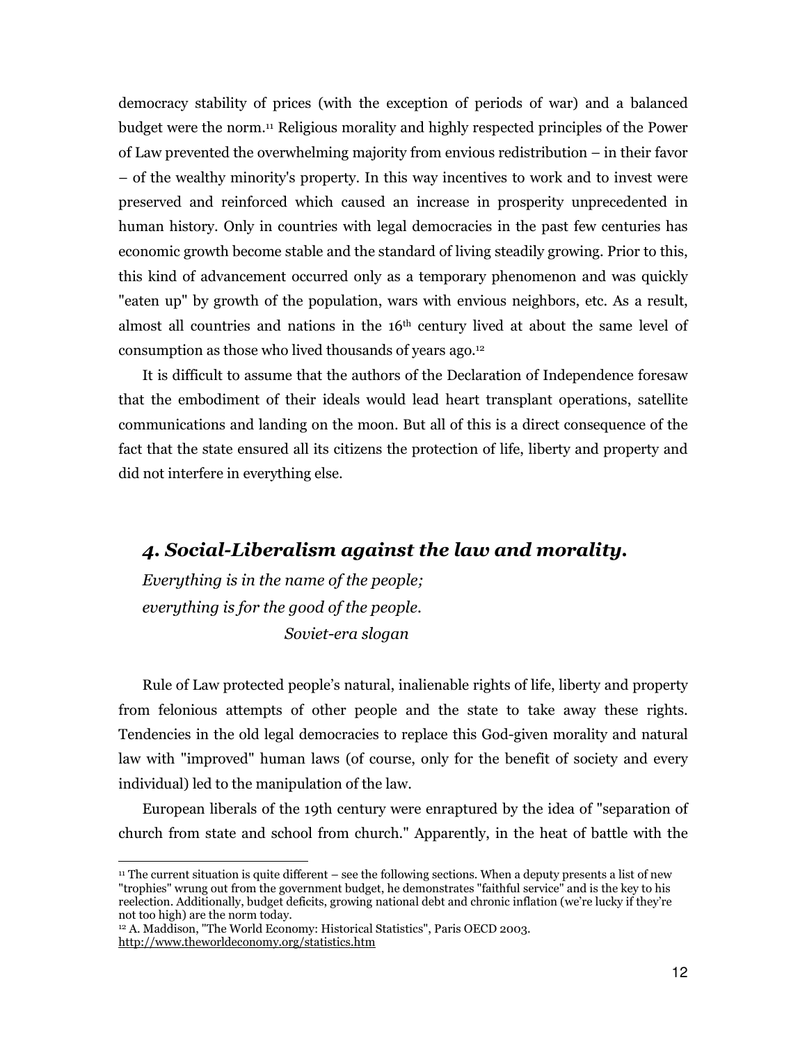democracy stability of prices (with the exception of periods of war) and a balanced budget were the norm.[11] Religious morality and highly respected principles of the Power of Law prevented the overwhelming majority from envious redistribution – in their favor – of the wealthy minority's property. In this way incentives to work and to invest were preserved and reinforced which caused an increase in prosperity unprecedented in human history. Only in countries with legal democracies in the past few centuries has economic growth become stable and the standard of living steadily growing. Prior to this, this kind of advancement occurred only as a temporary phenomenon and was quickly "eaten up" by growth of the population, wars with envious neighbors, etc. As a result, almost all countries and nations in the 16th century lived at about the same level of consumption as those who lived thousands of years ago.[12]

It is difficult to assume that the authors of the Declaration of Independence foresaw that the embodiment of their ideals would lead heart transplant operations, satellite communications and landing on the moon. But all of this is a direct consequence of the fact that the state ensured all its citizens the protection of life, liberty and property and did not interfere in everything else.

## *4. Social-Liberalism against the law and morality.*

*Everything is in the name of the people;*
*everything is for the good of the people.*
*Soviet-era slogan*

Rule of Law protected people's natural, inalienable rights of life, liberty and property from felonious attempts of other people and the state to take away these rights. Tendencies in the old legal democracies to replace this God-given morality and natural law with "improved" human laws (of course, only for the benefit of society and every individual) led to the manipulation of the law.

European liberals of the 19th century were enraptured by the idea of "separation of church from state and school from church." Apparently, in the heat of battle with the

---

[11] The current situation is quite different – see the following sections. When a deputy presents a list of new "trophies" wrung out from the government budget, he demonstrates "faithful service" and is the key to his reelection. Additionally, budget deficits, growing national debt and chronic inflation (we're lucky if they're not too high) are the norm today.

[12] A. Maddison, "The World Economy: Historical Statistics", Paris OECD 2003. http://www.theworldeconomy.org/statistics.htm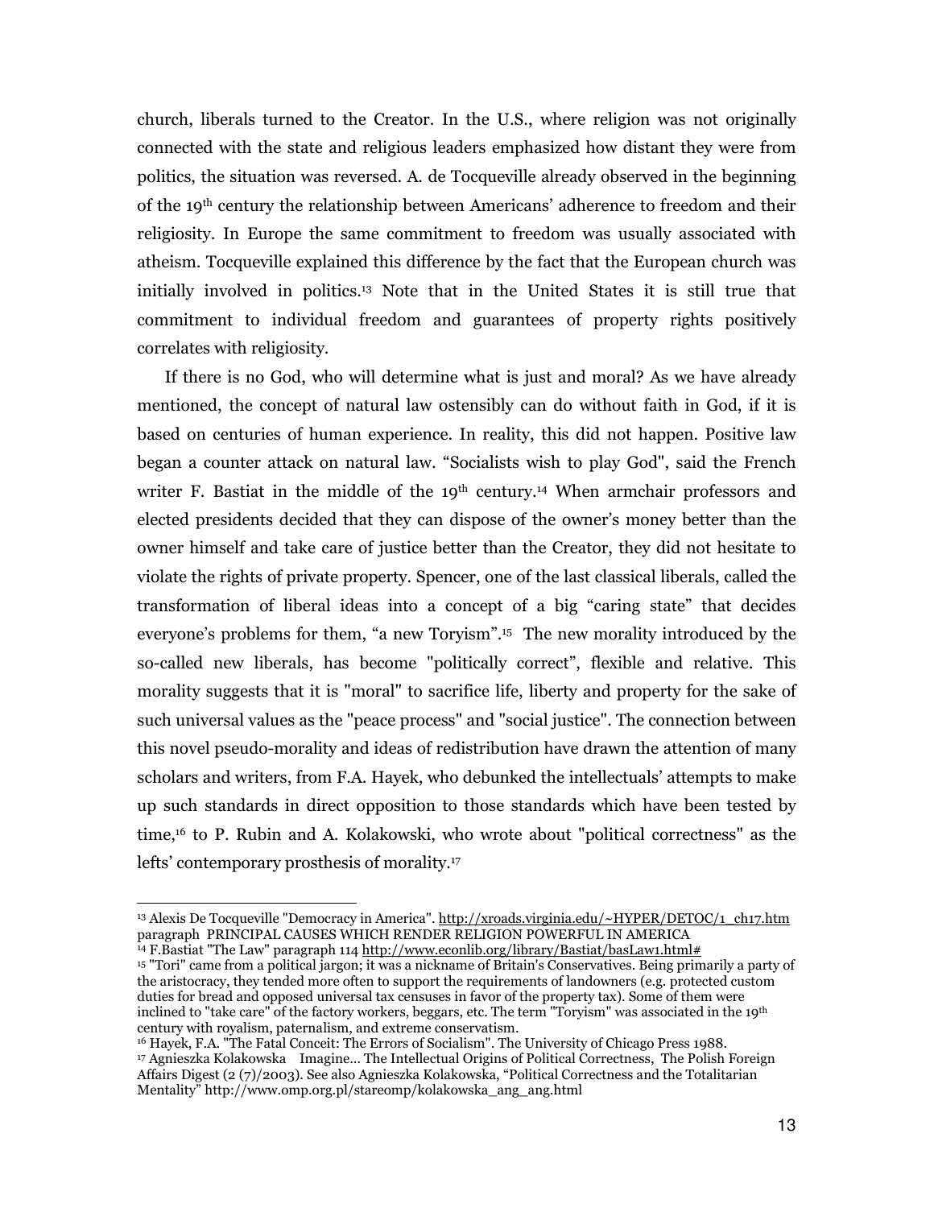church, liberals turned to the Creator. In the U.S., where religion was not originally connected with the state and religious leaders emphasized how distant they were from politics, the situation was reversed. A. de Tocqueville already observed in the beginning of the 19th century the relationship between Americans' adherence to freedom and their religiosity. In Europe the same commitment to freedom was usually associated with atheism. Tocqueville explained this difference by the fact that the European church was initially involved in politics.[13] Note that in the United States it is still true that commitment to individual freedom and guarantees of property rights positively correlates with religiosity.

If there is no God, who will determine what is just and moral? As we have already mentioned, the concept of natural law ostensibly can do without faith in God, if it is based on centuries of human experience. In reality, this did not happen. Positive law began a counter attack on natural law. "Socialists wish to play God", said the French writer F. Bastiat in the middle of the 19th century.[14] When armchair professors and elected presidents decided that they can dispose of the owner's money better than the owner himself and take care of justice better than the Creator, they did not hesitate to violate the rights of private property. Spencer, one of the last classical liberals, called the transformation of liberal ideas into a concept of a big "caring state" that decides everyone's problems for them, "a new Toryism".[15] The new morality introduced by the so-called new liberals, has become "politically correct", flexible and relative. This morality suggests that it is "moral" to sacrifice life, liberty and property for the sake of such universal values as the "peace process" and "social justice". The connection between this novel pseudo-morality and ideas of redistribution have drawn the attention of many scholars and writers, from F.A. Hayek, who debunked the intellectuals' attempts to make up such standards in direct opposition to those standards which have been tested by time,[16] to P. Rubin and A. Kolakowski, who wrote about "political correctness" as the lefts' contemporary prosthesis of morality.[17]

---

[13] Alexis De Tocqueville "Democracy in America". http://xroads.virginia.edu/~HYPER/DETOC/1_ch17.htm paragraph PRINCIPAL CAUSES WHICH RENDER RELIGION POWERFUL IN AMERICA

[14] F.Bastiat "The Law" paragraph 114 http://www.econlib.org/library/Bastiat/basLaw1.html#

[15] "Tori" came from a political jargon; it was a nickname of Britain's Conservatives. Being primarily a party of the aristocracy, they tended more often to support the requirements of landowners (e.g. protected custom duties for bread and opposed universal tax censuses in favor of the property tax). Some of them were inclined to "take care" of the factory workers, beggars, etc. The term "Toryism" was associated in the 19th century with royalism, paternalism, and extreme conservatism.

[16] Hayek, F.A. "The Fatal Conceit: The Errors of Socialism". The University of Chicago Press 1988.

[17] Agnieszka Kolakowska Imagine... The Intellectual Origins of Political Correctness, The Polish Foreign Affairs Digest (2 (7)/2003). See also Agnieszka Kolakowska, "Political Correctness and the Totalitarian Mentality" http://www.omp.org.pl/stareomp/kolakowska_ang_ang.html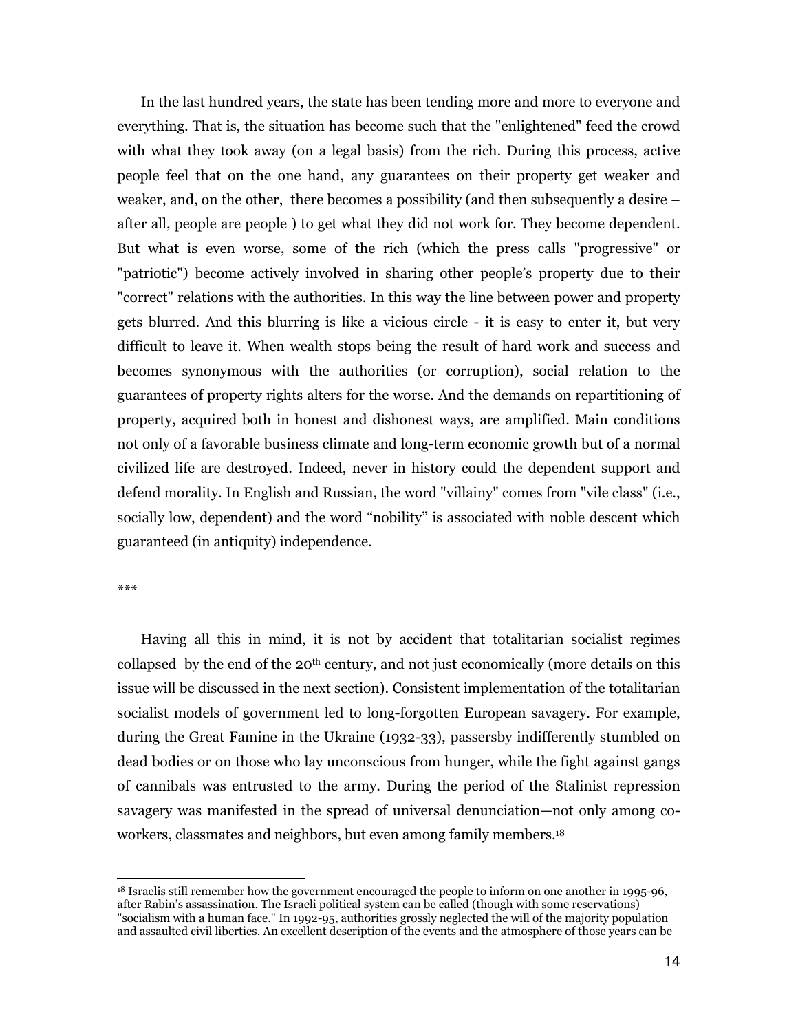In the last hundred years, the state has been tending more and more to everyone and everything. That is, the situation has become such that the "enlightened" feed the crowd with what they took away (on a legal basis) from the rich. During this process, active people feel that on the one hand, any guarantees on their property get weaker and weaker, and, on the other, there becomes a possibility (and then subsequently a desire – after all, people are people ) to get what they did not work for. They become dependent. But what is even worse, some of the rich (which the press calls "progressive" or "patriotic") become actively involved in sharing other people's property due to their "correct" relations with the authorities. In this way the line between power and property gets blurred. And this blurring is like a vicious circle - it is easy to enter it, but very difficult to leave it. When wealth stops being the result of hard work and success and becomes synonymous with the authorities (or corruption), social relation to the guarantees of property rights alters for the worse. And the demands on repartitioning of property, acquired both in honest and dishonest ways, are amplified. Main conditions not only of a favorable business climate and long-term economic growth but of a normal civilized life are destroyed. Indeed, never in history could the dependent support and defend morality. In English and Russian, the word "villainy" comes from "vile class" (i.e., socially low, dependent) and the word "nobility" is associated with noble descent which guaranteed (in antiquity) independence.

***

Having all this in mind, it is not by accident that totalitarian socialist regimes collapsed by the end of the 20th century, and not just economically (more details on this issue will be discussed in the next section). Consistent implementation of the totalitarian socialist models of government led to long-forgotten European savagery. For example, during the Great Famine in the Ukraine (1932-33), passersby indifferently stumbled on dead bodies or on those who lay unconscious from hunger, while the fight against gangs of cannibals was entrusted to the army. During the period of the Stalinist repression savagery was manifested in the spread of universal denunciation—not only among co-workers, classmates and neighbors, but even among family members.[18]

[18] Israelis still remember how the government encouraged the people to inform on one another in 1995-96, after Rabin's assassination. The Israeli political system can be called (though with some reservations) "socialism with a human face." In 1992-95, authorities grossly neglected the will of the majority population and assaulted civil liberties. An excellent description of the events and the atmosphere of those years can be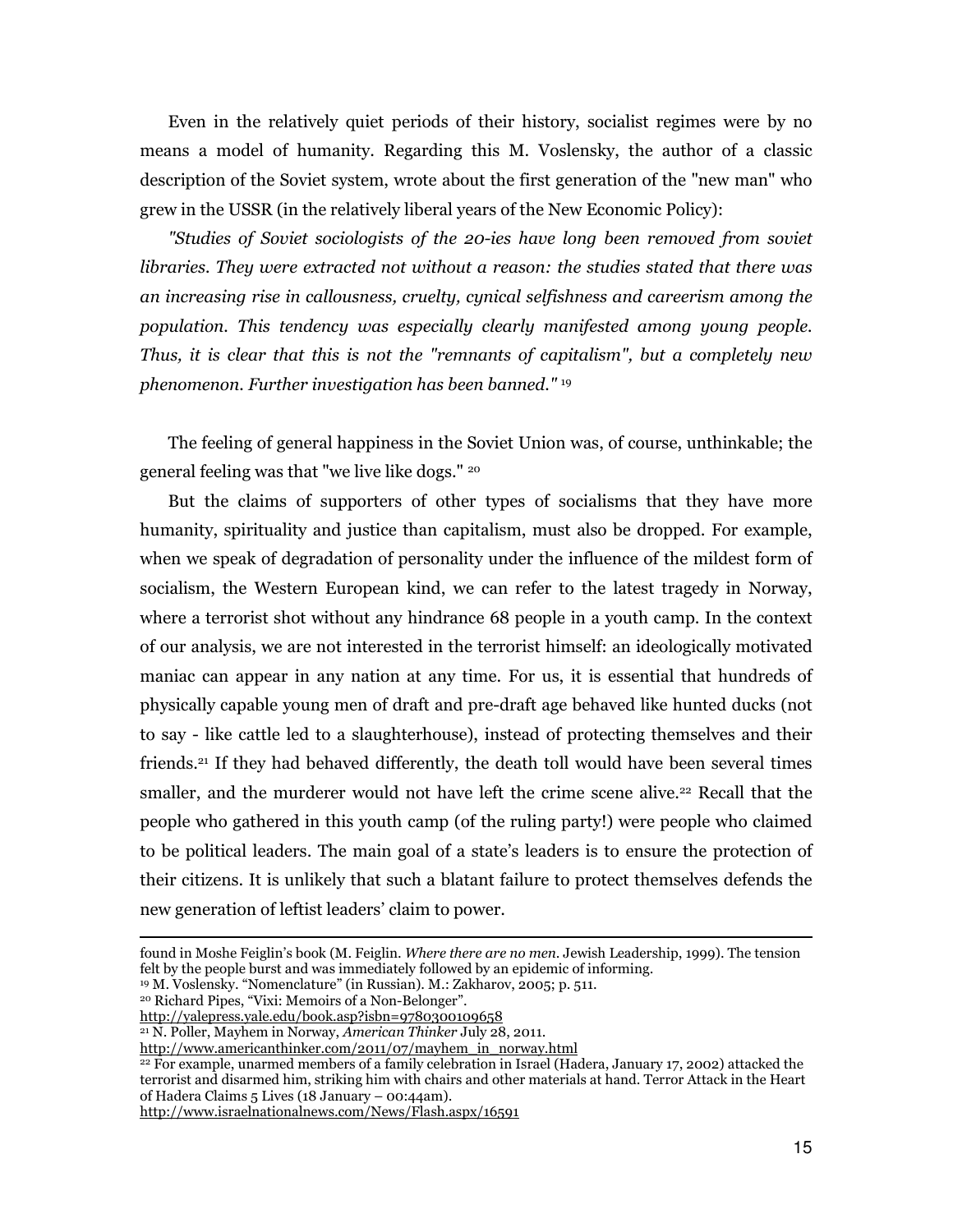Even in the relatively quiet periods of their history, socialist regimes were by no means a model of humanity. Regarding this M. Voslensky, the author of a classic description of the Soviet system, wrote about the first generation of the "new man" who grew in the USSR (in the relatively liberal years of the New Economic Policy):

*"Studies of Soviet sociologists of the 20-ies have long been removed from soviet libraries. They were extracted not without a reason: the studies stated that there was an increasing rise in callousness, cruelty, cynical selfishness and careerism among the population. This tendency was especially clearly manifested among young people. Thus, it is clear that this is not the "remnants of capitalism", but a completely new phenomenon. Further investigation has been banned."* [19]

The feeling of general happiness in the Soviet Union was, of course, unthinkable; the general feeling was that "we live like dogs." [20]

But the claims of supporters of other types of socialisms that they have more humanity, spirituality and justice than capitalism, must also be dropped. For example, when we speak of degradation of personality under the influence of the mildest form of socialism, the Western European kind, we can refer to the latest tragedy in Norway, where a terrorist shot without any hindrance 68 people in a youth camp. In the context of our analysis, we are not interested in the terrorist himself: an ideologically motivated maniac can appear in any nation at any time. For us, it is essential that hundreds of physically capable young men of draft and pre-draft age behaved like hunted ducks (not to say - like cattle led to a slaughterhouse), instead of protecting themselves and their friends.[21] If they had behaved differently, the death toll would have been several times smaller, and the murderer would not have left the crime scene alive.[22] Recall that the people who gathered in this youth camp (of the ruling party!) were people who claimed to be political leaders. The main goal of a state's leaders is to ensure the protection of their citizens. It is unlikely that such a blatant failure to protect themselves defends the new generation of leftist leaders' claim to power.

---

found in Moshe Feiglin's book (M. Feiglin. *Where there are no men*. Jewish Leadership, 1999). The tension felt by the people burst and was immediately followed by an epidemic of informing.

[19] M. Voslensky. "Nomenclature" (in Russian). M.: Zakharov, 2005; p. 511.

[20] Richard Pipes, "Vixi: Memoirs of a Non-Belonger". http://yalepress.yale.edu/book.asp?isbn=9780300109658

[21] N. Poller, Mayhem in Norway, *American Thinker* July 28, 2011. http://www.americanthinker.com/2011/07/mayhem_in_norway.html

[22] For example, unarmed members of a family celebration in Israel (Hadera, January 17, 2002) attacked the terrorist and disarmed him, striking him with chairs and other materials at hand. Terror Attack in the Heart of Hadera Claims 5 Lives (18 January – 00:44am). http://www.israelnationalnews.com/News/Flash.aspx/16591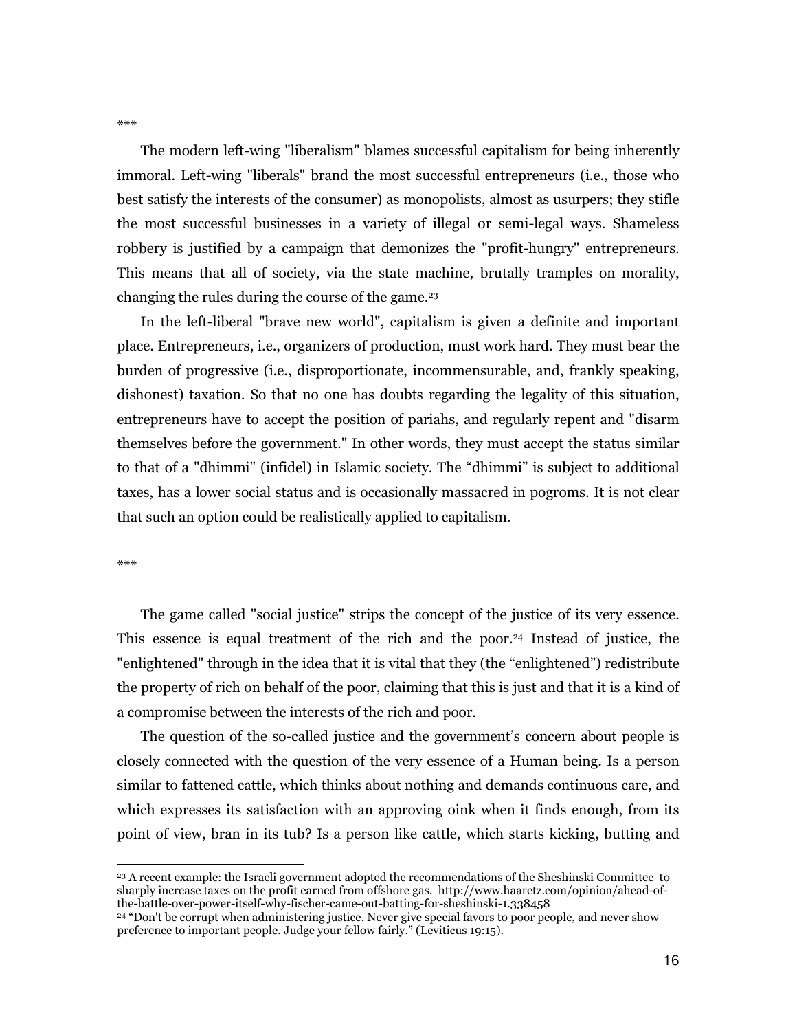\*\*\*

The modern left-wing "liberalism" blames successful capitalism for being inherently immoral. Left-wing "liberals" brand the most successful entrepreneurs (i.e., those who best satisfy the interests of the consumer) as monopolists, almost as usurpers; they stifle the most successful businesses in a variety of illegal or semi-legal ways. Shameless robbery is justified by a campaign that demonizes the "profit-hungry" entrepreneurs. This means that all of society, via the state machine, brutally tramples on morality, changing the rules during the course of the game.[23]

In the left-liberal "brave new world", capitalism is given a definite and important place. Entrepreneurs, i.e., organizers of production, must work hard. They must bear the burden of progressive (i.e., disproportionate, incommensurable, and, frankly speaking, dishonest) taxation. So that no one has doubts regarding the legality of this situation, entrepreneurs have to accept the position of pariahs, and regularly repent and "disarm themselves before the government." In other words, they must accept the status similar to that of a "dhimmi" (infidel) in Islamic society. The "dhimmi" is subject to additional taxes, has a lower social status and is occasionally massacred in pogroms. It is not clear that such an option could be realistically applied to capitalism.

\*\*\*

The game called "social justice" strips the concept of the justice of its very essence. This essence is equal treatment of the rich and the poor.[24] Instead of justice, the "enlightened" through in the idea that it is vital that they (the "enlightened") redistribute the property of rich on behalf of the poor, claiming that this is just and that it is a kind of a compromise between the interests of the rich and poor.

The question of the so-called justice and the government's concern about people is closely connected with the question of the very essence of a Human being. Is a person similar to fattened cattle, which thinks about nothing and demands continuous care, and which expresses its satisfaction with an approving oink when it finds enough, from its point of view, bran in its tub? Is a person like cattle, which starts kicking, butting and

---

[23] A recent example: the Israeli government adopted the recommendations of the Sheshinski Committee to sharply increase taxes on the profit earned from offshore gas. http://www.haaretz.com/opinion/ahead-of-the-battle-over-power-itself-why-fischer-came-out-batting-for-sheshinski-1.338458

[24] "Don't be corrupt when administering justice. Never give special favors to poor people, and never show preference to important people. Judge your fellow fairly." (Leviticus 19:15).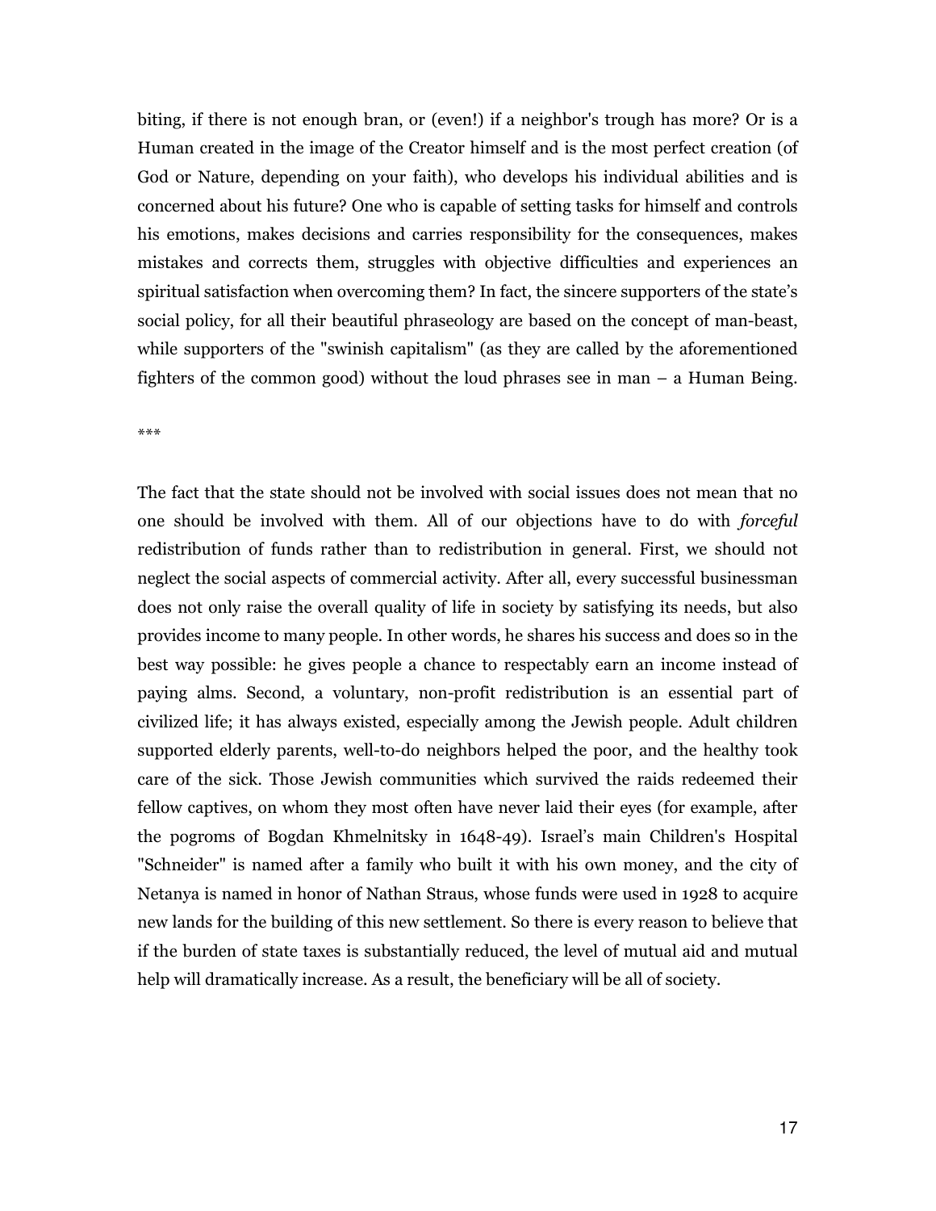biting, if there is not enough bran, or (even!) if a neighbor's trough has more? Or is a Human created in the image of the Creator himself and is the most perfect creation (of God or Nature, depending on your faith), who develops his individual abilities and is concerned about his future? One who is capable of setting tasks for himself and controls his emotions, makes decisions and carries responsibility for the consequences, makes mistakes and corrects them, struggles with objective difficulties and experiences an spiritual satisfaction when overcoming them? In fact, the sincere supporters of the state's social policy, for all their beautiful phraseology are based on the concept of man-beast, while supporters of the "swinish capitalism" (as they are called by the aforementioned fighters of the common good) without the loud phrases see in man – a Human Being.

***

The fact that the state should not be involved with social issues does not mean that no one should be involved with them. All of our objections have to do with *forceful* redistribution of funds rather than to redistribution in general. First, we should not neglect the social aspects of commercial activity. After all, every successful businessman does not only raise the overall quality of life in society by satisfying its needs, but also provides income to many people. In other words, he shares his success and does so in the best way possible: he gives people a chance to respectably earn an income instead of paying alms. Second, a voluntary, non-profit redistribution is an essential part of civilized life; it has always existed, especially among the Jewish people. Adult children supported elderly parents, well-to-do neighbors helped the poor, and the healthy took care of the sick. Those Jewish communities which survived the raids redeemed their fellow captives, on whom they most often have never laid their eyes (for example, after the pogroms of Bogdan Khmelnitsky in 1648-49). Israel's main Children's Hospital "Schneider" is named after a family who built it with his own money, and the city of Netanya is named in honor of Nathan Straus, whose funds were used in 1928 to acquire new lands for the building of this new settlement. So there is every reason to believe that if the burden of state taxes is substantially reduced, the level of mutual aid and mutual help will dramatically increase. As a result, the beneficiary will be all of society.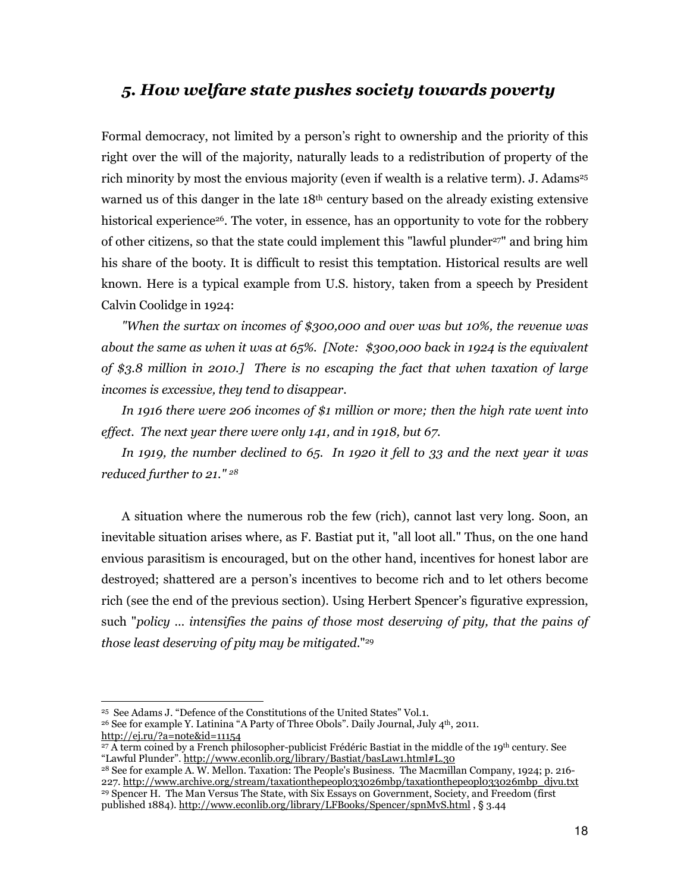## *5. How welfare state pushes society towards poverty*

Formal democracy, not limited by a person's right to ownership and the priority of this right over the will of the majority, naturally leads to a redistribution of property of the rich minority by most the envious majority (even if wealth is a relative term). J. Adams[25] warned us of this danger in the late 18th century based on the already existing extensive historical experience[26]. The voter, in essence, has an opportunity to vote for the robbery of other citizens, so that the state could implement this "lawful plunder[27]" and bring him his share of the booty. It is difficult to resist this temptation. Historical results are well known. Here is a typical example from U.S. history, taken from a speech by President Calvin Coolidge in 1924:

*"When the surtax on incomes of $300,000 and over was but 10%, the revenue was about the same as when it was at 65%. [Note: $300,000 back in 1924 is the equivalent of $3.8 million in 2010.] There is no escaping the fact that when taxation of large incomes is excessive, they tend to disappear.*

*In 1916 there were 206 incomes of $1 million or more; then the high rate went into effect. The next year there were only 141, and in 1918, but 67.*

*In 1919, the number declined to 65. In 1920 it fell to 33 and the next year it was reduced further to 21."* [28]

A situation where the numerous rob the few (rich), cannot last very long. Soon, an inevitable situation arises where, as F. Bastiat put it, "all loot all." Thus, on the one hand envious parasitism is encouraged, but on the other hand, incentives for honest labor are destroyed; shattered are a person's incentives to become rich and to let others become rich (see the end of the previous section). Using Herbert Spencer's figurative expression, such "*policy ... intensifies the pains of those most deserving of pity, that the pains of those least deserving of pity may be mitigated.*"[29]

---

[25] See Adams J. "Defence of the Constitutions of the United States" Vol.1.

[26] See for example Y. Latinina "A Party of Three Obols". Daily Journal, July 4th, 2011. http://ej.ru/?a=note&id=11154

[27] A term coined by a French philosopher-publicist Frédéric Bastiat in the middle of the 19th century. See "Lawful Plunder". http://www.econlib.org/library/Bastiat/basLaw1.html#L.30

[28] See for example A. W. Mellon. Taxation: The People's Business. The Macmillan Company, 1924; p. 216-227. http://www.archive.org/stream/taxationthepeopl033026mbp/taxationthepeopl033026mbp_djvu.txt

[29] Spencer H. The Man Versus The State, with Six Essays on Government, Society, and Freedom (first published 1884). http://www.econlib.org/library/LFBooks/Spencer/spnMvS.html , § 3.44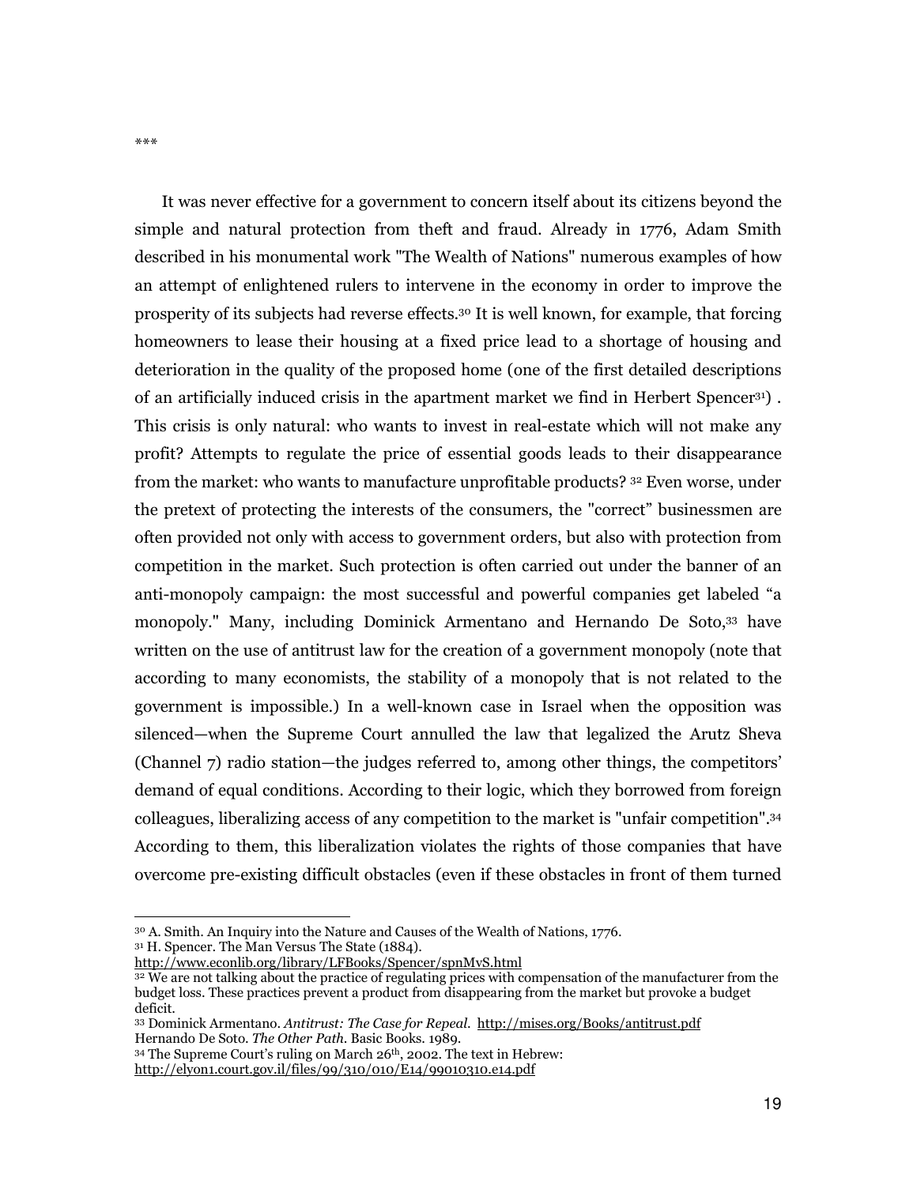***

It was never effective for a government to concern itself about its citizens beyond the simple and natural protection from theft and fraud. Already in 1776, Adam Smith described in his monumental work "The Wealth of Nations" numerous examples of how an attempt of enlightened rulers to intervene in the economy in order to improve the prosperity of its subjects had reverse effects.[30] It is well known, for example, that forcing homeowners to lease their housing at a fixed price lead to a shortage of housing and deterioration in the quality of the proposed home (one of the first detailed descriptions of an artificially induced crisis in the apartment market we find in Herbert Spencer[31]) . This crisis is only natural: who wants to invest in real-estate which will not make any profit? Attempts to regulate the price of essential goods leads to their disappearance from the market: who wants to manufacture unprofitable products? [32] Even worse, under the pretext of protecting the interests of the consumers, the "correct" businessmen are often provided not only with access to government orders, but also with protection from competition in the market. Such protection is often carried out under the banner of an anti-monopoly campaign: the most successful and powerful companies get labeled "a monopoly." Many, including Dominick Armentano and Hernando De Soto,[33] have written on the use of antitrust law for the creation of a government monopoly (note that according to many economists, the stability of a monopoly that is not related to the government is impossible.) In a well-known case in Israel when the opposition was silenced—when the Supreme Court annulled the law that legalized the Arutz Sheva (Channel 7) radio station—the judges referred to, among other things, the competitors' demand of equal conditions. According to their logic, which they borrowed from foreign colleagues, liberalizing access of any competition to the market is "unfair competition".[34] According to them, this liberalization violates the rights of those companies that have overcome pre-existing difficult obstacles (even if these obstacles in front of them turned

---

[30] A. Smith. An Inquiry into the Nature and Causes of the Wealth of Nations, 1776.

[31] H. Spencer. The Man Versus The State (1884). http://www.econlib.org/library/LFBooks/Spencer/spnMvS.html

[32] We are not talking about the practice of regulating prices with compensation of the manufacturer from the budget loss. These practices prevent a product from disappearing from the market but provoke a budget deficit.

[33] Dominick Armentano. *Antitrust: The Case for Repeal.* http://mises.org/Books/antitrust.pdf
Hernando De Soto. *The Other Path.* Basic Books. 1989.

[34] The Supreme Court's ruling on March 26th, 2002. The text in Hebrew: http://elyon1.court.gov.il/files/99/310/010/E14/99010310.e14.pdf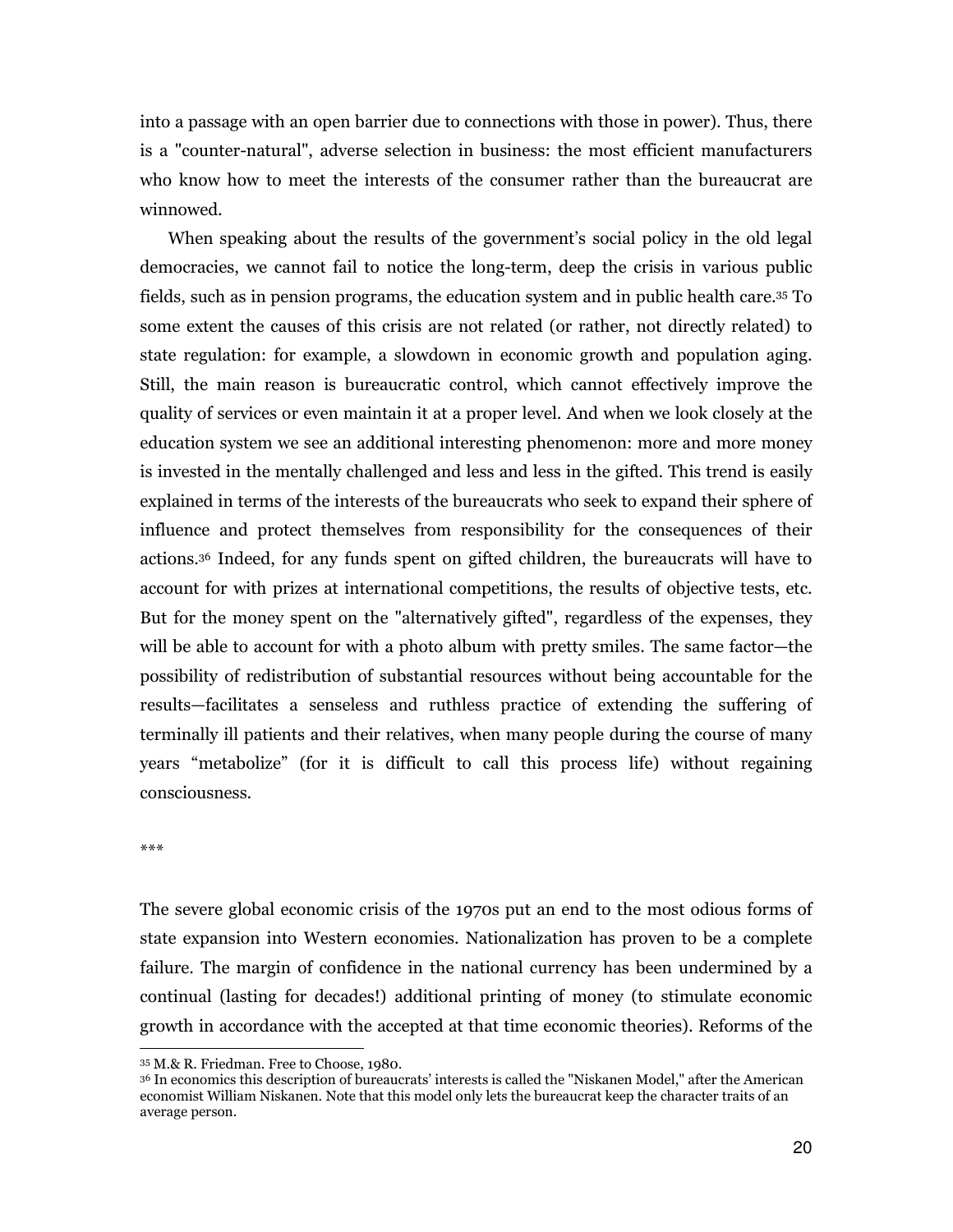into a passage with an open barrier due to connections with those in power). Thus, there is a "counter-natural", adverse selection in business: the most efficient manufacturers who know how to meet the interests of the consumer rather than the bureaucrat are winnowed.

When speaking about the results of the government's social policy in the old legal democracies, we cannot fail to notice the long-term, deep the crisis in various public fields, such as in pension programs, the education system and in public health care.[35] To some extent the causes of this crisis are not related (or rather, not directly related) to state regulation: for example, a slowdown in economic growth and population aging. Still, the main reason is bureaucratic control, which cannot effectively improve the quality of services or even maintain it at a proper level. And when we look closely at the education system we see an additional interesting phenomenon: more and more money is invested in the mentally challenged and less and less in the gifted. This trend is easily explained in terms of the interests of the bureaucrats who seek to expand their sphere of influence and protect themselves from responsibility for the consequences of their actions.[36] Indeed, for any funds spent on gifted children, the bureaucrats will have to account for with prizes at international competitions, the results of objective tests, etc. But for the money spent on the "alternatively gifted", regardless of the expenses, they will be able to account for with a photo album with pretty smiles. The same factor—the possibility of redistribution of substantial resources without being accountable for the results—facilitates a senseless and ruthless practice of extending the suffering of terminally ill patients and their relatives, when many people during the course of many years "metabolize" (for it is difficult to call this process life) without regaining consciousness.

***

The severe global economic crisis of the 1970s put an end to the most odious forms of state expansion into Western economies. Nationalization has proven to be a complete failure. The margin of confidence in the national currency has been undermined by a continual (lasting for decades!) additional printing of money (to stimulate economic growth in accordance with the accepted at that time economic theories). Reforms of the

---

[35] M.& R. Friedman. Free to Choose, 1980.

[36] In economics this description of bureaucrats' interests is called the "Niskanen Model," after the American economist William Niskanen. Note that this model only lets the bureaucrat keep the character traits of an average person.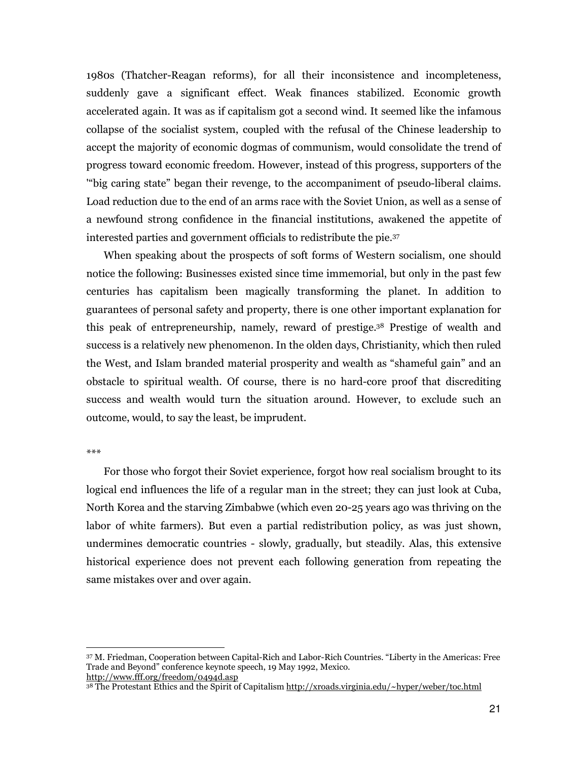1980s (Thatcher-Reagan reforms), for all their inconsistence and incompleteness, suddenly gave a significant effect. Weak finances stabilized. Economic growth accelerated again. It was as if capitalism got a second wind. It seemed like the infamous collapse of the socialist system, coupled with the refusal of the Chinese leadership to accept the majority of economic dogmas of communism, would consolidate the trend of progress toward economic freedom. However, instead of this progress, supporters of the '"big caring state" began their revenge, to the accompaniment of pseudo-liberal claims. Load reduction due to the end of an arms race with the Soviet Union, as well as a sense of a newfound strong confidence in the financial institutions, awakened the appetite of interested parties and government officials to redistribute the pie.[37]

When speaking about the prospects of soft forms of Western socialism, one should notice the following: Businesses existed since time immemorial, but only in the past few centuries has capitalism been magically transforming the planet. In addition to guarantees of personal safety and property, there is one other important explanation for this peak of entrepreneurship, namely, reward of prestige.[38] Prestige of wealth and success is a relatively new phenomenon. In the olden days, Christianity, which then ruled the West, and Islam branded material prosperity and wealth as "shameful gain" and an obstacle to spiritual wealth. Of course, there is no hard-core proof that discrediting success and wealth would turn the situation around. However, to exclude such an outcome, would, to say the least, be imprudent.

***

For those who forgot their Soviet experience, forgot how real socialism brought to its logical end influences the life of a regular man in the street; they can just look at Cuba, North Korea and the starving Zimbabwe (which even 20-25 years ago was thriving on the labor of white farmers). But even a partial redistribution policy, as was just shown, undermines democratic countries - slowly, gradually, but steadily. Alas, this extensive historical experience does not prevent each following generation from repeating the same mistakes over and over again.

---

[37] M. Friedman, Cooperation between Capital-Rich and Labor-Rich Countries. "Liberty in the Americas: Free Trade and Beyond" conference keynote speech, 19 May 1992, Mexico. http://www.fff.org/freedom/0494d.asp

[38] The Protestant Ethics and the Spirit of Capitalism http://xroads.virginia.edu/~hyper/weber/toc.html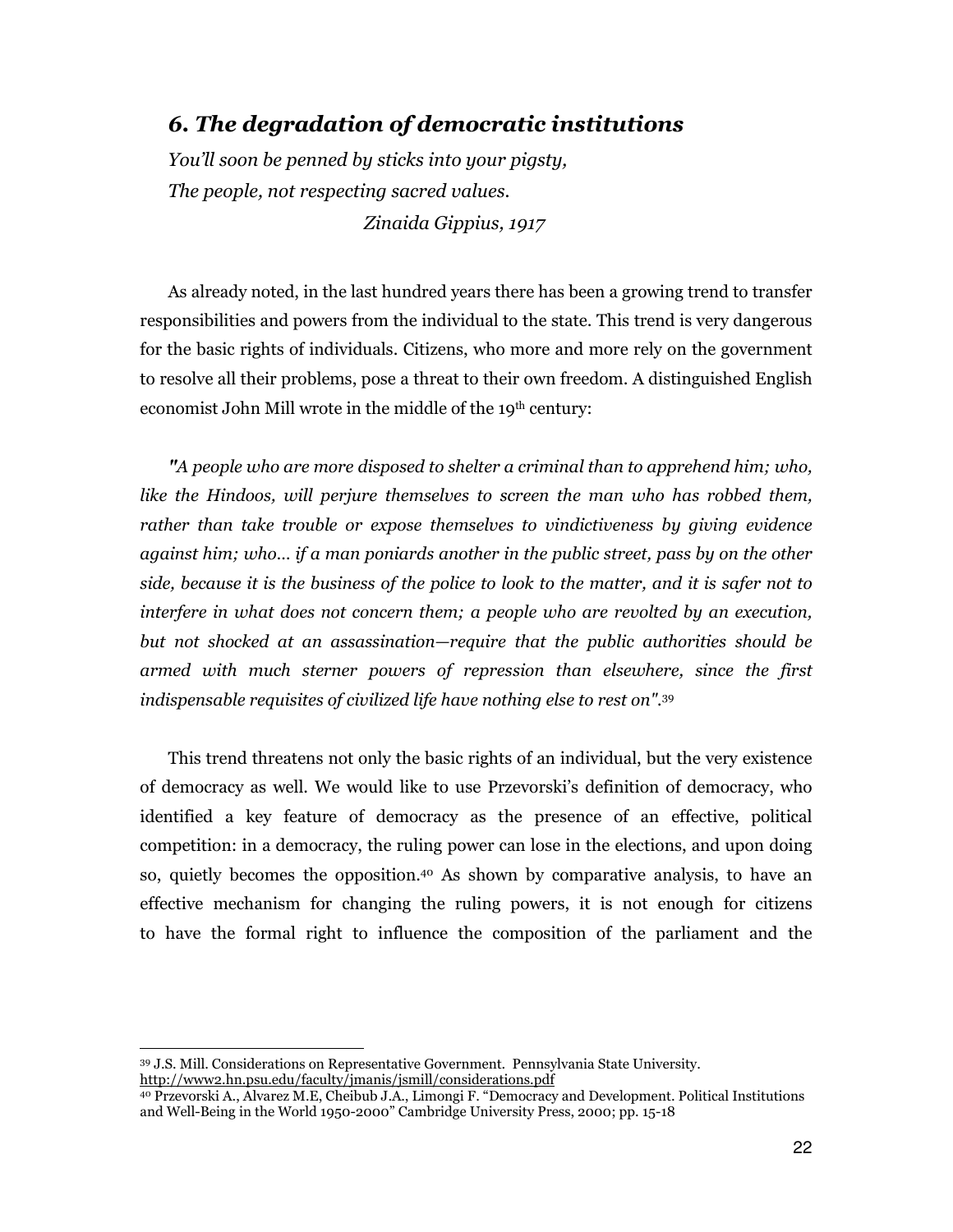## *6. The degradation of democratic institutions*

*You'll soon be penned by sticks into your pigsty,*
*The people, not respecting sacred values.*
*Zinaida Gippius, 1917*

As already noted, in the last hundred years there has been a growing trend to transfer responsibilities and powers from the individual to the state. This trend is very dangerous for the basic rights of individuals. Citizens, who more and more rely on the government to resolve all their problems, pose a threat to their own freedom. A distinguished English economist John Mill wrote in the middle of the 19th century:

*"A people who are more disposed to shelter a criminal than to apprehend him; who, like the Hindoos, will perjure themselves to screen the man who has robbed them, rather than take trouble or expose themselves to vindictiveness by giving evidence against him; who… if a man poniards another in the public street, pass by on the other side, because it is the business of the police to look to the matter, and it is safer not to interfere in what does not concern them; a people who are revolted by an execution, but not shocked at an assassination—require that the public authorities should be armed with much sterner powers of repression than elsewhere, since the first indispensable requisites of civilized life have nothing else to rest on".*[39]

This trend threatens not only the basic rights of an individual, but the very existence of democracy as well. We would like to use Przevorski's definition of democracy, who identified a key feature of democracy as the presence of an effective, political competition: in a democracy, the ruling power can lose in the elections, and upon doing so, quietly becomes the opposition.[40] As shown by comparative analysis, to have an effective mechanism for changing the ruling powers, it is not enough for citizens to have the formal right to influence the composition of the parliament and the

---

[39] J.S. Mill. Considerations on Representative Government. Pennsylvania State University. http://www2.hn.psu.edu/faculty/jmanis/jsmill/considerations.pdf

[40] Przevorski A., Alvarez M.E, Cheibub J.A., Limongi F. "Democracy and Development. Political Institutions and Well-Being in the World 1950-2000" Cambridge University Press, 2000; pp. 15-18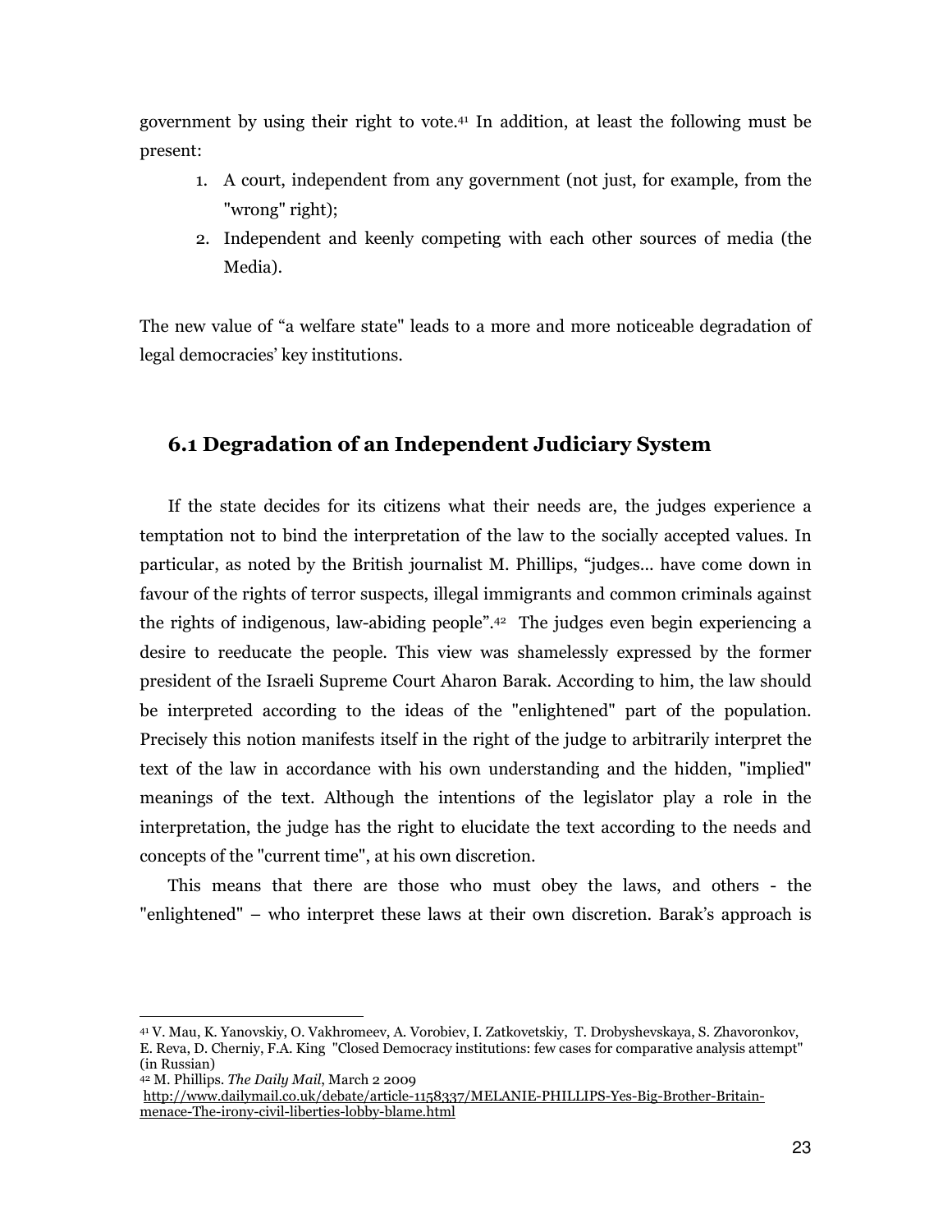government by using their right to vote.[41] In addition, at least the following must be present:

1. A court, independent from any government (not just, for example, from the "wrong" right);
2. Independent and keenly competing with each other sources of media (the Media).

The new value of "a welfare state" leads to a more and more noticeable degradation of legal democracies' key institutions.

### 6.1 Degradation of an Independent Judiciary System

If the state decides for its citizens what their needs are, the judges experience a temptation not to bind the interpretation of the law to the socially accepted values. In particular, as noted by the British journalist M. Phillips, "judges... have come down in favour of the rights of terror suspects, illegal immigrants and common criminals against the rights of indigenous, law-abiding people".[42] The judges even begin experiencing a desire to reeducate the people. This view was shamelessly expressed by the former president of the Israeli Supreme Court Aharon Barak. According to him, the law should be interpreted according to the ideas of the "enlightened" part of the population. Precisely this notion manifests itself in the right of the judge to arbitrarily interpret the text of the law in accordance with his own understanding and the hidden, "implied" meanings of the text. Although the intentions of the legislator play a role in the interpretation, the judge has the right to elucidate the text according to the needs and concepts of the "current time", at his own discretion.

This means that there are those who must obey the laws, and others - the "enlightened" – who interpret these laws at their own discretion. Barak's approach is

---

[41] V. Mau, K. Yanovskiy, O. Vakhromeev, A. Vorobiev, I. Zatkovetskiy, T. Drobyshevskaya, S. Zhavoronkov, E. Reva, D. Cherniy, F.A. King "Closed Democracy institutions: few cases for comparative analysis attempt" (in Russian)

[42] M. Phillips. *The Daily Mail*, March 2 2009 http://www.dailymail.co.uk/debate/article-1158337/MELANIE-PHILLIPS-Yes-Big-Brother-Britain-menace-The-irony-civil-liberties-lobby-blame.html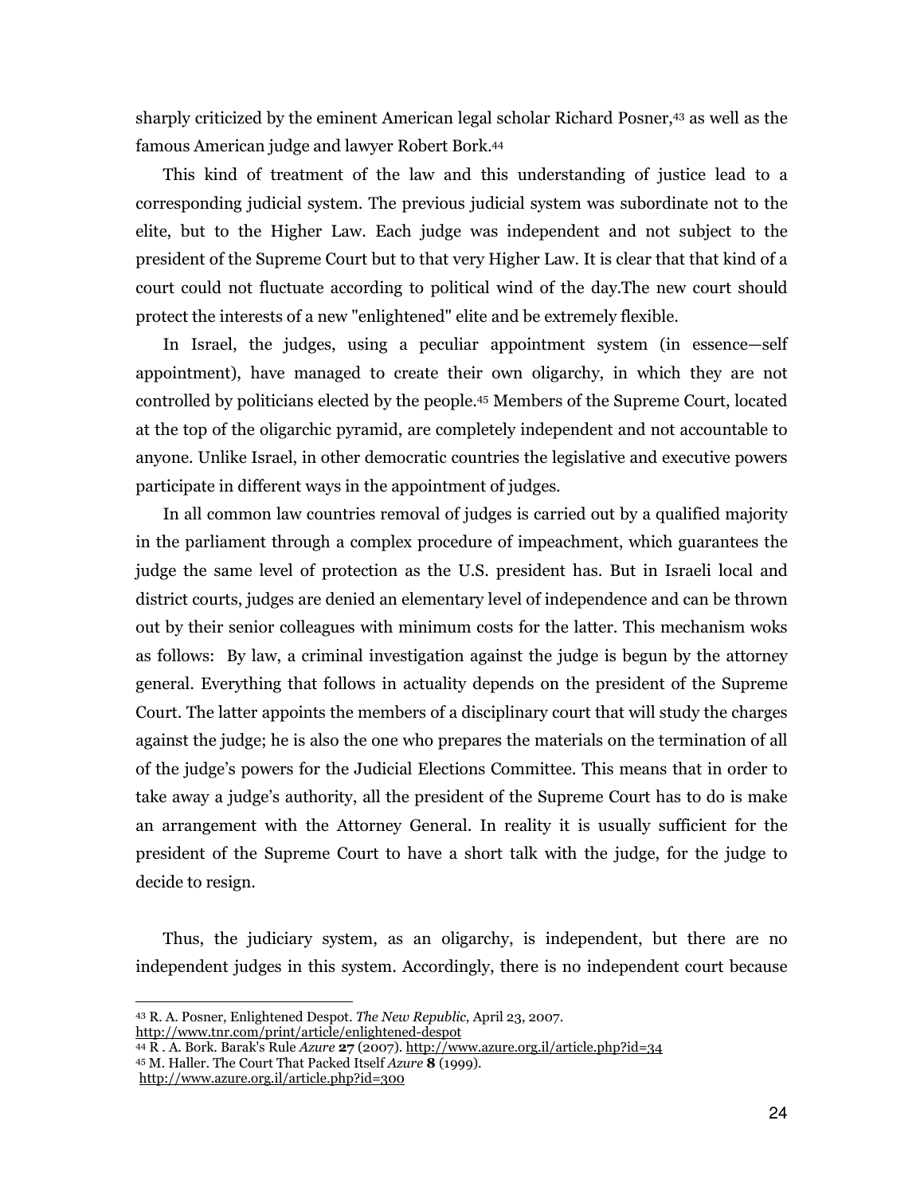sharply criticized by the eminent American legal scholar Richard Posner,[43] as well as the famous American judge and lawyer Robert Bork.[44]

This kind of treatment of the law and this understanding of justice lead to a corresponding judicial system. The previous judicial system was subordinate not to the elite, but to the Higher Law. Each judge was independent and not subject to the president of the Supreme Court but to that very Higher Law. It is clear that that kind of a court could not fluctuate according to political wind of the day.The new court should protect the interests of a new "enlightened" elite and be extremely flexible.

In Israel, the judges, using a peculiar appointment system (in essence—self appointment), have managed to create their own oligarchy, in which they are not controlled by politicians elected by the people.[45] Members of the Supreme Court, located at the top of the oligarchic pyramid, are completely independent and not accountable to anyone. Unlike Israel, in other democratic countries the legislative and executive powers participate in different ways in the appointment of judges.

In all common law countries removal of judges is carried out by a qualified majority in the parliament through a complex procedure of impeachment, which guarantees the judge the same level of protection as the U.S. president has. But in Israeli local and district courts, judges are denied an elementary level of independence and can be thrown out by their senior colleagues with minimum costs for the latter. This mechanism woks as follows: By law, a criminal investigation against the judge is begun by the attorney general. Everything that follows in actuality depends on the president of the Supreme Court. The latter appoints the members of a disciplinary court that will study the charges against the judge; he is also the one who prepares the materials on the termination of all of the judge's powers for the Judicial Elections Committee. This means that in order to take away a judge's authority, all the president of the Supreme Court has to do is make an arrangement with the Attorney General. In reality it is usually sufficient for the president of the Supreme Court to have a short talk with the judge, for the judge to decide to resign.

Thus, the judiciary system, as an oligarchy, is independent, but there are no independent judges in this system. Accordingly, there is no independent court because

---

[43] R. A. Posner, Enlightened Despot. *The New Republic*, April 23, 2007. http://www.tnr.com/print/article/enlightened-despot

[44] R . A. Bork. Barak's Rule *Azure* **27** (2007). http://www.azure.org.il/article.php?id=34

[45] M. Haller. The Court That Packed Itself *Azure* **8** (1999). http://www.azure.org.il/article.php?id=300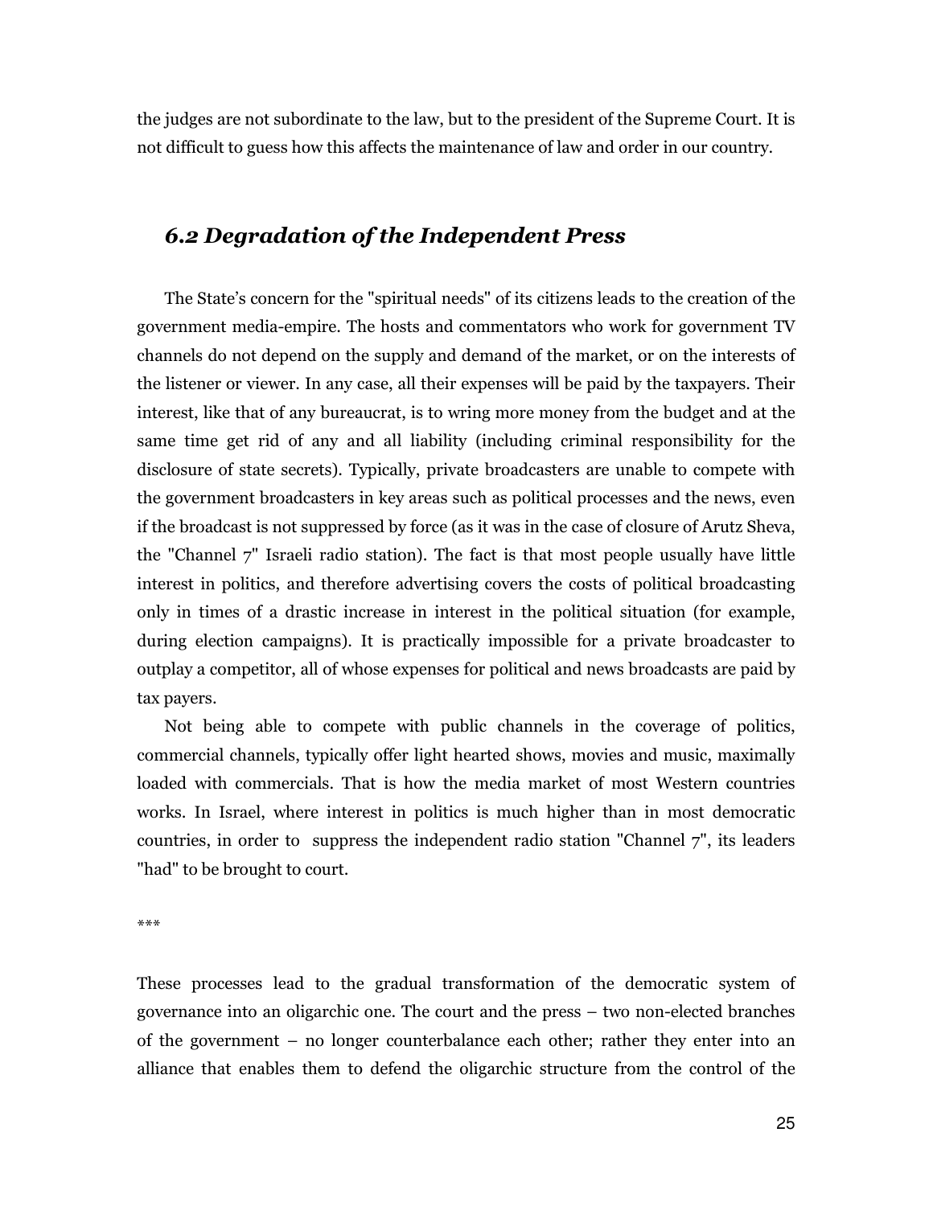the judges are not subordinate to the law, but to the president of the Supreme Court. It is not difficult to guess how this affects the maintenance of law and order in our country.

## *6.2 Degradation of the Independent Press*

The State's concern for the "spiritual needs" of its citizens leads to the creation of the government media-empire. The hosts and commentators who work for government TV channels do not depend on the supply and demand of the market, or on the interests of the listener or viewer. In any case, all their expenses will be paid by the taxpayers. Their interest, like that of any bureaucrat, is to wring more money from the budget and at the same time get rid of any and all liability (including criminal responsibility for the disclosure of state secrets). Typically, private broadcasters are unable to compete with the government broadcasters in key areas such as political processes and the news, even if the broadcast is not suppressed by force (as it was in the case of closure of Arutz Sheva, the "Channel 7" Israeli radio station). The fact is that most people usually have little interest in politics, and therefore advertising covers the costs of political broadcasting only in times of a drastic increase in interest in the political situation (for example, during election campaigns). It is practically impossible for a private broadcaster to outplay a competitor, all of whose expenses for political and news broadcasts are paid by tax payers.

Not being able to compete with public channels in the coverage of politics, commercial channels, typically offer light hearted shows, movies and music, maximally loaded with commercials. That is how the media market of most Western countries works. In Israel, where interest in politics is much higher than in most democratic countries, in order to suppress the independent radio station "Channel 7", its leaders "had" to be brought to court.

***

These processes lead to the gradual transformation of the democratic system of governance into an oligarchic one. The court and the press – two non-elected branches of the government – no longer counterbalance each other; rather they enter into an alliance that enables them to defend the oligarchic structure from the control of the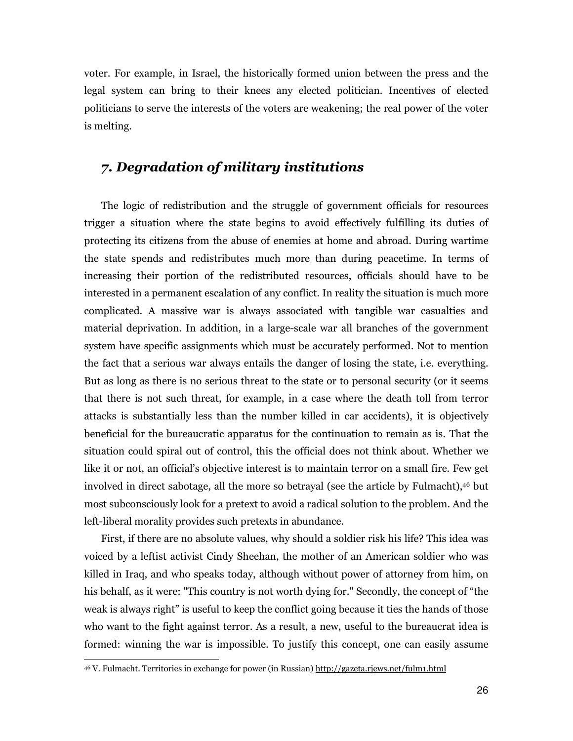voter. For example, in Israel, the historically formed union between the press and the legal system can bring to their knees any elected politician. Incentives of elected politicians to serve the interests of the voters are weakening; the real power of the voter is melting.

## *7. Degradation of military institutions*

The logic of redistribution and the struggle of government officials for resources trigger a situation where the state begins to avoid effectively fulfilling its duties of protecting its citizens from the abuse of enemies at home and abroad. During wartime the state spends and redistributes much more than during peacetime. In terms of increasing their portion of the redistributed resources, officials should have to be interested in a permanent escalation of any conflict. In reality the situation is much more complicated. A massive war is always associated with tangible war casualties and material deprivation. In addition, in a large-scale war all branches of the government system have specific assignments which must be accurately performed. Not to mention the fact that a serious war always entails the danger of losing the state, i.e. everything. But as long as there is no serious threat to the state or to personal security (or it seems that there is not such threat, for example, in a case where the death toll from terror attacks is substantially less than the number killed in car accidents), it is objectively beneficial for the bureaucratic apparatus for the continuation to remain as is. That the situation could spiral out of control, this the official does not think about. Whether we like it or not, an official's objective interest is to maintain terror on a small fire. Few get involved in direct sabotage, all the more so betrayal (see the article by Fulmacht),[46] but most subconsciously look for a pretext to avoid a radical solution to the problem. And the left-liberal morality provides such pretexts in abundance.

First, if there are no absolute values, why should a soldier risk his life? This idea was voiced by a leftist activist Cindy Sheehan, the mother of an American soldier who was killed in Iraq, and who speaks today, although without power of attorney from him, on his behalf, as it were: "This country is not worth dying for." Secondly, the concept of "the weak is always right" is useful to keep the conflict going because it ties the hands of those who want to the fight against terror. As a result, a new, useful to the bureaucrat idea is formed: winning the war is impossible. To justify this concept, one can easily assume

[46] V. Fulmacht. Territories in exchange for power (in Russian) http://gazeta.rjews.net/fulm1.html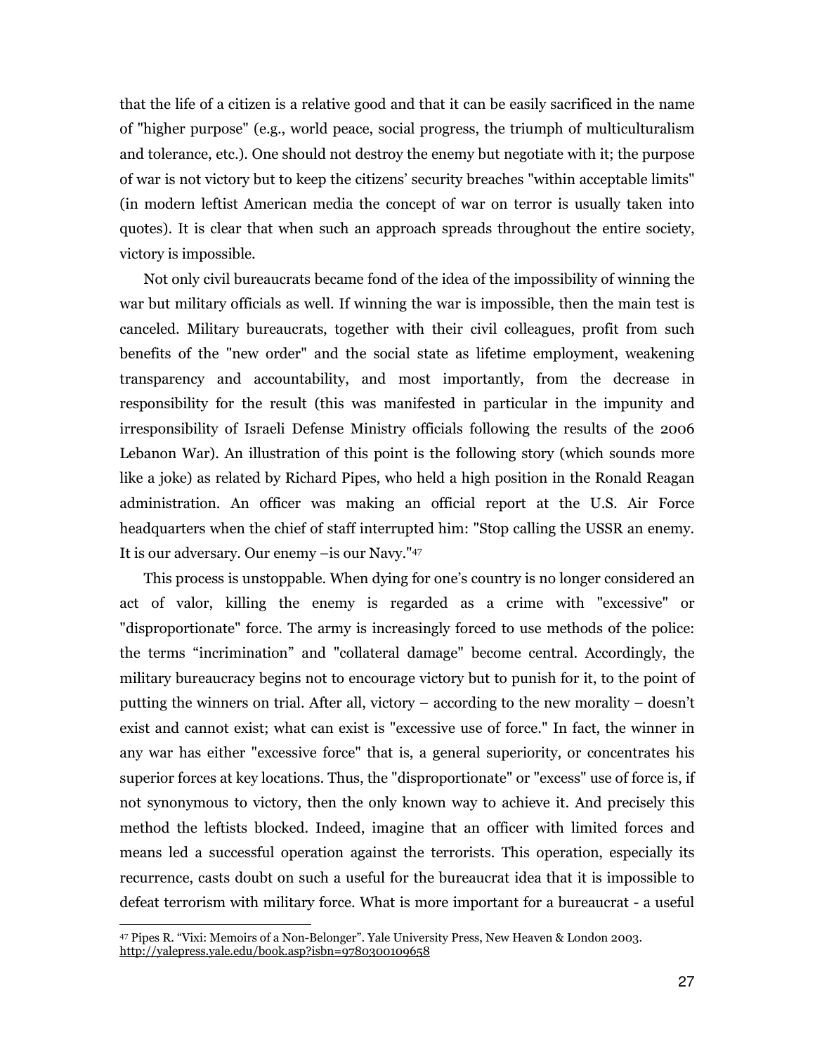that the life of a citizen is a relative good and that it can be easily sacrificed in the name of "higher purpose" (e.g., world peace, social progress, the triumph of multiculturalism and tolerance, etc.). One should not destroy the enemy but negotiate with it; the purpose of war is not victory but to keep the citizens' security breaches "within acceptable limits" (in modern leftist American media the concept of war on terror is usually taken into quotes). It is clear that when such an approach spreads throughout the entire society, victory is impossible.

Not only civil bureaucrats became fond of the idea of the impossibility of winning the war but military officials as well. If winning the war is impossible, then the main test is canceled. Military bureaucrats, together with their civil colleagues, profit from such benefits of the "new order" and the social state as lifetime employment, weakening transparency and accountability, and most importantly, from the decrease in responsibility for the result (this was manifested in particular in the impunity and irresponsibility of Israeli Defense Ministry officials following the results of the 2006 Lebanon War). An illustration of this point is the following story (which sounds more like a joke) as related by Richard Pipes, who held a high position in the Ronald Reagan administration. An officer was making an official report at the U.S. Air Force headquarters when the chief of staff interrupted him: "Stop calling the USSR an enemy. It is our adversary. Our enemy –is our Navy."[47]

This process is unstoppable. When dying for one's country is no longer considered an act of valor, killing the enemy is regarded as a crime with "excessive" or "disproportionate" force. The army is increasingly forced to use methods of the police: the terms "incrimination" and "collateral damage" become central. Accordingly, the military bureaucracy begins not to encourage victory but to punish for it, to the point of putting the winners on trial. After all, victory – according to the new morality – doesn't exist and cannot exist; what can exist is "excessive use of force." In fact, the winner in any war has either "excessive force" that is, a general superiority, or concentrates his superior forces at key locations. Thus, the "disproportionate" or "excess" use of force is, if not synonymous to victory, then the only known way to achieve it. And precisely this method the leftists blocked. Indeed, imagine that an officer with limited forces and means led a successful operation against the terrorists. This operation, especially its recurrence, casts doubt on such a useful for the bureaucrat idea that it is impossible to defeat terrorism with military force. What is more important for a bureaucrat - a useful

---

[47] Pipes R. "Vixi: Memoirs of a Non-Belonger". Yale University Press, New Heaven & London 2003. http://yalepress.yale.edu/book.asp?isbn=9780300109658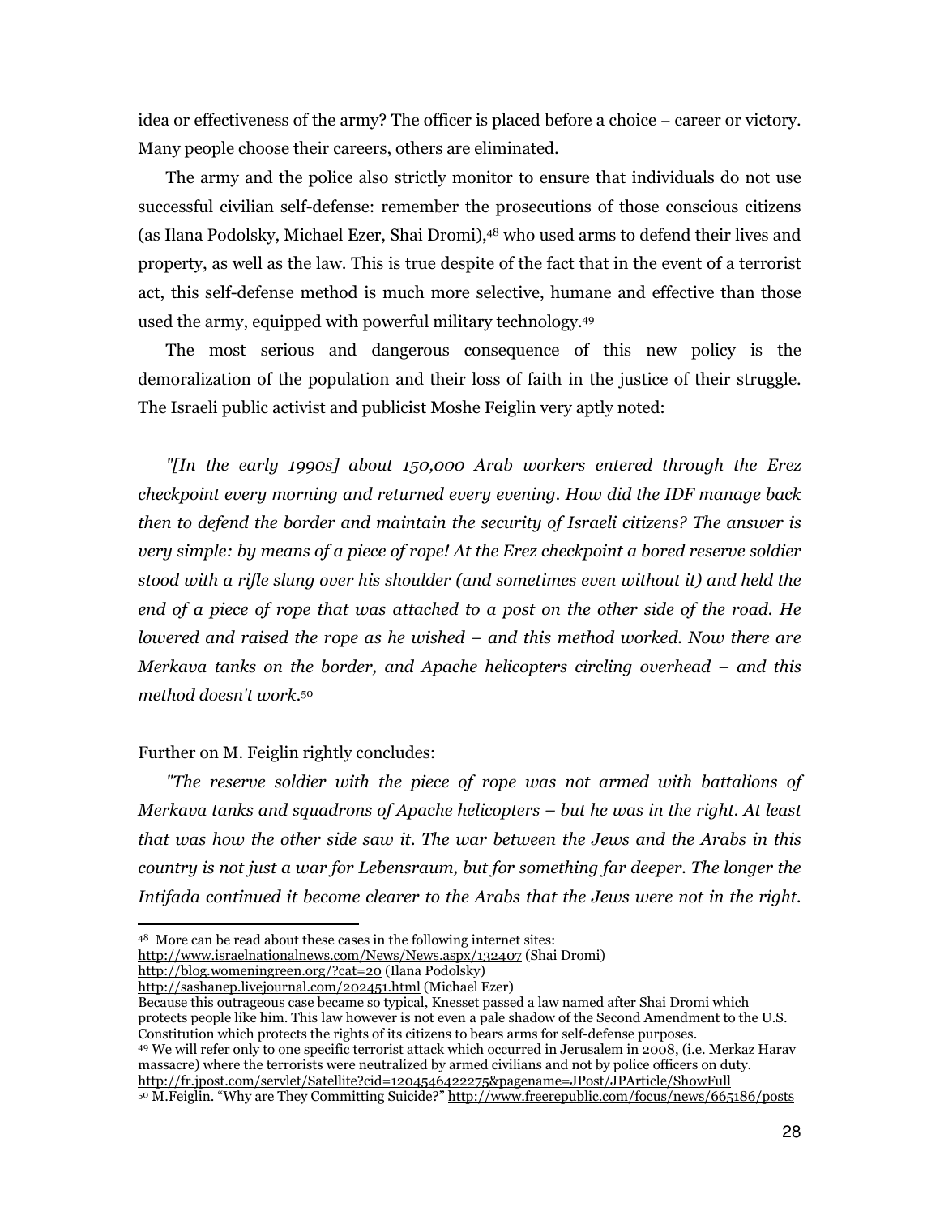idea or effectiveness of the army? The officer is placed before a choice – career or victory. Many people choose their careers, others are eliminated.

The army and the police also strictly monitor to ensure that individuals do not use successful civilian self-defense: remember the prosecutions of those conscious citizens (as Ilana Podolsky, Michael Ezer, Shai Dromi),[48] who used arms to defend their lives and property, as well as the law. This is true despite of the fact that in the event of a terrorist act, this self-defense method is much more selective, humane and effective than those used the army, equipped with powerful military technology.[49]

The most serious and dangerous consequence of this new policy is the demoralization of the population and their loss of faith in the justice of their struggle. The Israeli public activist and publicist Moshe Feiglin very aptly noted:

*"[In the early 1990s] about 150,000 Arab workers entered through the Erez checkpoint every morning and returned every evening. How did the IDF manage back then to defend the border and maintain the security of Israeli citizens? The answer is very simple: by means of a piece of rope! At the Erez checkpoint a bored reserve soldier stood with a rifle slung over his shoulder (and sometimes even without it) and held the end of a piece of rope that was attached to a post on the other side of the road. He lowered and raised the rope as he wished – and this method worked. Now there are Merkava tanks on the border, and Apache helicopters circling overhead – and this method doesn't work.*[50]

Further on M. Feiglin rightly concludes:

*"The reserve soldier with the piece of rope was not armed with battalions of Merkava tanks and squadrons of Apache helicopters – but he was in the right. At least that was how the other side saw it. The war between the Jews and the Arabs in this country is not just a war for Lebensraum, but for something far deeper. The longer the Intifada continued it become clearer to the Arabs that the Jews were not in the right.*

---

[48] More can be read about these cases in the following internet sites:
http://www.israelnationalnews.com/News/News.aspx/132407 (Shai Dromi)
http://blog.womeningreen.org/?cat=20 (Ilana Podolsky)
http://sashanep.livejournal.com/202451.html (Michael Ezer)
Because this outrageous case became so typical, Knesset passed a law named after Shai Dromi which protects people like him. This law however is not even a pale shadow of the Second Amendment to the U.S. Constitution which protects the rights of its citizens to bears arms for self-defense purposes.

[49] We will refer only to one specific terrorist attack which occurred in Jerusalem in 2008, (i.e. Merkaz Harav massacre) where the terrorists were neutralized by armed civilians and not by police officers on duty.
http://fr.jpost.com/servlet/Satellite?cid=1204546422275&pagename=JPost/JPArticle/ShowFull

[50] M.Feiglin. "Why are They Committing Suicide?" http://www.freerepublic.com/focus/news/665186/posts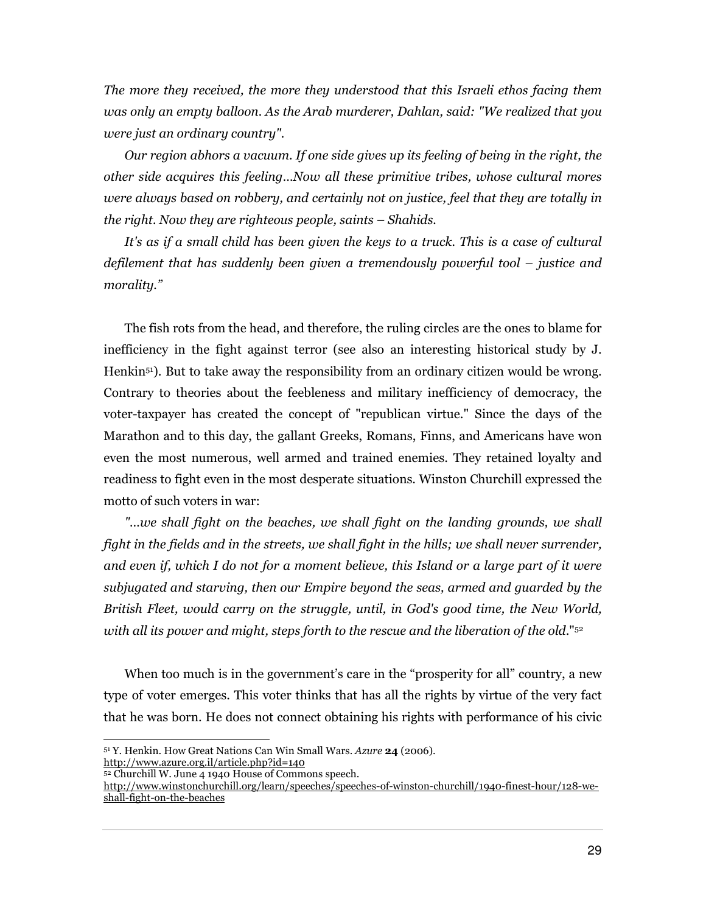*The more they received, the more they understood that this Israeli ethos facing them was only an empty balloon. As the Arab murderer, Dahlan, said: "We realized that you were just an ordinary country".*

*Our region abhors a vacuum. If one side gives up its feeling of being in the right, the other side acquires this feeling…Now all these primitive tribes, whose cultural mores were always based on robbery, and certainly not on justice, feel that they are totally in the right. Now they are righteous people, saints – Shahids.*

*It's as if a small child has been given the keys to a truck. This is a case of cultural defilement that has suddenly been given a tremendously powerful tool – justice and morality."*

The fish rots from the head, and therefore, the ruling circles are the ones to blame for inefficiency in the fight against terror (see also an interesting historical study by J. Henkin[51]). But to take away the responsibility from an ordinary citizen would be wrong. Contrary to theories about the feebleness and military inefficiency of democracy, the voter-taxpayer has created the concept of "republican virtue." Since the days of the Marathon and to this day, the gallant Greeks, Romans, Finns, and Americans have won even the most numerous, well armed and trained enemies. They retained loyalty and readiness to fight even in the most desperate situations. Winston Churchill expressed the motto of such voters in war:

*"…we shall fight on the beaches, we shall fight on the landing grounds, we shall fight in the fields and in the streets, we shall fight in the hills; we shall never surrender, and even if, which I do not for a moment believe, this Island or a large part of it were subjugated and starving, then our Empire beyond the seas, armed and guarded by the British Fleet, would carry on the struggle, until, in God's good time, the New World, with all its power and might, steps forth to the rescue and the liberation of the old*."[52]

When too much is in the government's care in the "prosperity for all" country, a new type of voter emerges. This voter thinks that has all the rights by virtue of the very fact that he was born. He does not connect obtaining his rights with performance of his civic

---

[51] Y. Henkin. How Great Nations Can Win Small Wars. *Azure* **24** (2006). http://www.azure.org.il/article.php?id=140

[52] Churchill W. June 4 1940 House of Commons speech. http://www.winstonchurchill.org/learn/speeches/speeches-of-winston-churchill/1940-finest-hour/128-we-shall-fight-on-the-beaches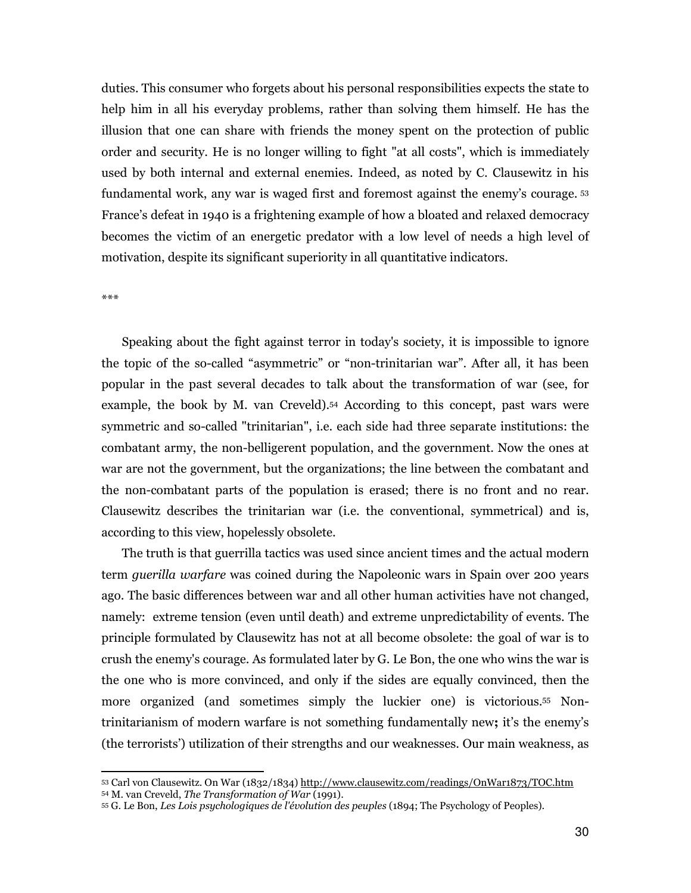duties. This consumer who forgets about his personal responsibilities expects the state to help him in all his everyday problems, rather than solving them himself. He has the illusion that one can share with friends the money spent on the protection of public order and security. He is no longer willing to fight "at all costs", which is immediately used by both internal and external enemies. Indeed, as noted by C. Clausewitz in his fundamental work, any war is waged first and foremost against the enemy's courage. [53] France's defeat in 1940 is a frightening example of how a bloated and relaxed democracy becomes the victim of an energetic predator with a low level of needs a high level of motivation, despite its significant superiority in all quantitative indicators.

***

Speaking about the fight against terror in today's society, it is impossible to ignore the topic of the so-called "asymmetric" or "non-trinitarian war". After all, it has been popular in the past several decades to talk about the transformation of war (see, for example, the book by M. van Creveld).[54] According to this concept, past wars were symmetric and so-called "trinitarian", i.e. each side had three separate institutions: the combatant army, the non-belligerent population, and the government. Now the ones at war are not the government, but the organizations; the line between the combatant and the non-combatant parts of the population is erased; there is no front and no rear. Clausewitz describes the trinitarian war (i.e. the conventional, symmetrical) and is, according to this view, hopelessly obsolete.

The truth is that guerrilla tactics was used since ancient times and the actual modern term *guerilla warfare* was coined during the Napoleonic wars in Spain over 200 years ago. The basic differences between war and all other human activities have not changed, namely: extreme tension (even until death) and extreme unpredictability of events. The principle formulated by Clausewitz has not at all become obsolete: the goal of war is to crush the enemy's courage. As formulated later by G. Le Bon, the one who wins the war is the one who is more convinced, and only if the sides are equally convinced, then the more organized (and sometimes simply the luckier one) is victorious.[55] Non-trinitarianism of modern warfare is not something fundamentally new**;** it's the enemy's (the terrorists') utilization of their strengths and our weaknesses. Our main weakness, as

---

[53] Carl von Clausewitz. On War (1832/1834) http://www.clausewitz.com/readings/OnWar1873/TOC.htm

[54] M. van Creveld, *The Transformation of War* (1991).

[55] G. Le Bon, *Les Lois psychologiques de l'évolution des peuples* (1894; The Psychology of Peoples).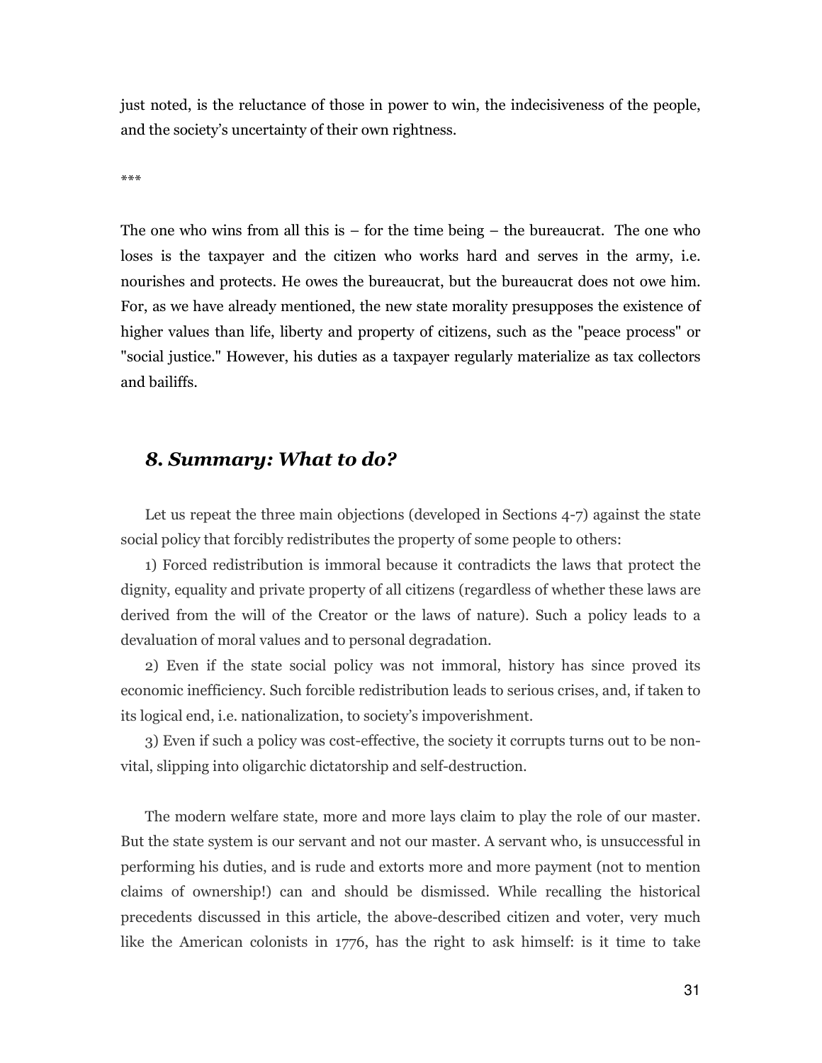just noted, is the reluctance of those in power to win, the indecisiveness of the people, and the society's uncertainty of their own rightness.

***

The one who wins from all this is – for the time being – the bureaucrat. The one who loses is the taxpayer and the citizen who works hard and serves in the army, i.e. nourishes and protects. He owes the bureaucrat, but the bureaucrat does not owe him. For, as we have already mentioned, the new state morality presupposes the existence of higher values than life, liberty and property of citizens, such as the "peace process" or "social justice." However, his duties as a taxpayer regularly materialize as tax collectors and bailiffs.

## *8. Summary: What to do?*

Let us repeat the three main objections (developed in Sections 4-7) against the state social policy that forcibly redistributes the property of some people to others:

1) Forced redistribution is immoral because it contradicts the laws that protect the dignity, equality and private property of all citizens (regardless of whether these laws are derived from the will of the Creator or the laws of nature). Such a policy leads to a devaluation of moral values and to personal degradation.

2) Even if the state social policy was not immoral, history has since proved its economic inefficiency. Such forcible redistribution leads to serious crises, and, if taken to its logical end, i.e. nationalization, to society's impoverishment.

3) Even if such a policy was cost-effective, the society it corrupts turns out to be non-vital, slipping into oligarchic dictatorship and self-destruction.

The modern welfare state, more and more lays claim to play the role of our master. But the state system is our servant and not our master. A servant who, is unsuccessful in performing his duties, and is rude and extorts more and more payment (not to mention claims of ownership!) can and should be dismissed. While recalling the historical precedents discussed in this article, the above-described citizen and voter, very much like the American colonists in 1776, has the right to ask himself: is it time to take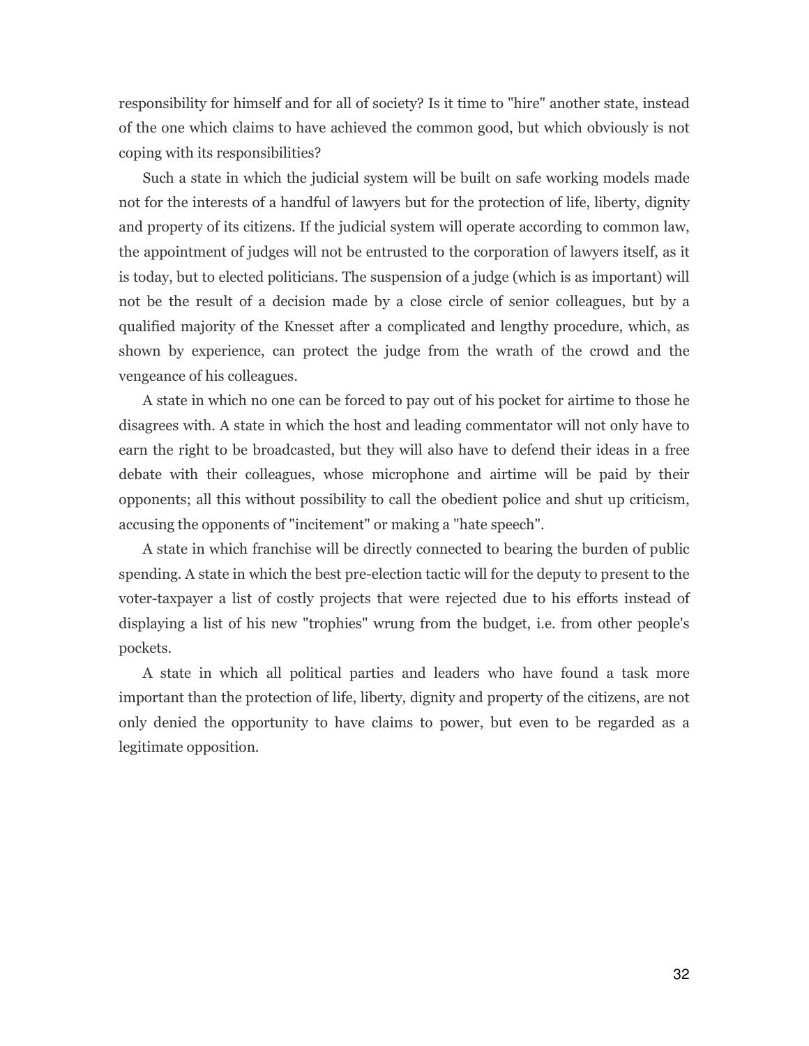responsibility for himself and for all of society? Is it time to "hire" another state, instead of the one which claims to have achieved the common good, but which obviously is not coping with its responsibilities?

Such a state in which the judicial system will be built on safe working models made not for the interests of a handful of lawyers but for the protection of life, liberty, dignity and property of its citizens. If the judicial system will operate according to common law, the appointment of judges will not be entrusted to the corporation of lawyers itself, as it is today, but to elected politicians. The suspension of a judge (which is as important) will not be the result of a decision made by a close circle of senior colleagues, but by a qualified majority of the Knesset after a complicated and lengthy procedure, which, as shown by experience, can protect the judge from the wrath of the crowd and the vengeance of his colleagues.

A state in which no one can be forced to pay out of his pocket for airtime to those he disagrees with. A state in which the host and leading commentator will not only have to earn the right to be broadcasted, but they will also have to defend their ideas in a free debate with their colleagues, whose microphone and airtime will be paid by their opponents; all this without possibility to call the obedient police and shut up criticism, accusing the opponents of "incitement" or making a "hate speech".

A state in which franchise will be directly connected to bearing the burden of public spending. A state in which the best pre-election tactic will for the deputy to present to the voter-taxpayer a list of costly projects that were rejected due to his efforts instead of displaying a list of his new "trophies" wrung from the budget, i.e. from other people's pockets.

A state in which all political parties and leaders who have found a task more important than the protection of life, liberty, dignity and property of the citizens, are not only denied the opportunity to have claims to power, but even to be regarded as a legitimate opposition.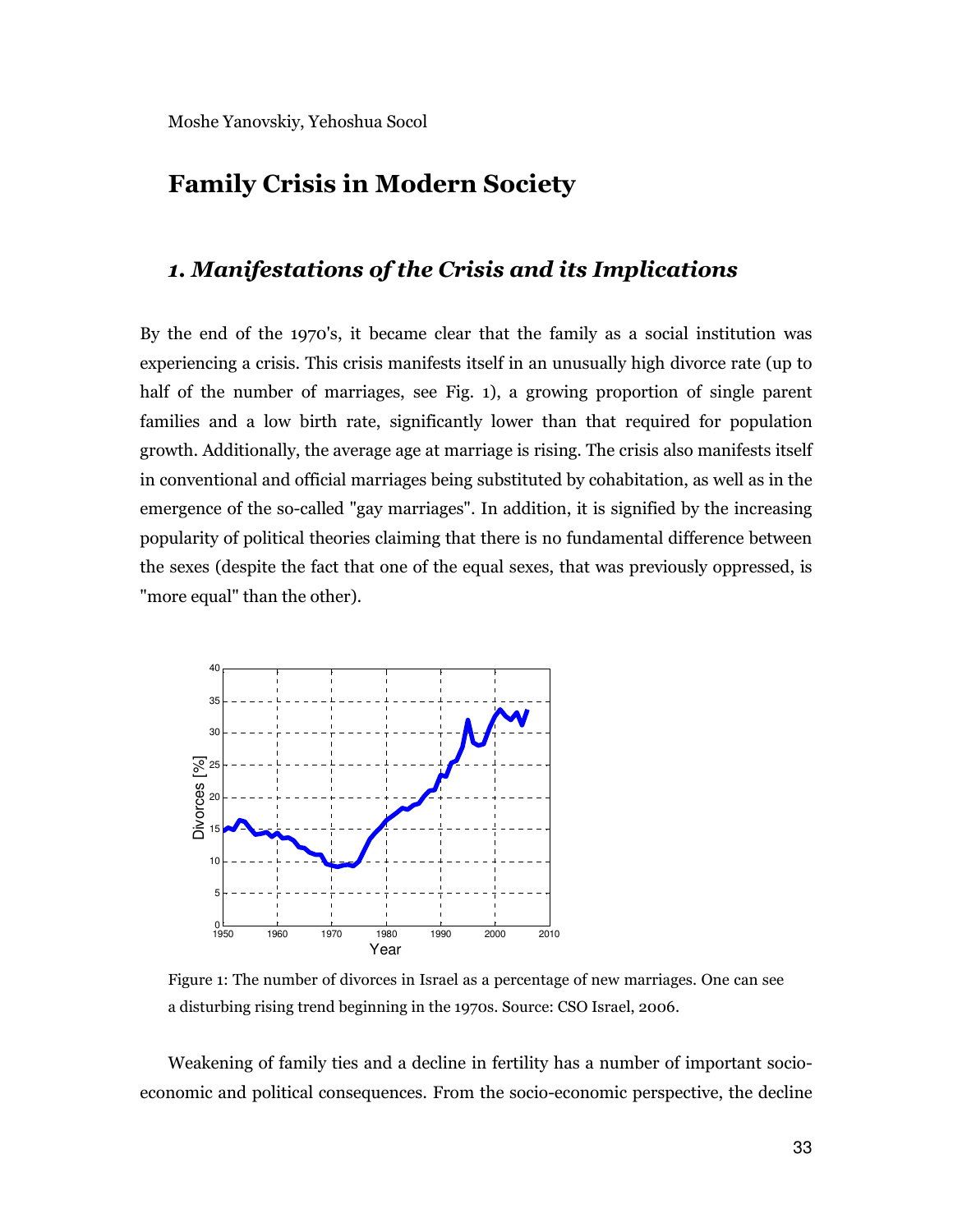Moshe Yanovskiy, Yehoshua Socol

# Family Crisis in Modern Society

## *1. Manifestations of the Crisis and its Implications*

By the end of the 1970's, it became clear that the family as a social institution was experiencing a crisis. This crisis manifests itself in an unusually high divorce rate (up to half of the number of marriages, see Fig. 1), a growing proportion of single parent families and a low birth rate, significantly lower than that required for population growth. Additionally, the average age at marriage is rising. The crisis also manifests itself in conventional and official marriages being substituted by cohabitation, as well as in the emergence of the so-called "gay marriages". In addition, it is signified by the increasing popularity of political theories claiming that there is no fundamental difference between the sexes (despite the fact that one of the equal sexes, that was previously oppressed, is "more equal" than the other).

Figure 1: The number of divorces in Israel as a percentage of new marriages. One can see a disturbing rising trend beginning in the 1970s. Source: CSO Israel, 2006.

Weakening of family ties and a decline in fertility has a number of important socio-economic and political consequences. From the socio-economic perspective, the decline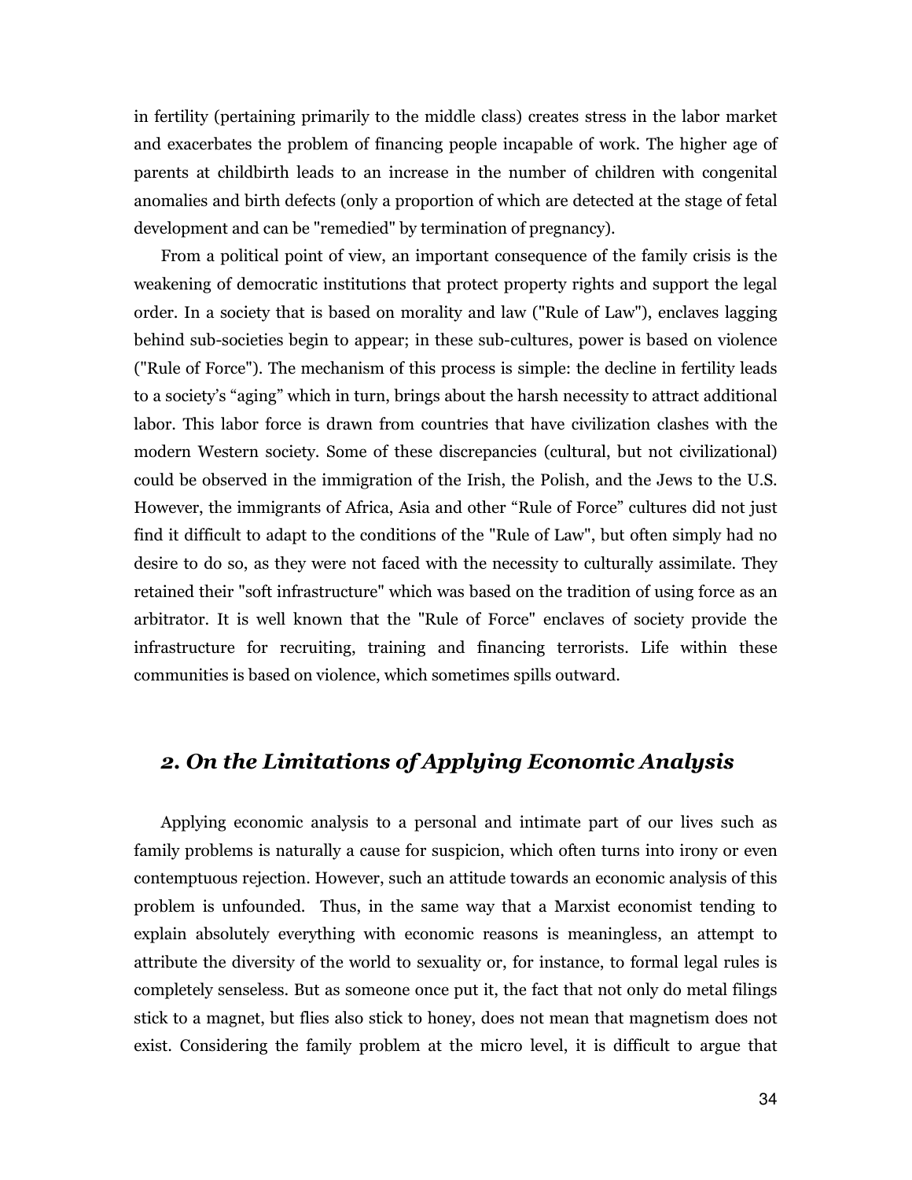in fertility (pertaining primarily to the middle class) creates stress in the labor market and exacerbates the problem of financing people incapable of work. The higher age of parents at childbirth leads to an increase in the number of children with congenital anomalies and birth defects (only a proportion of which are detected at the stage of fetal development and can be "remedied" by termination of pregnancy).

From a political point of view, an important consequence of the family crisis is the weakening of democratic institutions that protect property rights and support the legal order. In a society that is based on morality and law ("Rule of Law"), enclaves lagging behind sub-societies begin to appear; in these sub-cultures, power is based on violence ("Rule of Force"). The mechanism of this process is simple: the decline in fertility leads to a society's "aging" which in turn, brings about the harsh necessity to attract additional labor. This labor force is drawn from countries that have civilization clashes with the modern Western society. Some of these discrepancies (cultural, but not civilizational) could be observed in the immigration of the Irish, the Polish, and the Jews to the U.S. However, the immigrants of Africa, Asia and other "Rule of Force" cultures did not just find it difficult to adapt to the conditions of the "Rule of Law", but often simply had no desire to do so, as they were not faced with the necessity to culturally assimilate. They retained their "soft infrastructure" which was based on the tradition of using force as an arbitrator. It is well known that the "Rule of Force" enclaves of society provide the infrastructure for recruiting, training and financing terrorists. Life within these communities is based on violence, which sometimes spills outward.

## *2. On the Limitations of Applying Economic Analysis*

Applying economic analysis to a personal and intimate part of our lives such as family problems is naturally a cause for suspicion, which often turns into irony or even contemptuous rejection. However, such an attitude towards an economic analysis of this problem is unfounded. Thus, in the same way that a Marxist economist tending to explain absolutely everything with economic reasons is meaningless, an attempt to attribute the diversity of the world to sexuality or, for instance, to formal legal rules is completely senseless. But as someone once put it, the fact that not only do metal filings stick to a magnet, but flies also stick to honey, does not mean that magnetism does not exist. Considering the family problem at the micro level, it is difficult to argue that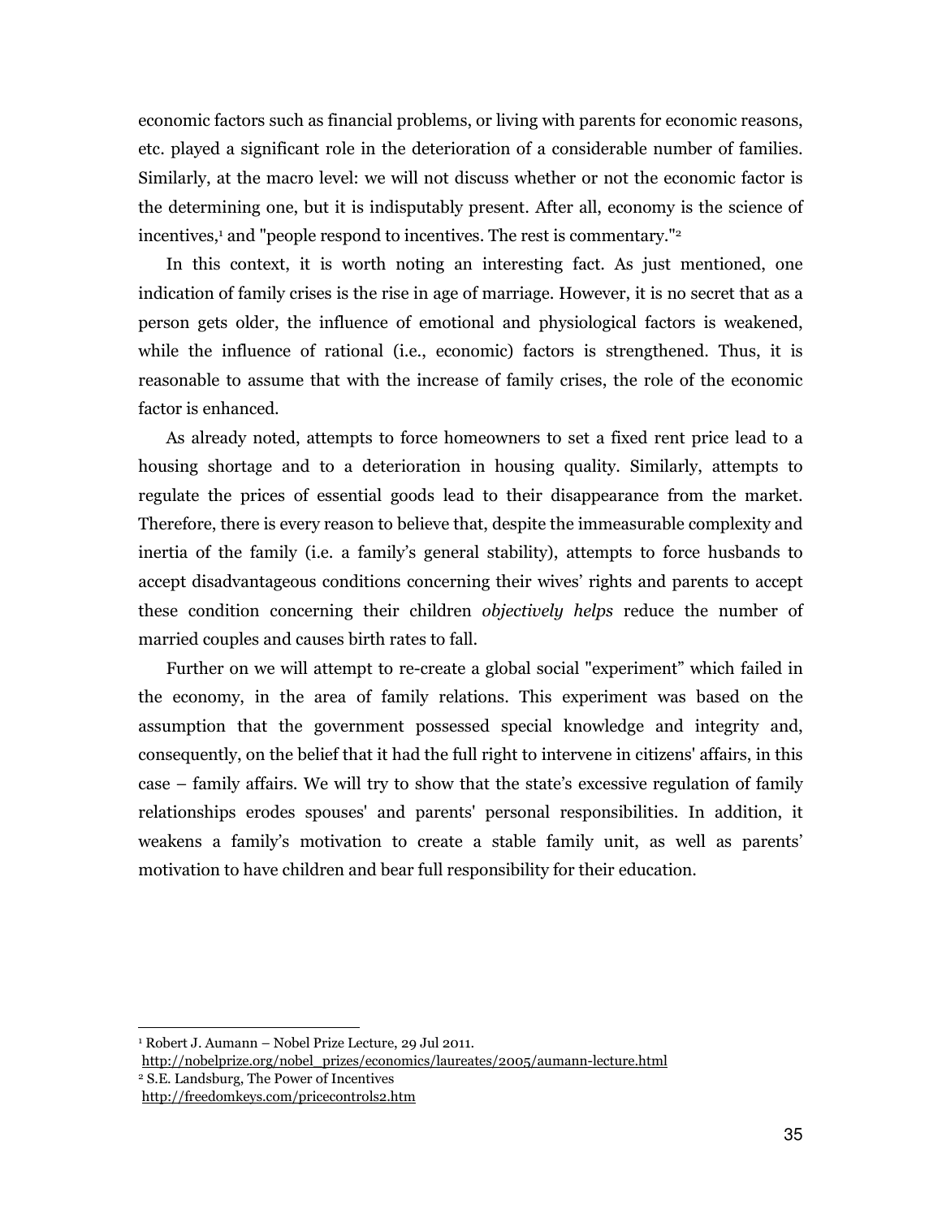economic factors such as financial problems, or living with parents for economic reasons, etc. played a significant role in the deterioration of a considerable number of families. Similarly, at the macro level: we will not discuss whether or not the economic factor is the determining one, but it is indisputably present. After all, economy is the science of incentives,[1] and "people respond to incentives. The rest is commentary."[2]

In this context, it is worth noting an interesting fact. As just mentioned, one indication of family crises is the rise in age of marriage. However, it is no secret that as a person gets older, the influence of emotional and physiological factors is weakened, while the influence of rational (i.e., economic) factors is strengthened. Thus, it is reasonable to assume that with the increase of family crises, the role of the economic factor is enhanced.

As already noted, attempts to force homeowners to set a fixed rent price lead to a housing shortage and to a deterioration in housing quality. Similarly, attempts to regulate the prices of essential goods lead to their disappearance from the market. Therefore, there is every reason to believe that, despite the immeasurable complexity and inertia of the family (i.e. a family's general stability), attempts to force husbands to accept disadvantageous conditions concerning their wives' rights and parents to accept these condition concerning their children *objectively helps* reduce the number of married couples and causes birth rates to fall.

Further on we will attempt to re-create a global social "experiment" which failed in the economy, in the area of family relations. This experiment was based on the assumption that the government possessed special knowledge and integrity and, consequently, on the belief that it had the full right to intervene in citizens' affairs, in this case – family affairs. We will try to show that the state's excessive regulation of family relationships erodes spouses' and parents' personal responsibilities. In addition, it weakens a family's motivation to create a stable family unit, as well as parents' motivation to have children and bear full responsibility for their education.

---

[1] Robert J. Aumann – Nobel Prize Lecture, 29 Jul 2011. http://nobelprize.org/nobel_prizes/economics/laureates/2005/aumann-lecture.html

[2] S.E. Landsburg, The Power of Incentives http://freedomkeys.com/pricecontrols2.htm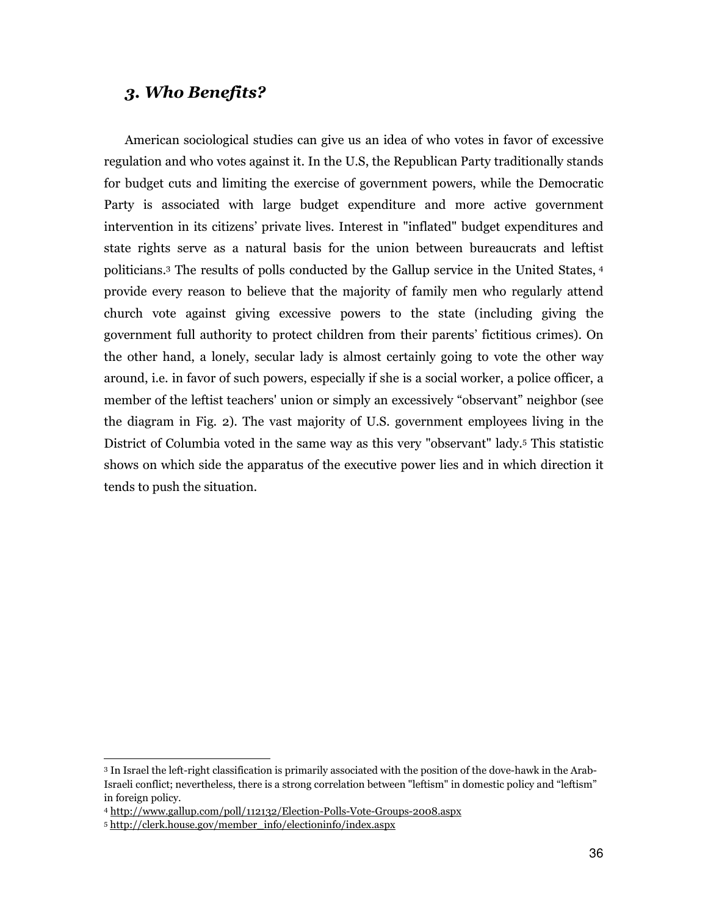## *3. Who Benefits?*

American sociological studies can give us an idea of who votes in favor of excessive regulation and who votes against it. In the U.S, the Republican Party traditionally stands for budget cuts and limiting the exercise of government powers, while the Democratic Party is associated with large budget expenditure and more active government intervention in its citizens' private lives. Interest in "inflated" budget expenditures and state rights serve as a natural basis for the union between bureaucrats and leftist politicians.[3] The results of polls conducted by the Gallup service in the United States, [4] provide every reason to believe that the majority of family men who regularly attend church vote against giving excessive powers to the state (including giving the government full authority to protect children from their parents' fictitious crimes). On the other hand, a lonely, secular lady is almost certainly going to vote the other way around, i.e. in favor of such powers, especially if she is a social worker, a police officer, a member of the leftist teachers' union or simply an excessively "observant" neighbor (see the diagram in Fig. 2). The vast majority of U.S. government employees living in the District of Columbia voted in the same way as this very "observant" lady.[5] This statistic shows on which side the apparatus of the executive power lies and in which direction it tends to push the situation.

---

[3] In Israel the left-right classification is primarily associated with the position of the dove-hawk in the Arab-Israeli conflict; nevertheless, there is a strong correlation between "leftism" in domestic policy and "leftism" in foreign policy.

[4] http://www.gallup.com/poll/112132/Election-Polls-Vote-Groups-2008.aspx

[5] http://clerk.house.gov/member_info/electioninfo/index.aspx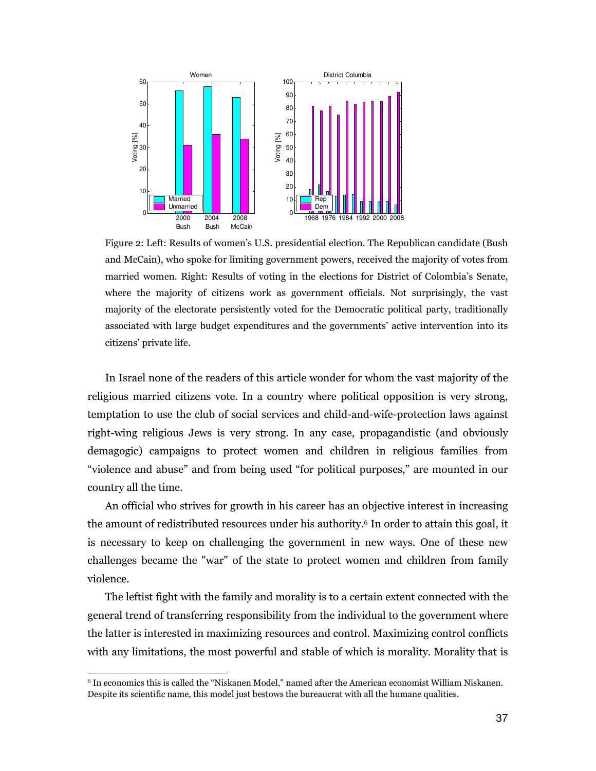Figure 2: Left: Results of women's U.S. presidential election. The Republican candidate (Bush and McCain), who spoke for limiting government powers, received the majority of votes from married women. Right: Results of voting in the elections for District of Colombia's Senate, where the majority of citizens work as government officials. Not surprisingly, the vast majority of the electorate persistently voted for the Democratic political party, traditionally associated with large budget expenditures and the governments' active intervention into its citizens' private life.

In Israel none of the readers of this article wonder for whom the vast majority of the religious married citizens vote. In a country where political opposition is very strong, temptation to use the club of social services and child-and-wife-protection laws against right-wing religious Jews is very strong. In any case, propagandistic (and obviously demagogic) campaigns to protect women and children in religious families from "violence and abuse" and from being used "for political purposes," are mounted in our country all the time.

An official who strives for growth in his career has an objective interest in increasing the amount of redistributed resources under his authority.[6] In order to attain this goal, it is necessary to keep on challenging the government in new ways. One of these new challenges became the "war" of the state to protect women and children from family violence.

The leftist fight with the family and morality is to a certain extent connected with the general trend of transferring responsibility from the individual to the government where the latter is interested in maximizing resources and control. Maximizing control conflicts with any limitations, the most powerful and stable of which is morality. Morality that is

[6] In economics this is called the "Niskanen Model," named after the American economist William Niskanen. Despite its scientific name, this model just bestows the bureaucrat with all the humane qualities.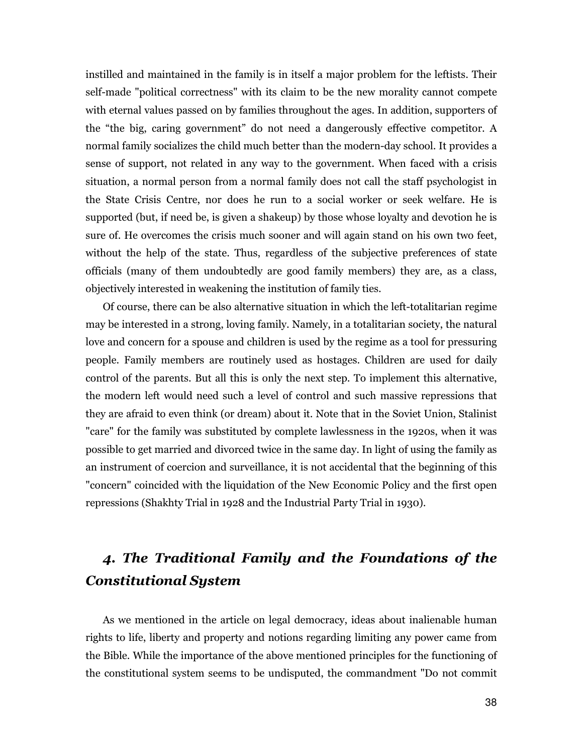instilled and maintained in the family is in itself a major problem for the leftists. Their self-made "political correctness" with its claim to be the new morality cannot compete with eternal values passed on by families throughout the ages. In addition, supporters of the “the big, caring government” do not need a dangerously effective competitor. A normal family socializes the child much better than the modern-day school. It provides a sense of support, not related in any way to the government. When faced with a crisis situation, a normal person from a normal family does not call the staff psychologist in the State Crisis Centre, nor does he run to a social worker or seek welfare. He is supported (but, if need be, is given a shakeup) by those whose loyalty and devotion he is sure of. He overcomes the crisis much sooner and will again stand on his own two feet, without the help of the state. Thus, regardless of the subjective preferences of state officials (many of them undoubtedly are good family members) they are, as a class, objectively interested in weakening the institution of family ties.

Of course, there can be also alternative situation in which the left-totalitarian regime may be interested in a strong, loving family. Namely, in a totalitarian society, the natural love and concern for a spouse and children is used by the regime as a tool for pressuring people. Family members are routinely used as hostages. Children are used for daily control of the parents. But all this is only the next step. To implement this alternative, the modern left would need such a level of control and such massive repressions that they are afraid to even think (or dream) about it. Note that in the Soviet Union, Stalinist "care" for the family was substituted by complete lawlessness in the 1920s, when it was possible to get married and divorced twice in the same day. In light of using the family as an instrument of coercion and surveillance, it is not accidental that the beginning of this "concern" coincided with the liquidation of the New Economic Policy and the first open repressions (Shakhty Trial in 1928 and the Industrial Party Trial in 1930).

## *4. The Traditional Family and the Foundations of the Constitutional System*

As we mentioned in the article on legal democracy, ideas about inalienable human rights to life, liberty and property and notions regarding limiting any power came from the Bible. While the importance of the above mentioned principles for the functioning of the constitutional system seems to be undisputed, the commandment "Do not commit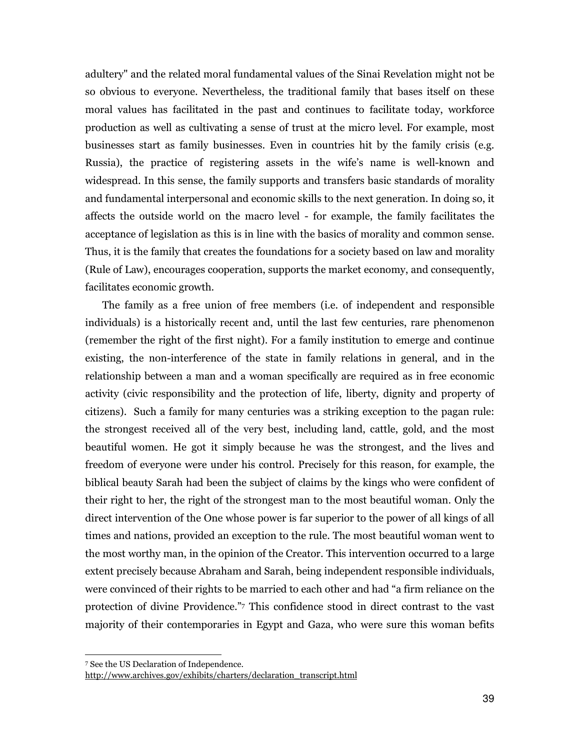adultery" and the related moral fundamental values of the Sinai Revelation might not be so obvious to everyone. Nevertheless, the traditional family that bases itself on these moral values has facilitated in the past and continues to facilitate today, workforce production as well as cultivating a sense of trust at the micro level. For example, most businesses start as family businesses. Even in countries hit by the family crisis (e.g. Russia), the practice of registering assets in the wife's name is well-known and widespread. In this sense, the family supports and transfers basic standards of morality and fundamental interpersonal and economic skills to the next generation. In doing so, it affects the outside world on the macro level - for example, the family facilitates the acceptance of legislation as this is in line with the basics of morality and common sense. Thus, it is the family that creates the foundations for a society based on law and morality (Rule of Law), encourages cooperation, supports the market economy, and consequently, facilitates economic growth.

The family as a free union of free members (i.e. of independent and responsible individuals) is a historically recent and, until the last few centuries, rare phenomenon (remember the right of the first night). For a family institution to emerge and continue existing, the non-interference of the state in family relations in general, and in the relationship between a man and a woman specifically are required as in free economic activity (civic responsibility and the protection of life, liberty, dignity and property of citizens). Such a family for many centuries was a striking exception to the pagan rule: the strongest received all of the very best, including land, cattle, gold, and the most beautiful women. He got it simply because he was the strongest, and the lives and freedom of everyone were under his control. Precisely for this reason, for example, the biblical beauty Sarah had been the subject of claims by the kings who were confident of their right to her, the right of the strongest man to the most beautiful woman. Only the direct intervention of the One whose power is far superior to the power of all kings of all times and nations, provided an exception to the rule. The most beautiful woman went to the most worthy man, in the opinion of the Creator. This intervention occurred to a large extent precisely because Abraham and Sarah, being independent responsible individuals, were convinced of their rights to be married to each other and had "a firm reliance on the protection of divine Providence."[7] This confidence stood in direct contrast to the vast majority of their contemporaries in Egypt and Gaza, who were sure this woman befits

---

[7] See the US Declaration of Independence. http://www.archives.gov/exhibits/charters/declaration_transcript.html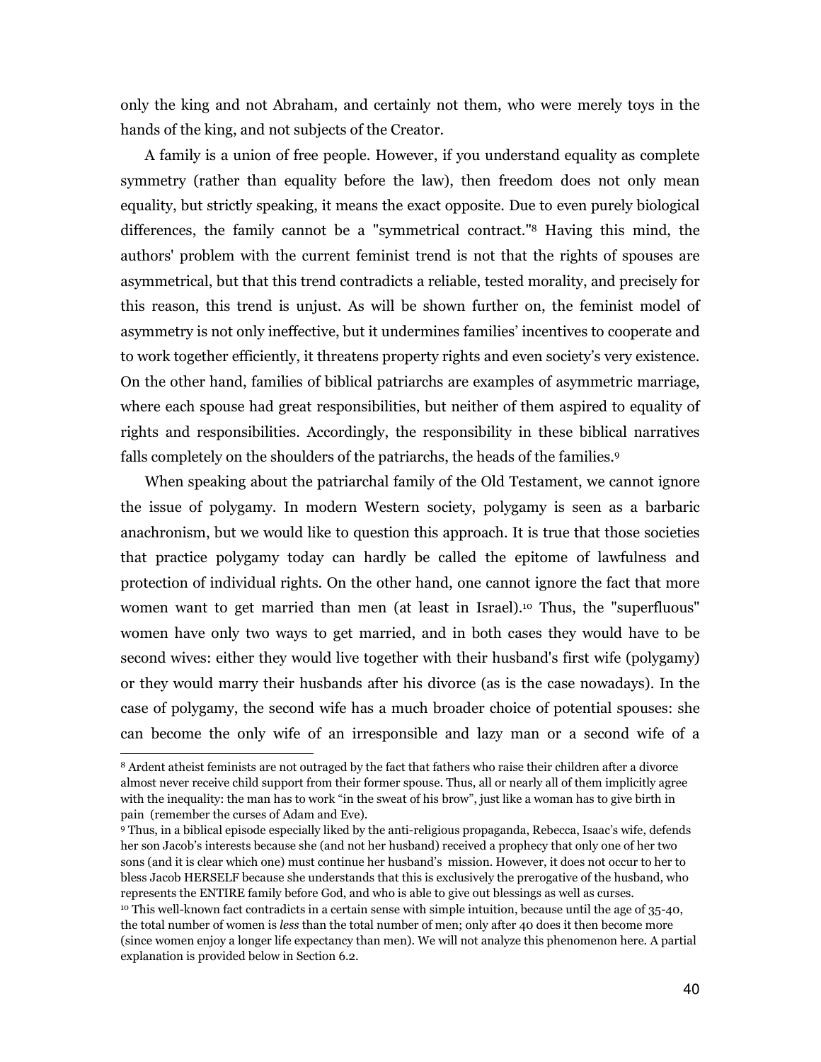only the king and not Abraham, and certainly not them, who were merely toys in the hands of the king, and not subjects of the Creator.

A family is a union of free people. However, if you understand equality as complete symmetry (rather than equality before the law), then freedom does not only mean equality, but strictly speaking, it means the exact opposite. Due to even purely biological differences, the family cannot be a "symmetrical contract."[8] Having this mind, the authors' problem with the current feminist trend is not that the rights of spouses are asymmetrical, but that this trend contradicts a reliable, tested morality, and precisely for this reason, this trend is unjust. As will be shown further on, the feminist model of asymmetry is not only ineffective, but it undermines families' incentives to cooperate and to work together efficiently, it threatens property rights and even society's very existence. On the other hand, families of biblical patriarchs are examples of asymmetric marriage, where each spouse had great responsibilities, but neither of them aspired to equality of rights and responsibilities. Accordingly, the responsibility in these biblical narratives falls completely on the shoulders of the patriarchs, the heads of the families.[9]

When speaking about the patriarchal family of the Old Testament, we cannot ignore the issue of polygamy. In modern Western society, polygamy is seen as a barbaric anachronism, but we would like to question this approach. It is true that those societies that practice polygamy today can hardly be called the epitome of lawfulness and protection of individual rights. On the other hand, one cannot ignore the fact that more women want to get married than men (at least in Israel).[10] Thus, the "superfluous" women have only two ways to get married, and in both cases they would have to be second wives: either they would live together with their husband's first wife (polygamy) or they would marry their husbands after his divorce (as is the case nowadays). In the case of polygamy, the second wife has a much broader choice of potential spouses: she can become the only wife of an irresponsible and lazy man or a second wife of a

---

[8] Ardent atheist feminists are not outraged by the fact that fathers who raise their children after a divorce almost never receive child support from their former spouse. Thus, all or nearly all of them implicitly agree with the inequality: the man has to work "in the sweat of his brow", just like a woman has to give birth in pain (remember the curses of Adam and Eve).

[9] Thus, in a biblical episode especially liked by the anti-religious propaganda, Rebecca, Isaac's wife, defends her son Jacob's interests because she (and not her husband) received a prophecy that only one of her two sons (and it is clear which one) must continue her husband's mission. However, it does not occur to her to bless Jacob HERSELF because she understands that this is exclusively the prerogative of the husband, who represents the ENTIRE family before God, and who is able to give out blessings as well as curses.

[10] This well-known fact contradicts in a certain sense with simple intuition, because until the age of 35-40, the total number of women is *less* than the total number of men; only after 40 does it then become more (since women enjoy a longer life expectancy than men). We will not analyze this phenomenon here. A partial explanation is provided below in Section 6.2.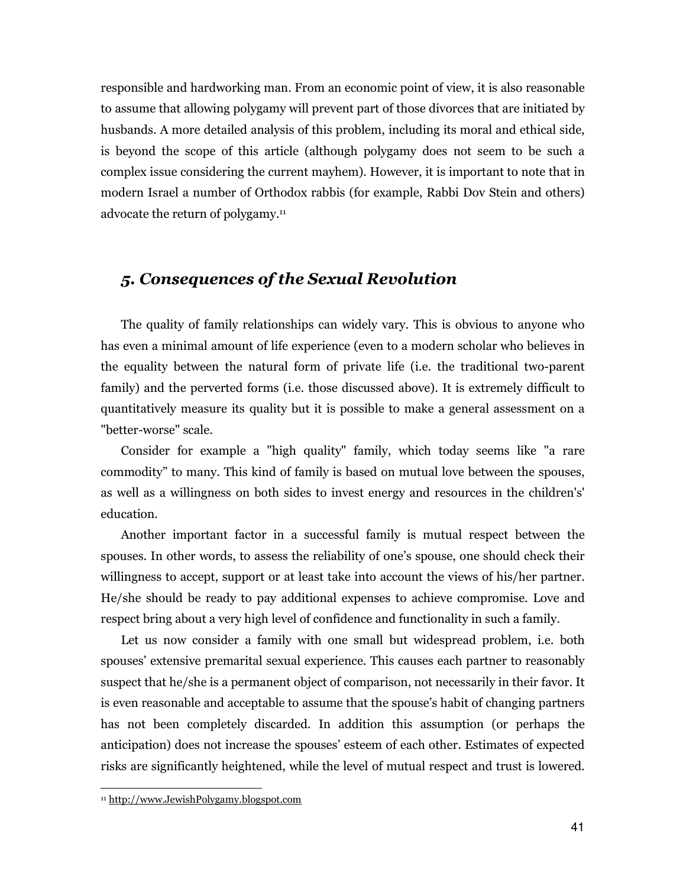responsible and hardworking man. From an economic point of view, it is also reasonable to assume that allowing polygamy will prevent part of those divorces that are initiated by husbands. A more detailed analysis of this problem, including its moral and ethical side, is beyond the scope of this article (although polygamy does not seem to be such a complex issue considering the current mayhem). However, it is important to note that in modern Israel a number of Orthodox rabbis (for example, Rabbi Dov Stein and others) advocate the return of polygamy.[11]

## *5. Consequences of the Sexual Revolution*

The quality of family relationships can widely vary. This is obvious to anyone who has even a minimal amount of life experience (even to a modern scholar who believes in the equality between the natural form of private life (i.e. the traditional two-parent family) and the perverted forms (i.e. those discussed above). It is extremely difficult to quantitatively measure its quality but it is possible to make a general assessment on a "better-worse" scale.

Consider for example a "high quality" family, which today seems like "a rare commodity" to many. This kind of family is based on mutual love between the spouses, as well as a willingness on both sides to invest energy and resources in the children's' education.

Another important factor in a successful family is mutual respect between the spouses. In other words, to assess the reliability of one's spouse, one should check their willingness to accept, support or at least take into account the views of his/her partner. He/she should be ready to pay additional expenses to achieve compromise. Love and respect bring about a very high level of confidence and functionality in such a family.

Let us now consider a family with one small but widespread problem, i.e. both spouses' extensive premarital sexual experience. This causes each partner to reasonably suspect that he/she is a permanent object of comparison, not necessarily in their favor. It is even reasonable and acceptable to assume that the spouse's habit of changing partners has not been completely discarded. In addition this assumption (or perhaps the anticipation) does not increase the spouses' esteem of each other. Estimates of expected risks are significantly heightened, while the level of mutual respect and trust is lowered.

---

[11] http://www.JewishPolygamy.blogspot.com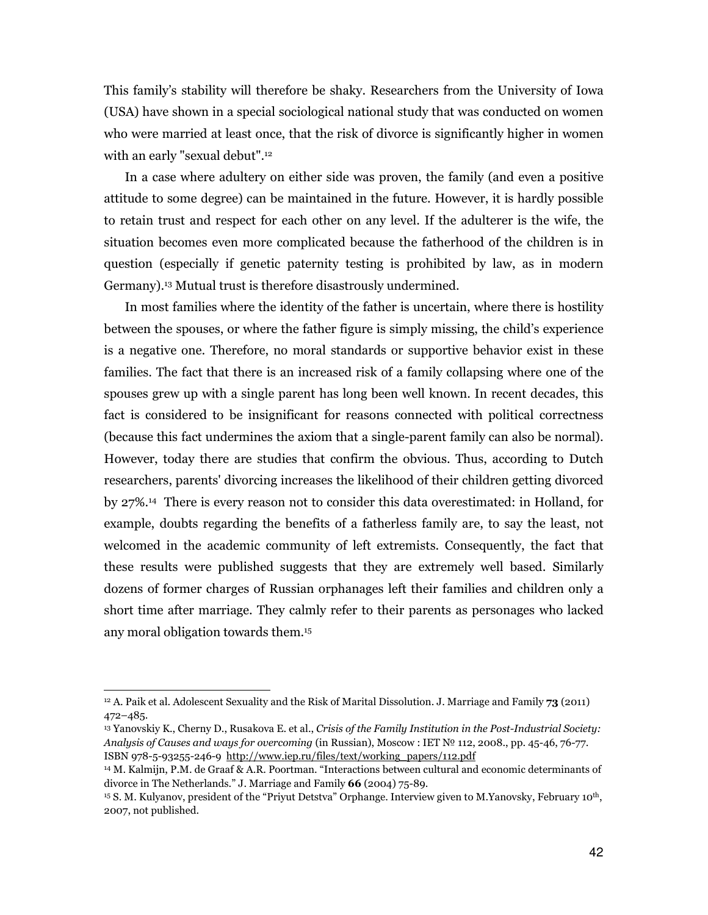This family's stability will therefore be shaky. Researchers from the University of Iowa (USA) have shown in a special sociological national study that was conducted on women who were married at least once, that the risk of divorce is significantly higher in women with an early "sexual debut".[12]

In a case where adultery on either side was proven, the family (and even a positive attitude to some degree) can be maintained in the future. However, it is hardly possible to retain trust and respect for each other on any level. If the adulterer is the wife, the situation becomes even more complicated because the fatherhood of the children is in question (especially if genetic paternity testing is prohibited by law, as in modern Germany).[13] Mutual trust is therefore disastrously undermined.

In most families where the identity of the father is uncertain, where there is hostility between the spouses, or where the father figure is simply missing, the child's experience is a negative one. Therefore, no moral standards or supportive behavior exist in these families. The fact that there is an increased risk of a family collapsing where one of the spouses grew up with a single parent has long been well known. In recent decades, this fact is considered to be insignificant for reasons connected with political correctness (because this fact undermines the axiom that a single-parent family can also be normal). However, today there are studies that confirm the obvious. Thus, according to Dutch researchers, parents' divorcing increases the likelihood of their children getting divorced by 27%.[14] There is every reason not to consider this data overestimated: in Holland, for example, doubts regarding the benefits of a fatherless family are, to say the least, not welcomed in the academic community of left extremists. Consequently, the fact that these results were published suggests that they are extremely well based. Similarly dozens of former charges of Russian orphanages left their families and children only a short time after marriage. They calmly refer to their parents as personages who lacked any moral obligation towards them.[15]

---

[12] A. Paik et al. Adolescent Sexuality and the Risk of Marital Dissolution. J. Marriage and Family **73** (2011) 472–485.

[13] Yanovskiy K., Cherny D., Rusakova E. et al., *Crisis of the Family Institution in the Post-Industrial Society: Analysis of Causes and ways for overcoming* (in Russian), Moscow : IET № 112, 2008., pp. 45-46, 76-77. ISBN 978-5-93255-246-9 http://www.iep.ru/files/text/working_papers/112.pdf

[14] M. Kalmijn, P.M. de Graaf & A.R. Poortman. "Interactions between cultural and economic determinants of divorce in The Netherlands." J. Marriage and Family **66** (2004) 75-89.

[15] S. M. Kulyanov, president of the "Priyut Detstva" Orphange. Interview given to M.Yanovsky, February 10th, 2007, not published.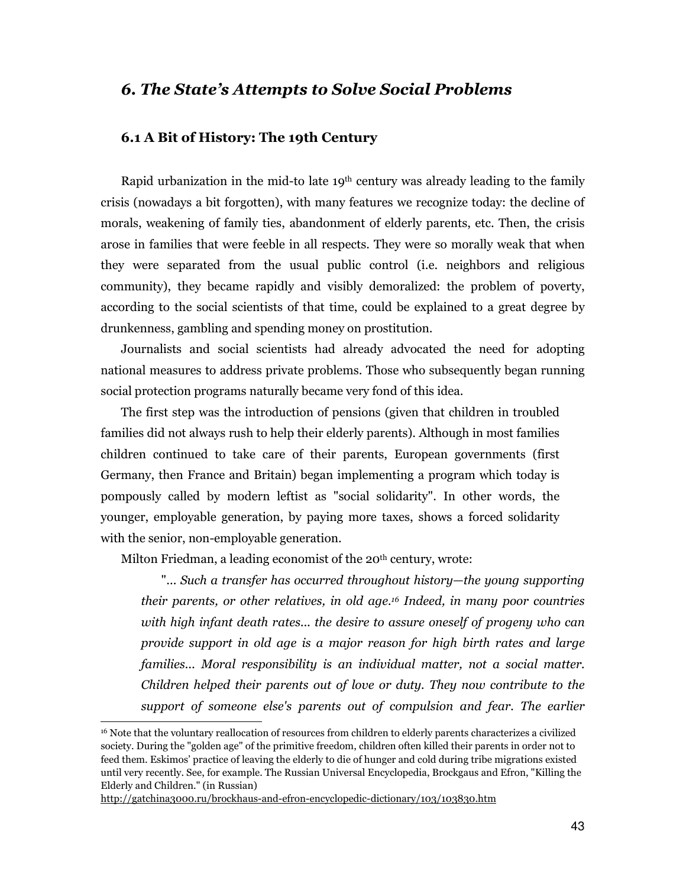## *6. The State's Attempts to Solve Social Problems*

### 6.1 A Bit of History: The 19th Century

Rapid urbanization in the mid-to late 19th century was already leading to the family crisis (nowadays a bit forgotten), with many features we recognize today: the decline of morals, weakening of family ties, abandonment of elderly parents, etc. Then, the crisis arose in families that were feeble in all respects. They were so morally weak that when they were separated from the usual public control (i.e. neighbors and religious community), they became rapidly and visibly demoralized: the problem of poverty, according to the social scientists of that time, could be explained to a great degree by drunkenness, gambling and spending money on prostitution.

Journalists and social scientists had already advocated the need for adopting national measures to address private problems. Those who subsequently began running social protection programs naturally became very fond of this idea.

The first step was the introduction of pensions (given that children in troubled families did not always rush to help their elderly parents). Although in most families children continued to take care of their parents, European governments (first Germany, then France and Britain) began implementing a program which today is pompously called by modern leftist as "social solidarity". In other words, the younger, employable generation, by paying more taxes, shows a forced solidarity with the senior, non-employable generation.

Milton Friedman, a leading economist of the 20th century, wrote:

> "*... Such a transfer has occurred throughout history—the young supporting their parents, or other relatives, in old age.*[16] *Indeed, in many poor countries with high infant death rates... the desire to assure oneself of progeny who can provide support in old age is a major reason for high birth rates and large families... Moral responsibility is an individual matter, not a social matter. Children helped their parents out of love or duty. They now contribute to the support of someone else's parents out of compulsion and fear. The earlier*

---

[16] Note that the voluntary reallocation of resources from children to elderly parents characterizes a civilized society. During the "golden age" of the primitive freedom, children often killed their parents in order not to feed them. Eskimos' practice of leaving the elderly to die of hunger and cold during tribe migrations existed until very recently. See, for example. The Russian Universal Encyclopedia, Brockgaus and Efron, "Killing the Elderly and Children." (in Russian) http://gatchina3000.ru/brockhaus-and-efron-encyclopedic-dictionary/103/103830.htm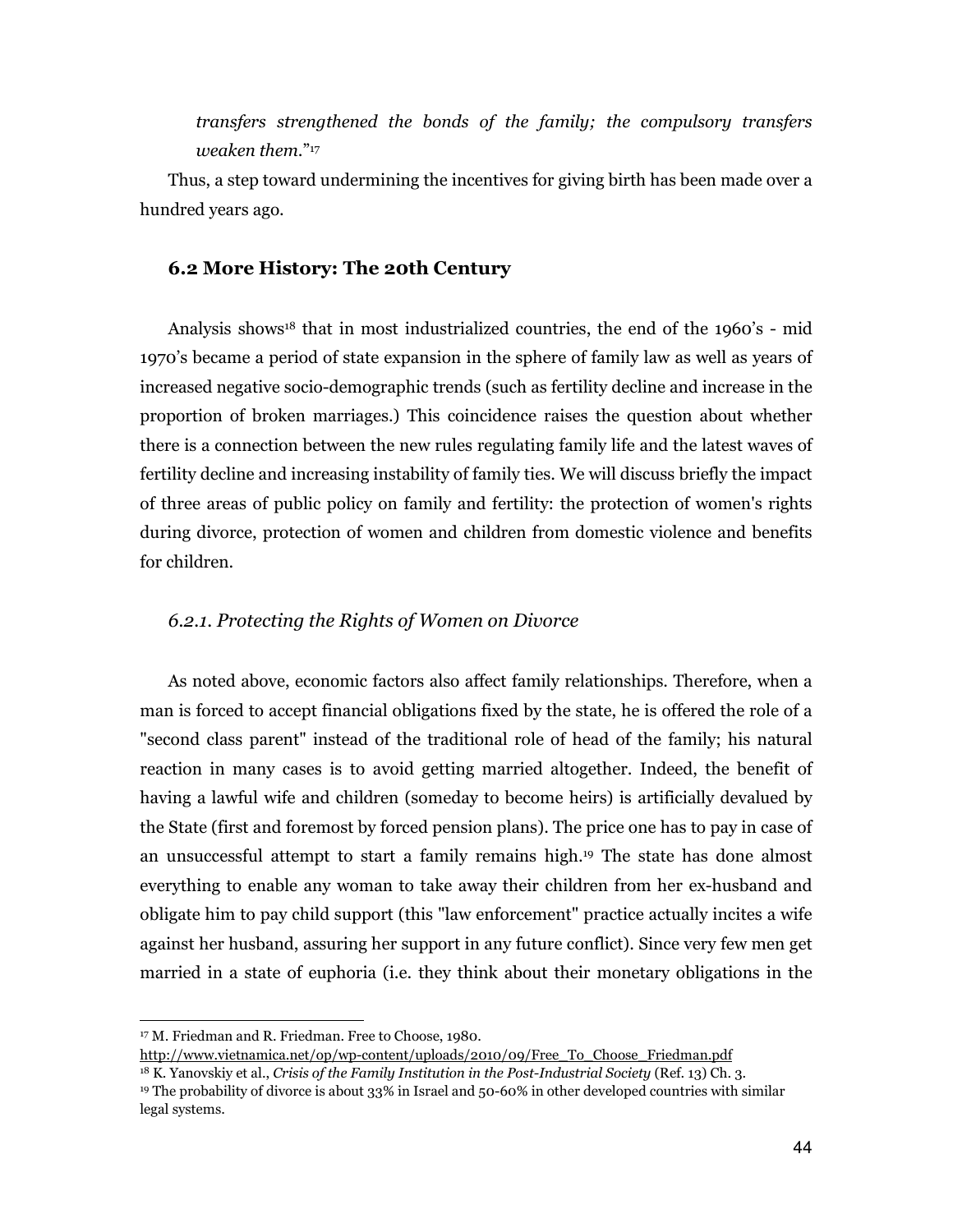*transfers strengthened the bonds of the family; the compulsory transfers weaken them.*"[17]

Thus, a step toward undermining the incentives for giving birth has been made over a hundred years ago.

### 6.2 More History: The 20th Century

Analysis shows[18] that in most industrialized countries, the end of the 1960's - mid 1970's became a period of state expansion in the sphere of family law as well as years of increased negative socio-demographic trends (such as fertility decline and increase in the proportion of broken marriages.) This coincidence raises the question about whether there is a connection between the new rules regulating family life and the latest waves of fertility decline and increasing instability of family ties. We will discuss briefly the impact of three areas of public policy on family and fertility: the protection of women's rights during divorce, protection of women and children from domestic violence and benefits for children.

#### *6.2.1. Protecting the Rights of Women on Divorce*

As noted above, economic factors also affect family relationships. Therefore, when a man is forced to accept financial obligations fixed by the state, he is offered the role of a "second class parent" instead of the traditional role of head of the family; his natural reaction in many cases is to avoid getting married altogether. Indeed, the benefit of having a lawful wife and children (someday to become heirs) is artificially devalued by the State (first and foremost by forced pension plans). The price one has to pay in case of an unsuccessful attempt to start a family remains high.[19] The state has done almost everything to enable any woman to take away their children from her ex-husband and obligate him to pay child support (this "law enforcement" practice actually incites a wife against her husband, assuring her support in any future conflict). Since very few men get married in a state of euphoria (i.e. they think about their monetary obligations in the

---

[17] M. Friedman and R. Friedman. Free to Choose, 1980. http://www.vietnamica.net/op/wp-content/uploads/2010/09/Free_To_Choose_Friedman.pdf

[18] K. Yanovskiy et al., *Crisis of the Family Institution in the Post-Industrial Society* (Ref. 13) Ch. 3.

[19] The probability of divorce is about 33% in Israel and 50-60% in other developed countries with similar legal systems.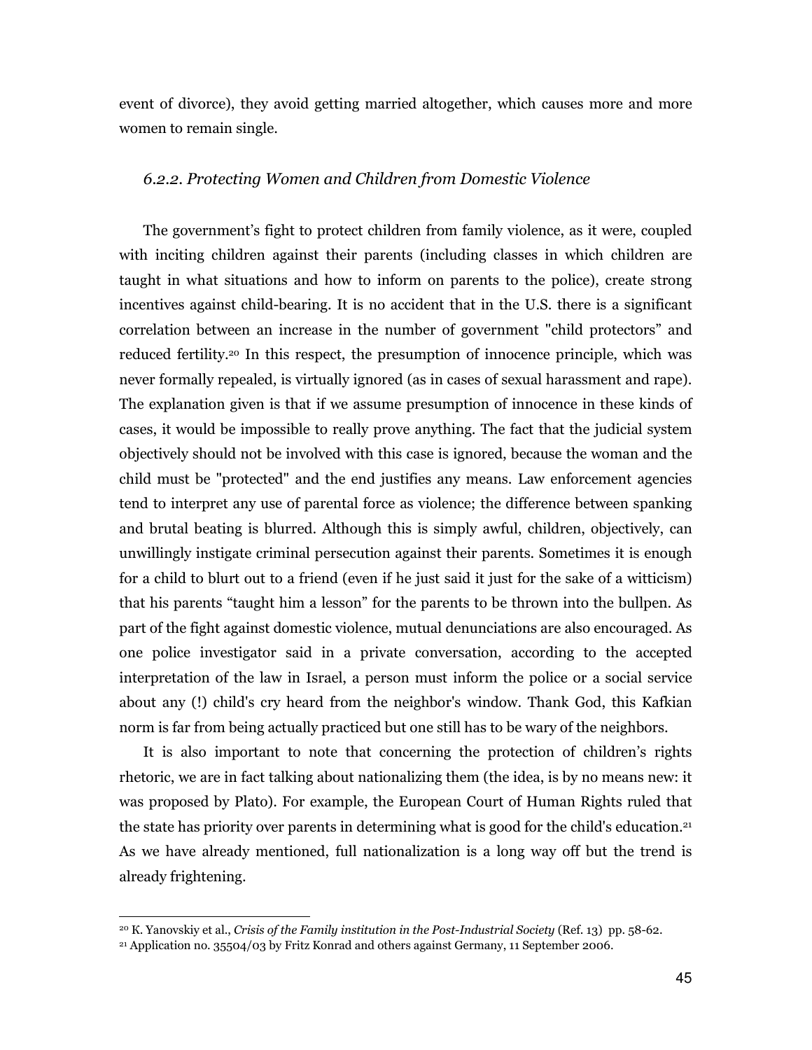event of divorce), they avoid getting married altogether, which causes more and more women to remain single.

### *6.2.2. Protecting Women and Children from Domestic Violence*

The government's fight to protect children from family violence, as it were, coupled with inciting children against their parents (including classes in which children are taught in what situations and how to inform on parents to the police), create strong incentives against child-bearing. It is no accident that in the U.S. there is a significant correlation between an increase in the number of government "child protectors" and reduced fertility.[20] In this respect, the presumption of innocence principle, which was never formally repealed, is virtually ignored (as in cases of sexual harassment and rape). The explanation given is that if we assume presumption of innocence in these kinds of cases, it would be impossible to really prove anything. The fact that the judicial system objectively should not be involved with this case is ignored, because the woman and the child must be "protected" and the end justifies any means. Law enforcement agencies tend to interpret any use of parental force as violence; the difference between spanking and brutal beating is blurred. Although this is simply awful, children, objectively, can unwillingly instigate criminal persecution against their parents. Sometimes it is enough for a child to blurt out to a friend (even if he just said it just for the sake of a witticism) that his parents "taught him a lesson" for the parents to be thrown into the bullpen. As part of the fight against domestic violence, mutual denunciations are also encouraged. As one police investigator said in a private conversation, according to the accepted interpretation of the law in Israel, a person must inform the police or a social service about any (!) child's cry heard from the neighbor's window. Thank God, this Kafkian norm is far from being actually practiced but one still has to be wary of the neighbors.

It is also important to note that concerning the protection of children's rights rhetoric, we are in fact talking about nationalizing them (the idea, is by no means new: it was proposed by Plato). For example, the European Court of Human Rights ruled that the state has priority over parents in determining what is good for the child's education.[21] As we have already mentioned, full nationalization is a long way off but the trend is already frightening.

---

[20] K. Yanovskiy et al., *Crisis of the Family institution in the Post-Industrial Society* (Ref. 13) pp. 58-62.

[21] Application no. 35504/03 by Fritz Konrad and others against Germany, 11 September 2006.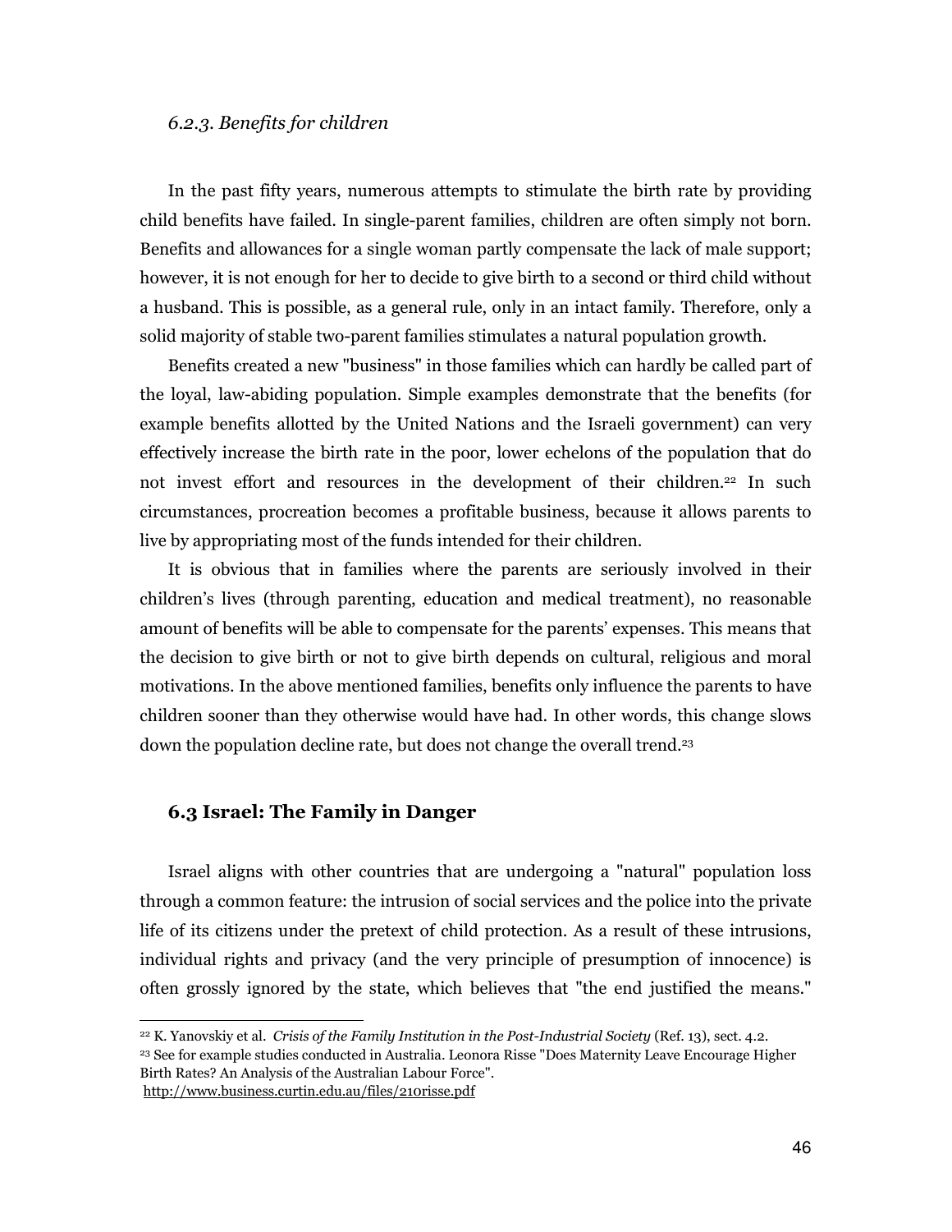### *6.2.3. Benefits for children*

In the past fifty years, numerous attempts to stimulate the birth rate by providing child benefits have failed. In single-parent families, children are often simply not born. Benefits and allowances for a single woman partly compensate the lack of male support; however, it is not enough for her to decide to give birth to a second or third child without a husband. This is possible, as a general rule, only in an intact family. Therefore, only a solid majority of stable two-parent families stimulates a natural population growth.

Benefits created a new "business" in those families which can hardly be called part of the loyal, law-abiding population. Simple examples demonstrate that the benefits (for example benefits allotted by the United Nations and the Israeli government) can very effectively increase the birth rate in the poor, lower echelons of the population that do not invest effort and resources in the development of their children.[22] In such circumstances, procreation becomes a profitable business, because it allows parents to live by appropriating most of the funds intended for their children.

It is obvious that in families where the parents are seriously involved in their children's lives (through parenting, education and medical treatment), no reasonable amount of benefits will be able to compensate for the parents' expenses. This means that the decision to give birth or not to give birth depends on cultural, religious and moral motivations. In the above mentioned families, benefits only influence the parents to have children sooner than they otherwise would have had. In other words, this change slows down the population decline rate, but does not change the overall trend.[23]

## 6.3 Israel: The Family in Danger

Israel aligns with other countries that are undergoing a "natural" population loss through a common feature: the intrusion of social services and the police into the private life of its citizens under the pretext of child protection. As a result of these intrusions, individual rights and privacy (and the very principle of presumption of innocence) is often grossly ignored by the state, which believes that "the end justified the means."

---

[22] K. Yanovskiy et al. *Crisis of the Family Institution in the Post-Industrial Society* (Ref. 13), sect. 4.2.

[23] See for example studies conducted in Australia. Leonora Risse "Does Maternity Leave Encourage Higher Birth Rates? An Analysis of the Australian Labour Force". http://www.business.curtin.edu.au/files/210risse.pdf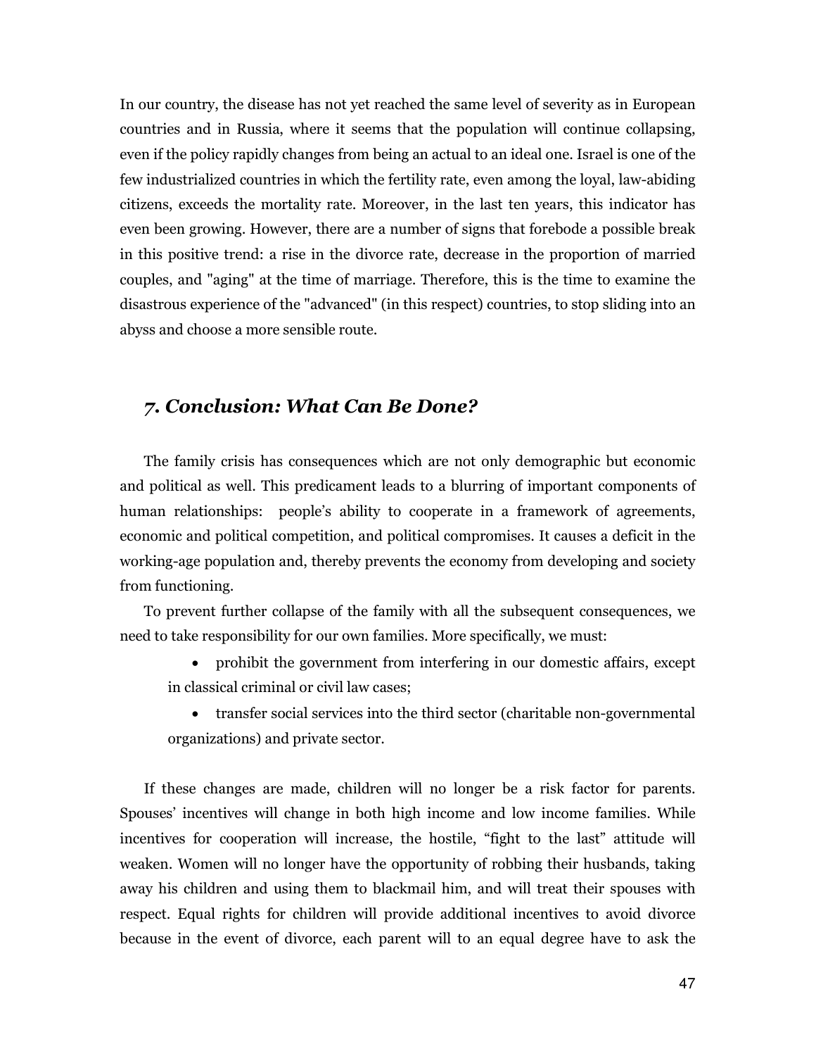In our country, the disease has not yet reached the same level of severity as in European countries and in Russia, where it seems that the population will continue collapsing, even if the policy rapidly changes from being an actual to an ideal one. Israel is one of the few industrialized countries in which the fertility rate, even among the loyal, law-abiding citizens, exceeds the mortality rate. Moreover, in the last ten years, this indicator has even been growing. However, there are a number of signs that forebode a possible break in this positive trend: a rise in the divorce rate, decrease in the proportion of married couples, and "aging" at the time of marriage. Therefore, this is the time to examine the disastrous experience of the "advanced" (in this respect) countries, to stop sliding into an abyss and choose a more sensible route.

## *7. Conclusion: What Can Be Done?*

The family crisis has consequences which are not only demographic but economic and political as well. This predicament leads to a blurring of important components of human relationships: people's ability to cooperate in a framework of agreements, economic and political competition, and political compromises. It causes a deficit in the working-age population and, thereby prevents the economy from developing and society from functioning.

To prevent further collapse of the family with all the subsequent consequences, we need to take responsibility for our own families. More specifically, we must:

- prohibit the government from interfering in our domestic affairs, except in classical criminal or civil law cases;
- transfer social services into the third sector (charitable non-governmental organizations) and private sector.

If these changes are made, children will no longer be a risk factor for parents. Spouses' incentives will change in both high income and low income families. While incentives for cooperation will increase, the hostile, "fight to the last" attitude will weaken. Women will no longer have the opportunity of robbing their husbands, taking away his children and using them to blackmail him, and will treat their spouses with respect. Equal rights for children will provide additional incentives to avoid divorce because in the event of divorce, each parent will to an equal degree have to ask the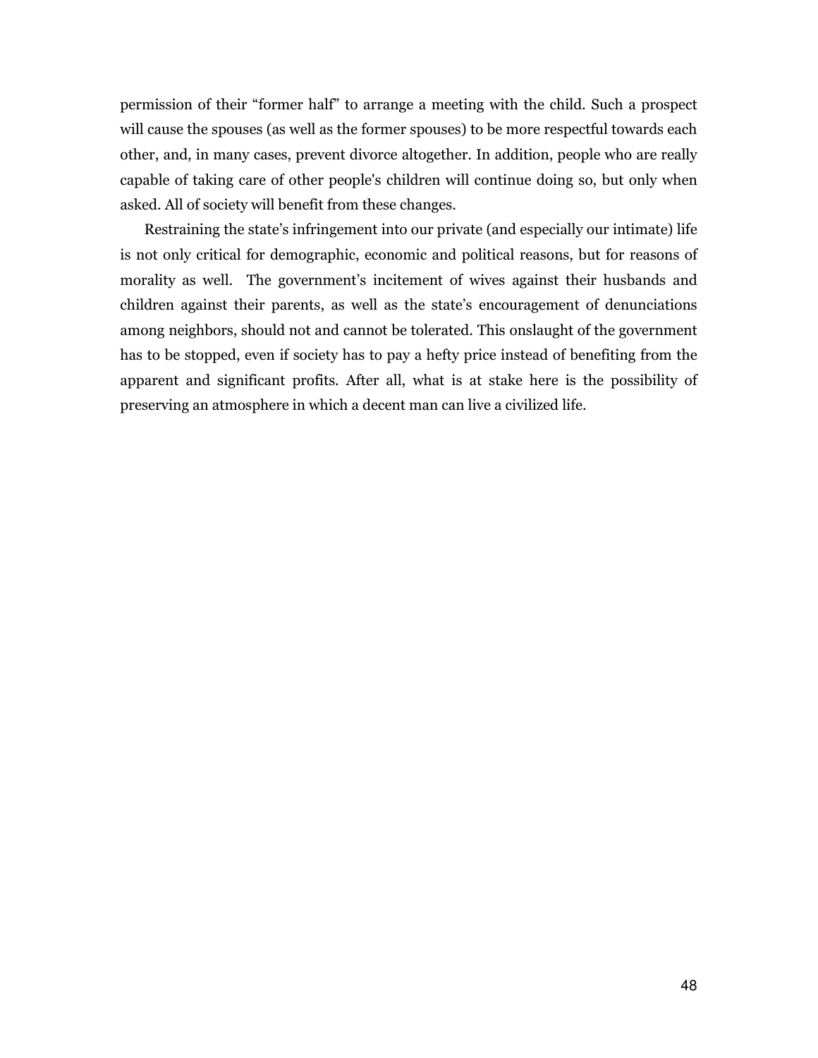permission of their “former half” to arrange a meeting with the child. Such a prospect will cause the spouses (as well as the former spouses) to be more respectful towards each other, and, in many cases, prevent divorce altogether. In addition, people who are really capable of taking care of other people's children will continue doing so, but only when asked. All of society will benefit from these changes.

Restraining the state’s infringement into our private (and especially our intimate) life is not only critical for demographic, economic and political reasons, but for reasons of morality as well. The government’s incitement of wives against their husbands and children against their parents, as well as the state’s encouragement of denunciations among neighbors, should not and cannot be tolerated. This onslaught of the government has to be stopped, even if society has to pay a hefty price instead of benefiting from the apparent and significant profits. After all, what is at stake here is the possibility of preserving an atmosphere in which a decent man can live a civilized life.